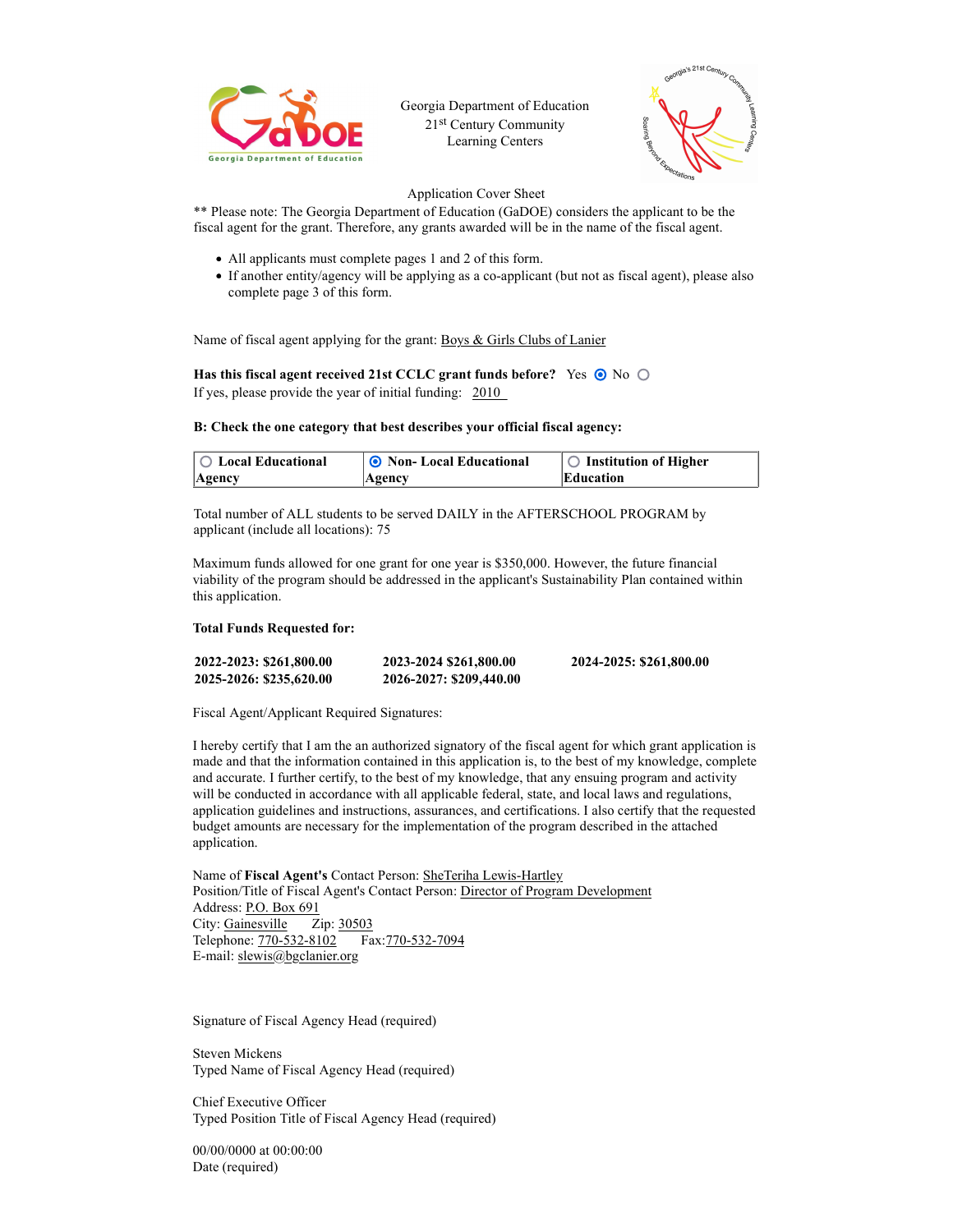Georgia Department of Education
21st Century Community
Learning Centers

Application Cover Sheet

** Please note: The Georgia Department of Education (GaDOE) considers the applicant to be the fiscal agent for the grant. Therefore, any grants awarded will be in the name of the fiscal agent.

- All applicants must complete pages 1 and 2 of this form.
- If another entity/agency will be applying as a co-applicant (but not as fiscal agent), please also complete page 3 of this form.

Name of fiscal agent applying for the grant: Boys & Girls Clubs of Lanier

**Has this fiscal agent received 21st CCLC grant funds before?** Yes ◉ No ○
If yes, please provide the year of initial funding: 2010

**B: Check the one category that best describes your official fiscal agency:**

| ○ Local Educational Agency | ◉ Non- Local Educational Agency | ○ Institution of Higher Education |
|---|---|---|

Total number of ALL students to be served DAILY in the AFTERSCHOOL PROGRAM by applicant (include all locations): 75

Maximum funds allowed for one grant for one year is $350,000. However, the future financial viability of the program should be addressed in the applicant's Sustainability Plan contained within this application.

**Total Funds Requested for:**

**2022-2023: $261,800.00** **2023-2024 $261,800.00** **2024-2025: $261,800.00**
**2025-2026: $235,620.00** **2026-2027: $209,440.00**

Fiscal Agent/Applicant Required Signatures:

I hereby certify that I am the an authorized signatory of the fiscal agent for which grant application is made and that the information contained in this application is, to the best of my knowledge, complete and accurate. I further certify, to the best of my knowledge, that any ensuing program and activity will be conducted in accordance with all applicable federal, state, and local laws and regulations, application guidelines and instructions, assurances, and certifications. I also certify that the requested budget amounts are necessary for the implementation of the program described in the attached application.

Name of **Fiscal Agent's** Contact Person: SheTeriha Lewis-Hartley
Position/Title of Fiscal Agent's Contact Person: Director of Program Development
Address: P.O. Box 691
City: Gainesville Zip: 30503
Telephone: 770-532-8102 Fax: 770-532-7094
E-mail: slewis@bgclanier.org

Signature of Fiscal Agency Head (required)

Steven Mickens
Typed Name of Fiscal Agency Head (required)

Chief Executive Officer
Typed Position Title of Fiscal Agency Head (required)

00/00/0000 at 00:00:00
Date (required)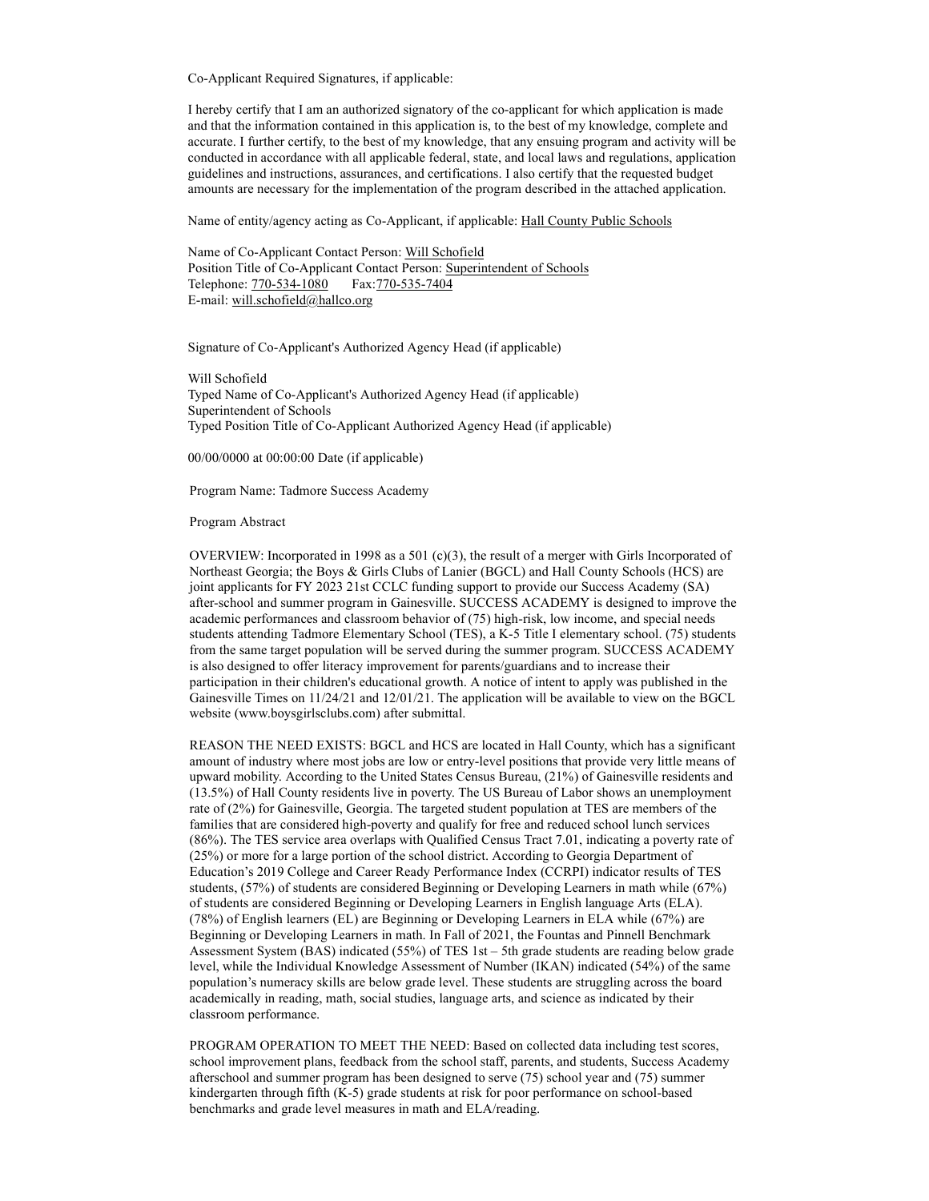Co-Applicant Required Signatures, if applicable:

I hereby certify that I am an authorized signatory of the co-applicant for which application is made and that the information contained in this application is, to the best of my knowledge, complete and accurate. I further certify, to the best of my knowledge, that any ensuing program and activity will be conducted in accordance with all applicable federal, state, and local laws and regulations, application guidelines and instructions, assurances, and certifications. I also certify that the requested budget amounts are necessary for the implementation of the program described in the attached application.

Name of entity/agency acting as Co-Applicant, if applicable: Hall County Public Schools

Name of Co-Applicant Contact Person: Will Schofield
Position Title of Co-Applicant Contact Person: Superintendent of Schools
Telephone: 770-534-1080 Fax:770-535-7404
E-mail: will.schofield@hallco.org

Signature of Co-Applicant's Authorized Agency Head (if applicable)

Will Schofield
Typed Name of Co-Applicant's Authorized Agency Head (if applicable)
Superintendent of Schools
Typed Position Title of Co-Applicant Authorized Agency Head (if applicable)

00/00/0000 at 00:00:00 Date (if applicable)

Program Name: Tadmore Success Academy

Program Abstract

OVERVIEW: Incorporated in 1998 as a 501 (c)(3), the result of a merger with Girls Incorporated of Northeast Georgia; the Boys & Girls Clubs of Lanier (BGCL) and Hall County Schools (HCS) are joint applicants for FY 2023 21st CCLC funding support to provide our Success Academy (SA) after-school and summer program in Gainesville. SUCCESS ACADEMY is designed to improve the academic performances and classroom behavior of (75) high-risk, low income, and special needs students attending Tadmore Elementary School (TES), a K-5 Title I elementary school. (75) students from the same target population will be served during the summer program. SUCCESS ACADEMY is also designed to offer literacy improvement for parents/guardians and to increase their participation in their children's educational growth. A notice of intent to apply was published in the Gainesville Times on 11/24/21 and 12/01/21. The application will be available to view on the BGCL website (www.boysgirlsclubs.com) after submittal.

REASON THE NEED EXISTS: BGCL and HCS are located in Hall County, which has a significant amount of industry where most jobs are low or entry-level positions that provide very little means of upward mobility. According to the United States Census Bureau, (21%) of Gainesville residents and (13.5%) of Hall County residents live in poverty. The US Bureau of Labor shows an unemployment rate of (2%) for Gainesville, Georgia. The targeted student population at TES are members of the families that are considered high-poverty and qualify for free and reduced school lunch services (86%). The TES service area overlaps with Qualified Census Tract 7.01, indicating a poverty rate of (25%) or more for a large portion of the school district. According to Georgia Department of Education's 2019 College and Career Ready Performance Index (CCRPI) indicator results of TES students, (57%) of students are considered Beginning or Developing Learners in math while (67%) of students are considered Beginning or Developing Learners in English language Arts (ELA). (78%) of English learners (EL) are Beginning or Developing Learners in ELA while (67%) are Beginning or Developing Learners in math. In Fall of 2021, the Fountas and Pinnell Benchmark Assessment System (BAS) indicated (55%) of TES 1st – 5th grade students are reading below grade level, while the Individual Knowledge Assessment of Number (IKAN) indicated (54%) of the same population's numeracy skills are below grade level. These students are struggling across the board academically in reading, math, social studies, language arts, and science as indicated by their classroom performance.

PROGRAM OPERATION TO MEET THE NEED: Based on collected data including test scores, school improvement plans, feedback from the school staff, parents, and students, Success Academy afterschool and summer program has been designed to serve (75) school year and (75) summer kindergarten through fifth (K-5) grade students at risk for poor performance on school-based benchmarks and grade level measures in math and ELA/reading.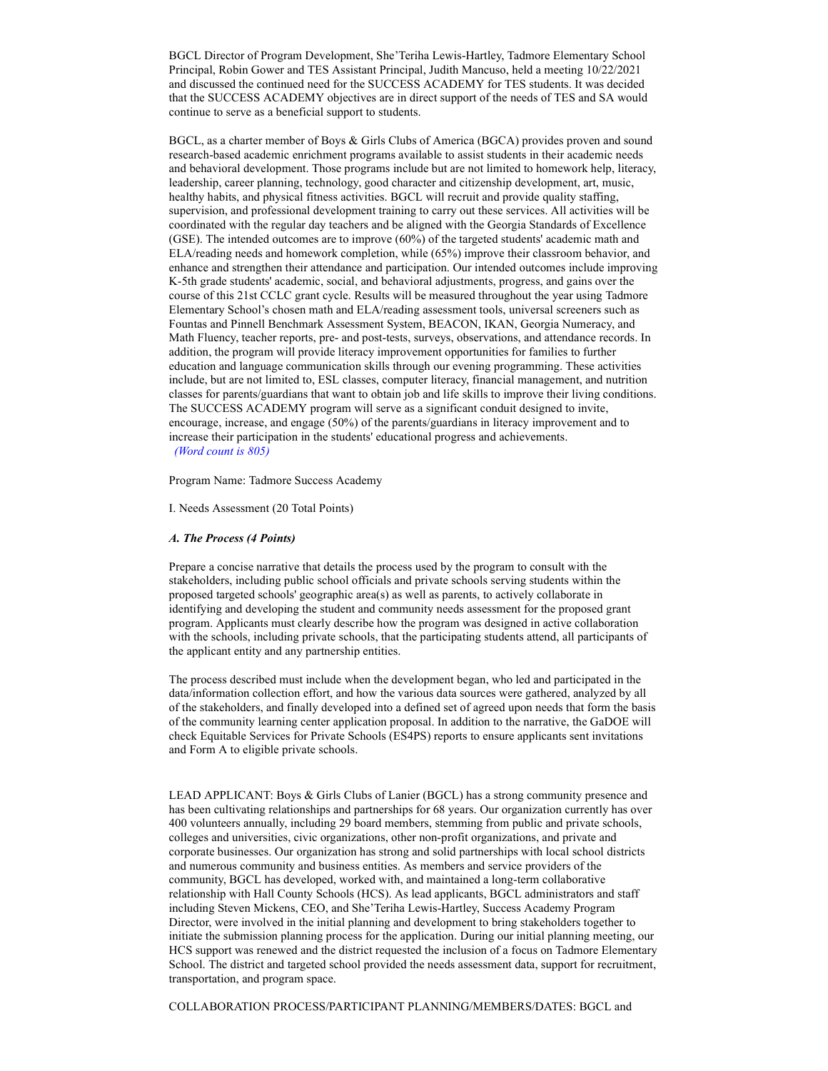BGCL Director of Program Development, She'Teriha Lewis-Hartley, Tadmore Elementary School Principal, Robin Gower and TES Assistant Principal, Judith Mancuso, held a meeting 10/22/2021 and discussed the continued need for the SUCCESS ACADEMY for TES students. It was decided that the SUCCESS ACADEMY objectives are in direct support of the needs of TES and SA would continue to serve as a beneficial support to students.

BGCL, as a charter member of Boys & Girls Clubs of America (BGCA) provides proven and sound research-based academic enrichment programs available to assist students in their academic needs and behavioral development. Those programs include but are not limited to homework help, literacy, leadership, career planning, technology, good character and citizenship development, art, music, healthy habits, and physical fitness activities. BGCL will recruit and provide quality staffing, supervision, and professional development training to carry out these services. All activities will be coordinated with the regular day teachers and be aligned with the Georgia Standards of Excellence (GSE). The intended outcomes are to improve (60%) of the targeted students' academic math and ELA/reading needs and homework completion, while (65%) improve their classroom behavior, and enhance and strengthen their attendance and participation. Our intended outcomes include improving K-5th grade students' academic, social, and behavioral adjustments, progress, and gains over the course of this 21st CCLC grant cycle. Results will be measured throughout the year using Tadmore Elementary School's chosen math and ELA/reading assessment tools, universal screeners such as Fountas and Pinnell Benchmark Assessment System, BEACON, IKAN, Georgia Numeracy, and Math Fluency, teacher reports, pre- and post-tests, surveys, observations, and attendance records. In addition, the program will provide literacy improvement opportunities for families to further education and language communication skills through our evening programming. These activities include, but are not limited to, ESL classes, computer literacy, financial management, and nutrition classes for parents/guardians that want to obtain job and life skills to improve their living conditions. The SUCCESS ACADEMY program will serve as a significant conduit designed to invite, encourage, increase, and engage (50%) of the parents/guardians in literacy improvement and to increase their participation in the students' educational progress and achievements.
*(Word count is 805)*

Program Name: Tadmore Success Academy

I. Needs Assessment (20 Total Points)

***A. The Process (4 Points)***

Prepare a concise narrative that details the process used by the program to consult with the stakeholders, including public school officials and private schools serving students within the proposed targeted schools' geographic area(s) as well as parents, to actively collaborate in identifying and developing the student and community needs assessment for the proposed grant program. Applicants must clearly describe how the program was designed in active collaboration with the schools, including private schools, that the participating students attend, all participants of the applicant entity and any partnership entities.

The process described must include when the development began, who led and participated in the data/information collection effort, and how the various data sources were gathered, analyzed by all of the stakeholders, and finally developed into a defined set of agreed upon needs that form the basis of the community learning center application proposal. In addition to the narrative, the GaDOE will check Equitable Services for Private Schools (ES4PS) reports to ensure applicants sent invitations and Form A to eligible private schools.

LEAD APPLICANT: Boys & Girls Clubs of Lanier (BGCL) has a strong community presence and has been cultivating relationships and partnerships for 68 years. Our organization currently has over 400 volunteers annually, including 29 board members, stemming from public and private schools, colleges and universities, civic organizations, other non-profit organizations, and private and corporate businesses. Our organization has strong and solid partnerships with local school districts and numerous community and business entities. As members and service providers of the community, BGCL has developed, worked with, and maintained a long-term collaborative relationship with Hall County Schools (HCS). As lead applicants, BGCL administrators and staff including Steven Mickens, CEO, and She'Teriha Lewis-Hartley, Success Academy Program Director, were involved in the initial planning and development to bring stakeholders together to initiate the submission planning process for the application. During our initial planning meeting, our HCS support was renewed and the district requested the inclusion of a focus on Tadmore Elementary School. The district and targeted school provided the needs assessment data, support for recruitment, transportation, and program space.

COLLABORATION PROCESS/PARTICIPANT PLANNING/MEMBERS/DATES: BGCL and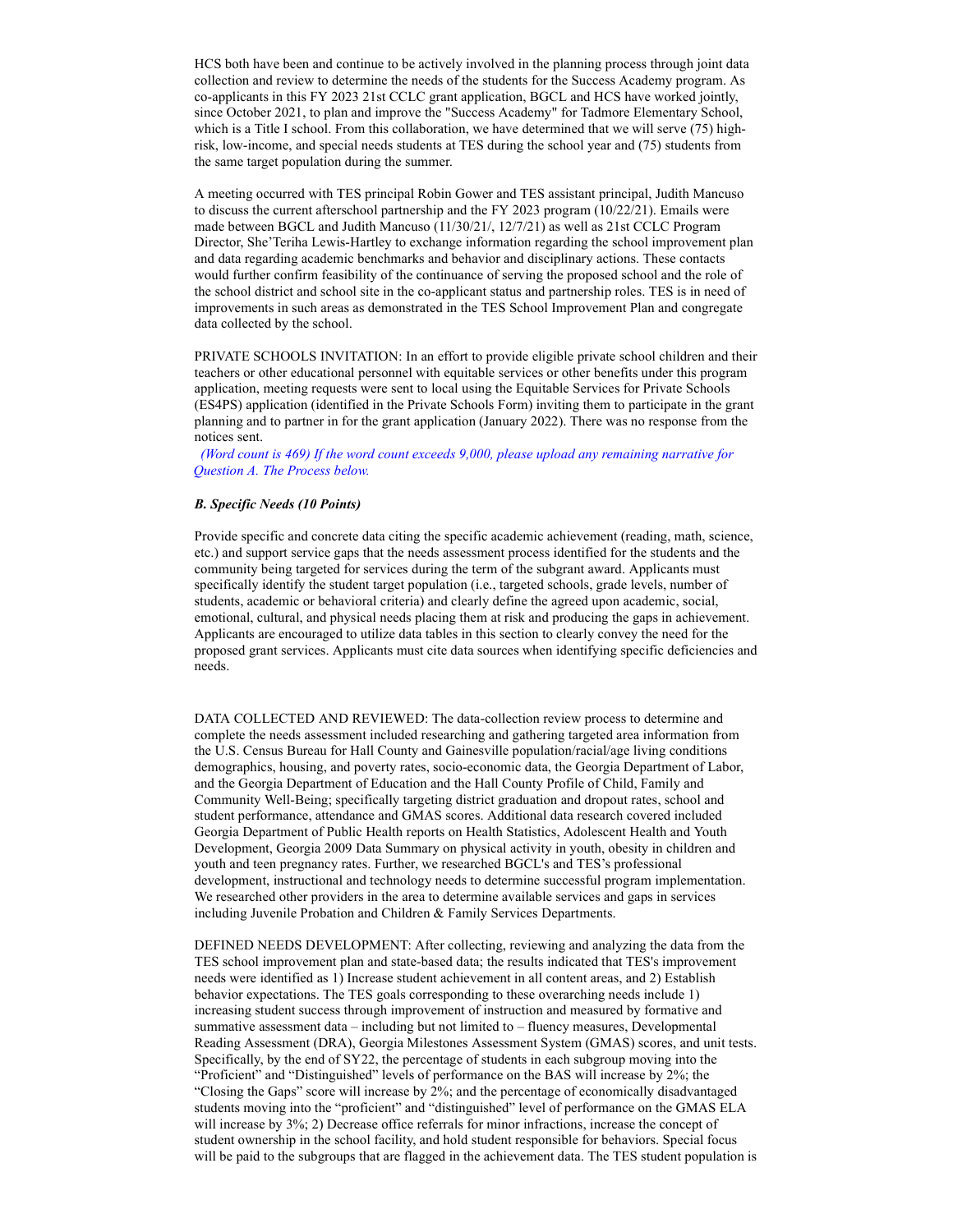HCS both have been and continue to be actively involved in the planning process through joint data collection and review to determine the needs of the students for the Success Academy program. As co-applicants in this FY 2023 21st CCLC grant application, BGCL and HCS have worked jointly, since October 2021, to plan and improve the "Success Academy" for Tadmore Elementary School, which is a Title I school. From this collaboration, we have determined that we will serve (75) high-risk, low-income, and special needs students at TES during the school year and (75) students from the same target population during the summer.

A meeting occurred with TES principal Robin Gower and TES assistant principal, Judith Mancuso to discuss the current afterschool partnership and the FY 2023 program (10/22/21). Emails were made between BGCL and Judith Mancuso (11/30/21/, 12/7/21) as well as 21st CCLC Program Director, She'Teriha Lewis-Hartley to exchange information regarding the school improvement plan and data regarding academic benchmarks and behavior and disciplinary actions. These contacts would further confirm feasibility of the continuance of serving the proposed school and the role of the school district and school site in the co-applicant status and partnership roles. TES is in need of improvements in such areas as demonstrated in the TES School Improvement Plan and congregate data collected by the school.

PRIVATE SCHOOLS INVITATION: In an effort to provide eligible private school children and their teachers or other educational personnel with equitable services or other benefits under this program application, meeting requests were sent to local using the Equitable Services for Private Schools (ES4PS) application (identified in the Private Schools Form) inviting them to participate in the grant planning and to partner in for the grant application (January 2022). There was no response from the notices sent.

*(Word count is 469) If the word count exceeds 9,000, please upload any remaining narrative for Question A. The Process below.*

***B. Specific Needs (10 Points)***

Provide specific and concrete data citing the specific academic achievement (reading, math, science, etc.) and support service gaps that the needs assessment process identified for the students and the community being targeted for services during the term of the subgrant award. Applicants must specifically identify the student target population (i.e., targeted schools, grade levels, number of students, academic or behavioral criteria) and clearly define the agreed upon academic, social, emotional, cultural, and physical needs placing them at risk and producing the gaps in achievement. Applicants are encouraged to utilize data tables in this section to clearly convey the need for the proposed grant services. Applicants must cite data sources when identifying specific deficiencies and needs.

DATA COLLECTED AND REVIEWED: The data-collection review process to determine and complete the needs assessment included researching and gathering targeted area information from the U.S. Census Bureau for Hall County and Gainesville population/racial/age living conditions demographics, housing, and poverty rates, socio-economic data, the Georgia Department of Labor, and the Georgia Department of Education and the Hall County Profile of Child, Family and Community Well-Being; specifically targeting district graduation and dropout rates, school and student performance, attendance and GMAS scores. Additional data research covered included Georgia Department of Public Health reports on Health Statistics, Adolescent Health and Youth Development, Georgia 2009 Data Summary on physical activity in youth, obesity in children and youth and teen pregnancy rates. Further, we researched BGCL's and TES's professional development, instructional and technology needs to determine successful program implementation. We researched other providers in the area to determine available services and gaps in services including Juvenile Probation and Children & Family Services Departments.

DEFINED NEEDS DEVELOPMENT: After collecting, reviewing and analyzing the data from the TES school improvement plan and state-based data; the results indicated that TES's improvement needs were identified as 1) Increase student achievement in all content areas, and 2) Establish behavior expectations. The TES goals corresponding to these overarching needs include 1) increasing student success through improvement of instruction and measured by formative and summative assessment data – including but not limited to – fluency measures, Developmental Reading Assessment (DRA), Georgia Milestones Assessment System (GMAS) scores, and unit tests. Specifically, by the end of SY22, the percentage of students in each subgroup moving into the "Proficient" and "Distinguished" levels of performance on the BAS will increase by 2%; the "Closing the Gaps" score will increase by 2%; and the percentage of economically disadvantaged students moving into the "proficient" and "distinguished" level of performance on the GMAS ELA will increase by 3%; 2) Decrease office referrals for minor infractions, increase the concept of student ownership in the school facility, and hold student responsible for behaviors. Special focus will be paid to the subgroups that are flagged in the achievement data. The TES student population is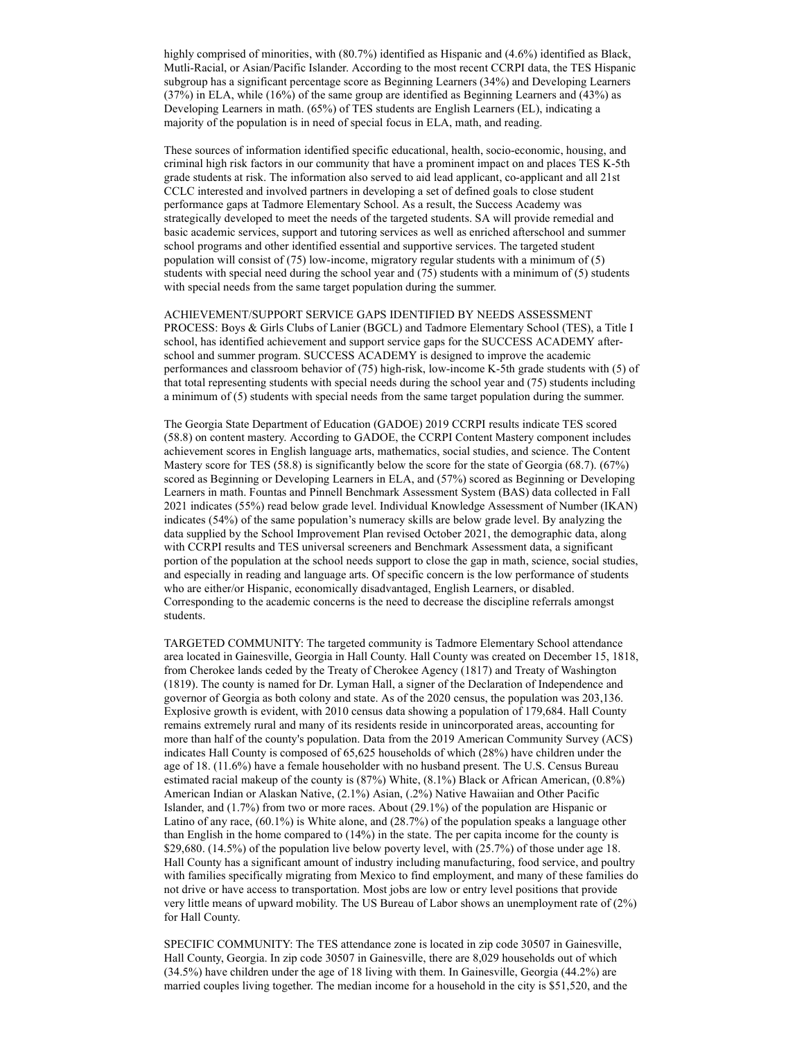highly comprised of minorities, with (80.7%) identified as Hispanic and (4.6%) identified as Black, Mutli-Racial, or Asian/Pacific Islander. According to the most recent CCRPI data, the TES Hispanic subgroup has a significant percentage score as Beginning Learners (34%) and Developing Learners (37%) in ELA, while (16%) of the same group are identified as Beginning Learners and (43%) as Developing Learners in math. (65%) of TES students are English Learners (EL), indicating a majority of the population is in need of special focus in ELA, math, and reading.

These sources of information identified specific educational, health, socio-economic, housing, and criminal high risk factors in our community that have a prominent impact on and places TES K-5th grade students at risk. The information also served to aid lead applicant, co-applicant and all 21st CCLC interested and involved partners in developing a set of defined goals to close student performance gaps at Tadmore Elementary School. As a result, the Success Academy was strategically developed to meet the needs of the targeted students. SA will provide remedial and basic academic services, support and tutoring services as well as enriched afterschool and summer school programs and other identified essential and supportive services. The targeted student population will consist of (75) low-income, migratory regular students with a minimum of (5) students with special need during the school year and (75) students with a minimum of (5) students with special needs from the same target population during the summer.

ACHIEVEMENT/SUPPORT SERVICE GAPS IDENTIFIED BY NEEDS ASSESSMENT PROCESS: Boys & Girls Clubs of Lanier (BGCL) and Tadmore Elementary School (TES), a Title I school, has identified achievement and support service gaps for the SUCCESS ACADEMY after-school and summer program. SUCCESS ACADEMY is designed to improve the academic performances and classroom behavior of (75) high-risk, low-income K-5th grade students with (5) of that total representing students with special needs during the school year and (75) students including a minimum of (5) students with special needs from the same target population during the summer.

The Georgia State Department of Education (GADOE) 2019 CCRPI results indicate TES scored (58.8) on content mastery. According to GADOE, the CCRPI Content Mastery component includes achievement scores in English language arts, mathematics, social studies, and science. The Content Mastery score for TES (58.8) is significantly below the score for the state of Georgia (68.7). (67%) scored as Beginning or Developing Learners in ELA, and (57%) scored as Beginning or Developing Learners in math. Fountas and Pinnell Benchmark Assessment System (BAS) data collected in Fall 2021 indicates (55%) read below grade level. Individual Knowledge Assessment of Number (IKAN) indicates (54%) of the same population's numeracy skills are below grade level. By analyzing the data supplied by the School Improvement Plan revised October 2021, the demographic data, along with CCRPI results and TES universal screeners and Benchmark Assessment data, a significant portion of the population at the school needs support to close the gap in math, science, social studies, and especially in reading and language arts. Of specific concern is the low performance of students who are either/or Hispanic, economically disadvantaged, English Learners, or disabled. Corresponding to the academic concerns is the need to decrease the discipline referrals amongst students.

TARGETED COMMUNITY: The targeted community is Tadmore Elementary School attendance area located in Gainesville, Georgia in Hall County. Hall County was created on December 15, 1818, from Cherokee lands ceded by the Treaty of Cherokee Agency (1817) and Treaty of Washington (1819). The county is named for Dr. Lyman Hall, a signer of the Declaration of Independence and governor of Georgia as both colony and state. As of the 2020 census, the population was 203,136. Explosive growth is evident, with 2010 census data showing a population of 179,684. Hall County remains extremely rural and many of its residents reside in unincorporated areas, accounting for more than half of the county's population. Data from the 2019 American Community Survey (ACS) indicates Hall County is composed of 65,625 households of which (28%) have children under the age of 18. (11.6%) have a female householder with no husband present. The U.S. Census Bureau estimated racial makeup of the county is (87%) White, (8.1%) Black or African American, (0.8%) American Indian or Alaskan Native, (2.1%) Asian, (.2%) Native Hawaiian and Other Pacific Islander, and (1.7%) from two or more races. About (29.1%) of the population are Hispanic or Latino of any race, (60.1%) is White alone, and (28.7%) of the population speaks a language other than English in the home compared to (14%) in the state. The per capita income for the county is \$29,680. (14.5%) of the population live below poverty level, with (25.7%) of those under age 18. Hall County has a significant amount of industry including manufacturing, food service, and poultry with families specifically migrating from Mexico to find employment, and many of these families do not drive or have access to transportation. Most jobs are low or entry level positions that provide very little means of upward mobility. The US Bureau of Labor shows an unemployment rate of (2%) for Hall County.

SPECIFIC COMMUNITY: The TES attendance zone is located in zip code 30507 in Gainesville, Hall County, Georgia. In zip code 30507 in Gainesville, there are 8,029 households out of which (34.5%) have children under the age of 18 living with them. In Gainesville, Georgia (44.2%) are married couples living together. The median income for a household in the city is \$51,520, and the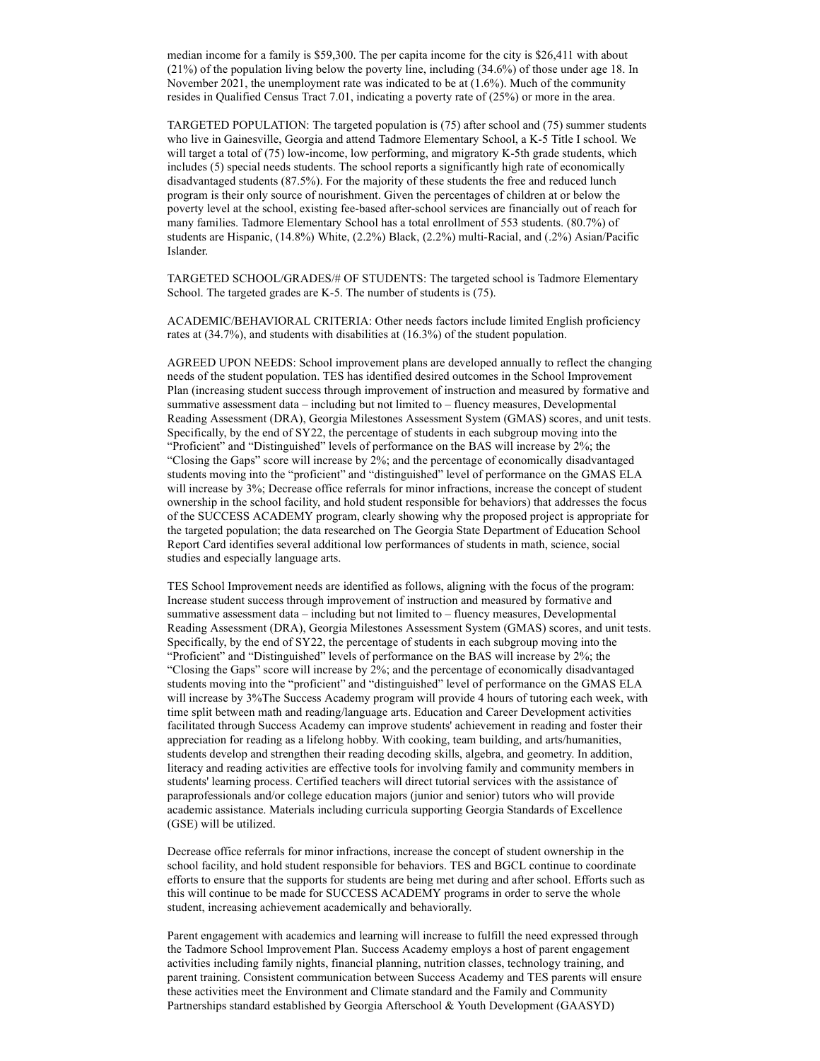median income for a family is $59,300. The per capita income for the city is $26,411 with about (21%) of the population living below the poverty line, including (34.6%) of those under age 18. In November 2021, the unemployment rate was indicated to be at (1.6%). Much of the community resides in Qualified Census Tract 7.01, indicating a poverty rate of (25%) or more in the area.

TARGETED POPULATION: The targeted population is (75) after school and (75) summer students who live in Gainesville, Georgia and attend Tadmore Elementary School, a K-5 Title I school. We will target a total of (75) low-income, low performing, and migratory K-5th grade students, which includes (5) special needs students. The school reports a significantly high rate of economically disadvantaged students (87.5%). For the majority of these students the free and reduced lunch program is their only source of nourishment. Given the percentages of children at or below the poverty level at the school, existing fee-based after-school services are financially out of reach for many families. Tadmore Elementary School has a total enrollment of 553 students. (80.7%) of students are Hispanic, (14.8%) White, (2.2%) Black, (2.2%) multi-Racial, and (.2%) Asian/Pacific Islander.

TARGETED SCHOOL/GRADES/# OF STUDENTS: The targeted school is Tadmore Elementary School. The targeted grades are K-5. The number of students is (75).

ACADEMIC/BEHAVIORAL CRITERIA: Other needs factors include limited English proficiency rates at (34.7%), and students with disabilities at (16.3%) of the student population.

AGREED UPON NEEDS: School improvement plans are developed annually to reflect the changing needs of the student population. TES has identified desired outcomes in the School Improvement Plan (increasing student success through improvement of instruction and measured by formative and summative assessment data – including but not limited to – fluency measures, Developmental Reading Assessment (DRA), Georgia Milestones Assessment System (GMAS) scores, and unit tests. Specifically, by the end of SY22, the percentage of students in each subgroup moving into the "Proficient" and "Distinguished" levels of performance on the BAS will increase by 2%; the "Closing the Gaps" score will increase by 2%; and the percentage of economically disadvantaged students moving into the "proficient" and "distinguished" level of performance on the GMAS ELA will increase by 3%; Decrease office referrals for minor infractions, increase the concept of student ownership in the school facility, and hold student responsible for behaviors) that addresses the focus of the SUCCESS ACADEMY program, clearly showing why the proposed project is appropriate for the targeted population; the data researched on The Georgia State Department of Education School Report Card identifies several additional low performances of students in math, science, social studies and especially language arts.

TES School Improvement needs are identified as follows, aligning with the focus of the program: Increase student success through improvement of instruction and measured by formative and summative assessment data – including but not limited to – fluency measures, Developmental Reading Assessment (DRA), Georgia Milestones Assessment System (GMAS) scores, and unit tests. Specifically, by the end of SY22, the percentage of students in each subgroup moving into the "Proficient" and "Distinguished" levels of performance on the BAS will increase by 2%; the "Closing the Gaps" score will increase by 2%; and the percentage of economically disadvantaged students moving into the "proficient" and "distinguished" level of performance on the GMAS ELA will increase by 3%The Success Academy program will provide 4 hours of tutoring each week, with time split between math and reading/language arts. Education and Career Development activities facilitated through Success Academy can improve students' achievement in reading and foster their appreciation for reading as a lifelong hobby. With cooking, team building, and arts/humanities, students develop and strengthen their reading decoding skills, algebra, and geometry. In addition, literacy and reading activities are effective tools for involving family and community members in students' learning process. Certified teachers will direct tutorial services with the assistance of paraprofessionals and/or college education majors (junior and senior) tutors who will provide academic assistance. Materials including curricula supporting Georgia Standards of Excellence (GSE) will be utilized.

Decrease office referrals for minor infractions, increase the concept of student ownership in the school facility, and hold student responsible for behaviors. TES and BGCL continue to coordinate efforts to ensure that the supports for students are being met during and after school. Efforts such as this will continue to be made for SUCCESS ACADEMY programs in order to serve the whole student, increasing achievement academically and behaviorally.

Parent engagement with academics and learning will increase to fulfill the need expressed through the Tadmore School Improvement Plan. Success Academy employs a host of parent engagement activities including family nights, financial planning, nutrition classes, technology training, and parent training. Consistent communication between Success Academy and TES parents will ensure these activities meet the Environment and Climate standard and the Family and Community Partnerships standard established by Georgia Afterschool & Youth Development (GAASYD)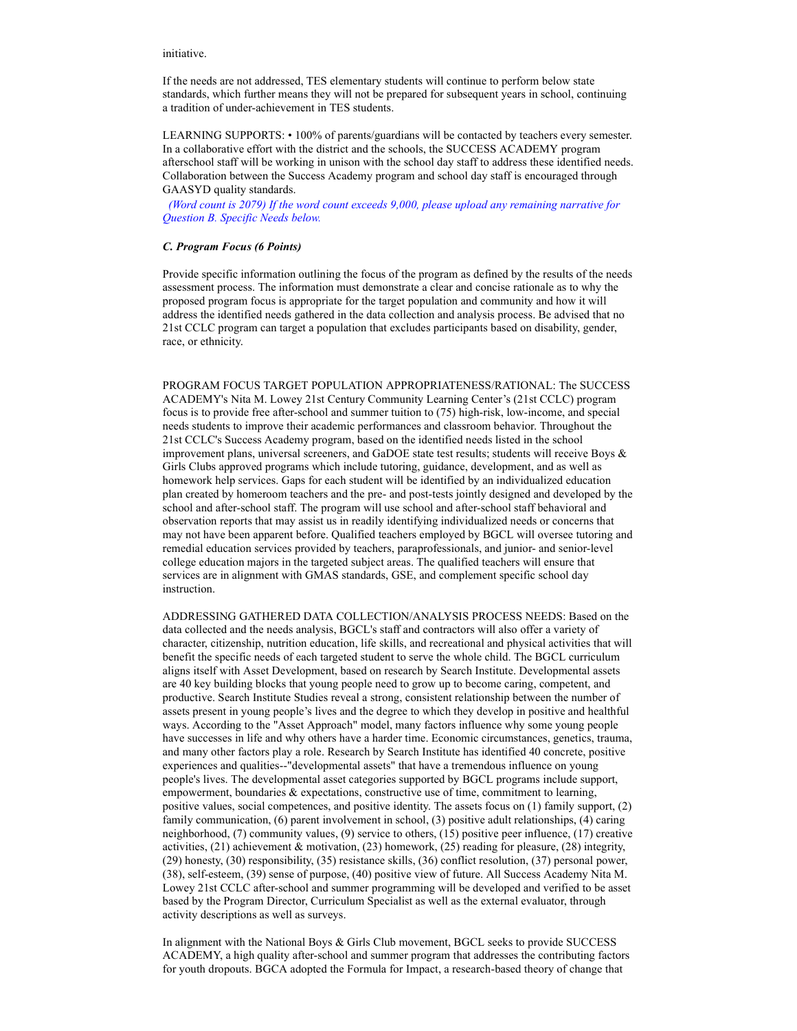initiative.

If the needs are not addressed, TES elementary students will continue to perform below state standards, which further means they will not be prepared for subsequent years in school, continuing a tradition of under-achievement in TES students.

LEARNING SUPPORTS: • 100% of parents/guardians will be contacted by teachers every semester. In a collaborative effort with the district and the schools, the SUCCESS ACADEMY program afterschool staff will be working in unison with the school day staff to address these identified needs. Collaboration between the Success Academy program and school day staff is encouraged through GAASYD quality standards.

*(Word count is 2079) If the word count exceeds 9,000, please upload any remaining narrative for Question B. Specific Needs below.*

### *C. Program Focus (6 Points)*

Provide specific information outlining the focus of the program as defined by the results of the needs assessment process. The information must demonstrate a clear and concise rationale as to why the proposed program focus is appropriate for the target population and community and how it will address the identified needs gathered in the data collection and analysis process. Be advised that no 21st CCLC program can target a population that excludes participants based on disability, gender, race, or ethnicity.

PROGRAM FOCUS TARGET POPULATION APPROPRIATENESS/RATIONAL: The SUCCESS ACADEMY's Nita M. Lowey 21st Century Community Learning Center's (21st CCLC) program focus is to provide free after-school and summer tuition to (75) high-risk, low-income, and special needs students to improve their academic performances and classroom behavior. Throughout the 21st CCLC's Success Academy program, based on the identified needs listed in the school improvement plans, universal screeners, and GaDOE state test results; students will receive Boys & Girls Clubs approved programs which include tutoring, guidance, development, and as well as homework help services. Gaps for each student will be identified by an individualized education plan created by homeroom teachers and the pre- and post-tests jointly designed and developed by the school and after-school staff. The program will use school and after-school staff behavioral and observation reports that may assist us in readily identifying individualized needs or concerns that may not have been apparent before. Qualified teachers employed by BGCL will oversee tutoring and remedial education services provided by teachers, paraprofessionals, and junior- and senior-level college education majors in the targeted subject areas. The qualified teachers will ensure that services are in alignment with GMAS standards, GSE, and complement specific school day instruction.

ADDRESSING GATHERED DATA COLLECTION/ANALYSIS PROCESS NEEDS: Based on the data collected and the needs analysis, BGCL's staff and contractors will also offer a variety of character, citizenship, nutrition education, life skills, and recreational and physical activities that will benefit the specific needs of each targeted student to serve the whole child. The BGCL curriculum aligns itself with Asset Development, based on research by Search Institute. Developmental assets are 40 key building blocks that young people need to grow up to become caring, competent, and productive. Search Institute Studies reveal a strong, consistent relationship between the number of assets present in young people's lives and the degree to which they develop in positive and healthful ways. According to the "Asset Approach" model, many factors influence why some young people have successes in life and why others have a harder time. Economic circumstances, genetics, trauma, and many other factors play a role. Research by Search Institute has identified 40 concrete, positive experiences and qualities--"developmental assets" that have a tremendous influence on young people's lives. The developmental asset categories supported by BGCL programs include support, empowerment, boundaries & expectations, constructive use of time, commitment to learning, positive values, social competences, and positive identity. The assets focus on (1) family support, (2) family communication, (6) parent involvement in school, (3) positive adult relationships, (4) caring neighborhood, (7) community values, (9) service to others, (15) positive peer influence, (17) creative activities, (21) achievement & motivation, (23) homework, (25) reading for pleasure, (28) integrity, (29) honesty, (30) responsibility, (35) resistance skills, (36) conflict resolution, (37) personal power, (38), self-esteem, (39) sense of purpose, (40) positive view of future. All Success Academy Nita M. Lowey 21st CCLC after-school and summer programming will be developed and verified to be asset based by the Program Director, Curriculum Specialist as well as the external evaluator, through activity descriptions as well as surveys.

In alignment with the National Boys & Girls Club movement, BGCL seeks to provide SUCCESS ACADEMY, a high quality after-school and summer program that addresses the contributing factors for youth dropouts. BGCA adopted the Formula for Impact, a research-based theory of change that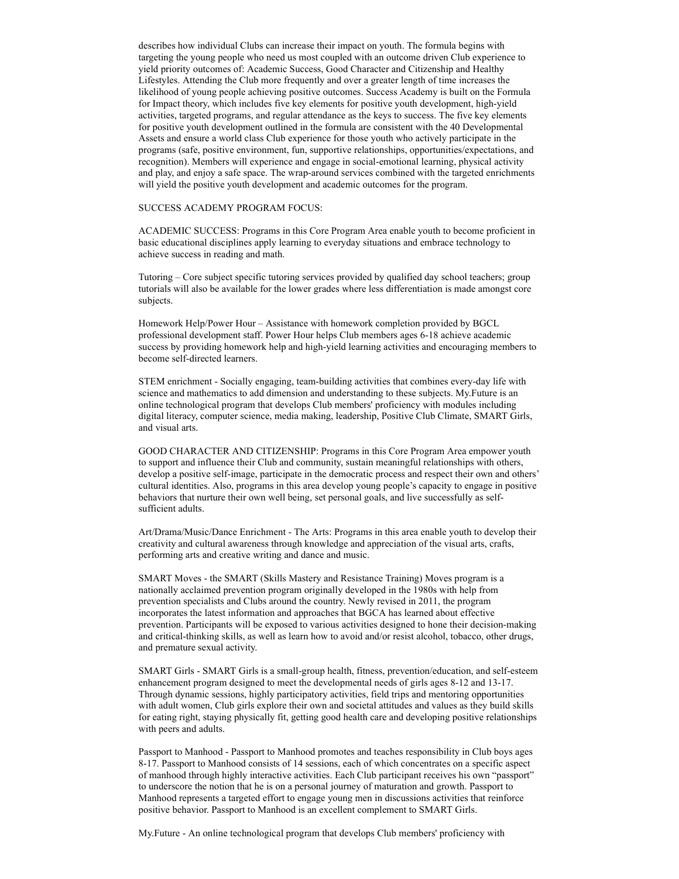describes how individual Clubs can increase their impact on youth. The formula begins with targeting the young people who need us most coupled with an outcome driven Club experience to yield priority outcomes of: Academic Success, Good Character and Citizenship and Healthy Lifestyles. Attending the Club more frequently and over a greater length of time increases the likelihood of young people achieving positive outcomes. Success Academy is built on the Formula for Impact theory, which includes five key elements for positive youth development, high-yield activities, targeted programs, and regular attendance as the keys to success. The five key elements for positive youth development outlined in the formula are consistent with the 40 Developmental Assets and ensure a world class Club experience for those youth who actively participate in the programs (safe, positive environment, fun, supportive relationships, opportunities/expectations, and recognition). Members will experience and engage in social-emotional learning, physical activity and play, and enjoy a safe space. The wrap-around services combined with the targeted enrichments will yield the positive youth development and academic outcomes for the program.

SUCCESS ACADEMY PROGRAM FOCUS:

ACADEMIC SUCCESS: Programs in this Core Program Area enable youth to become proficient in basic educational disciplines apply learning to everyday situations and embrace technology to achieve success in reading and math.

Tutoring – Core subject specific tutoring services provided by qualified day school teachers; group tutorials will also be available for the lower grades where less differentiation is made amongst core subjects.

Homework Help/Power Hour – Assistance with homework completion provided by BGCL professional development staff. Power Hour helps Club members ages 6-18 achieve academic success by providing homework help and high-yield learning activities and encouraging members to become self-directed learners.

STEM enrichment - Socially engaging, team-building activities that combines every-day life with science and mathematics to add dimension and understanding to these subjects. My.Future is an online technological program that develops Club members' proficiency with modules including digital literacy, computer science, media making, leadership, Positive Club Climate, SMART Girls, and visual arts.

GOOD CHARACTER AND CITIZENSHIP: Programs in this Core Program Area empower youth to support and influence their Club and community, sustain meaningful relationships with others, develop a positive self-image, participate in the democratic process and respect their own and others' cultural identities. Also, programs in this area develop young people's capacity to engage in positive behaviors that nurture their own well being, set personal goals, and live successfully as self-sufficient adults.

Art/Drama/Music/Dance Enrichment - The Arts: Programs in this area enable youth to develop their creativity and cultural awareness through knowledge and appreciation of the visual arts, crafts, performing arts and creative writing and dance and music.

SMART Moves - the SMART (Skills Mastery and Resistance Training) Moves program is a nationally acclaimed prevention program originally developed in the 1980s with help from prevention specialists and Clubs around the country. Newly revised in 2011, the program incorporates the latest information and approaches that BGCA has learned about effective prevention. Participants will be exposed to various activities designed to hone their decision-making and critical-thinking skills, as well as learn how to avoid and/or resist alcohol, tobacco, other drugs, and premature sexual activity.

SMART Girls - SMART Girls is a small-group health, fitness, prevention/education, and self-esteem enhancement program designed to meet the developmental needs of girls ages 8-12 and 13-17. Through dynamic sessions, highly participatory activities, field trips and mentoring opportunities with adult women, Club girls explore their own and societal attitudes and values as they build skills for eating right, staying physically fit, getting good health care and developing positive relationships with peers and adults.

Passport to Manhood - Passport to Manhood promotes and teaches responsibility in Club boys ages 8-17. Passport to Manhood consists of 14 sessions, each of which concentrates on a specific aspect of manhood through highly interactive activities. Each Club participant receives his own "passport" to underscore the notion that he is on a personal journey of maturation and growth. Passport to Manhood represents a targeted effort to engage young men in discussions activities that reinforce positive behavior. Passport to Manhood is an excellent complement to SMART Girls.

My.Future - An online technological program that develops Club members' proficiency with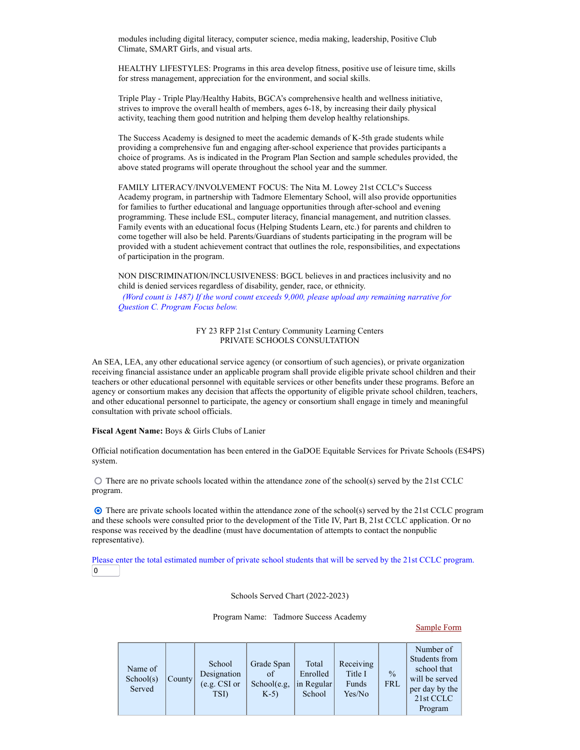modules including digital literacy, computer science, media making, leadership, Positive Club Climate, SMART Girls, and visual arts.

HEALTHY LIFESTYLES: Programs in this area develop fitness, positive use of leisure time, skills for stress management, appreciation for the environment, and social skills.

Triple Play - Triple Play/Healthy Habits, BGCA's comprehensive health and wellness initiative, strives to improve the overall health of members, ages 6-18, by increasing their daily physical activity, teaching them good nutrition and helping them develop healthy relationships.

The Success Academy is designed to meet the academic demands of K-5th grade students while providing a comprehensive fun and engaging after-school experience that provides participants a choice of programs. As is indicated in the Program Plan Section and sample schedules provided, the above stated programs will operate throughout the school year and the summer.

FAMILY LITERACY/INVOLVEMENT FOCUS: The Nita M. Lowey 21st CCLC's Success Academy program, in partnership with Tadmore Elementary School, will also provide opportunities for families to further educational and language opportunities through after-school and evening programming. These include ESL, computer literacy, financial management, and nutrition classes. Family events with an educational focus (Helping Students Learn, etc.) for parents and children to come together will also be held. Parents/Guardians of students participating in the program will be provided with a student achievement contract that outlines the role, responsibilities, and expectations of participation in the program.

NON DISCRIMINATION/INCLUSIVENESS: BGCL believes in and practices inclusivity and no child is denied services regardless of disability, gender, race, or ethnicity.

*(Word count is 1487) If the word count exceeds 9,000, please upload any remaining narrative for Question C. Program Focus below.*

FY 23 RFP 21st Century Community Learning Centers
PRIVATE SCHOOLS CONSULTATION

An SEA, LEA, any other educational service agency (or consortium of such agencies), or private organization receiving financial assistance under an applicable program shall provide eligible private school children and their teachers or other educational personnel with equitable services or other benefits under these programs. Before an agency or consortium makes any decision that affects the opportunity of eligible private school children, teachers, and other educational personnel to participate, the agency or consortium shall engage in timely and meaningful consultation with private school officials.

**Fiscal Agent Name:** Boys & Girls Clubs of Lanier

Official notification documentation has been entered in the GaDOE Equitable Services for Private Schools (ES4PS) system.

○ There are no private schools located within the attendance zone of the school(s) served by the 21st CCLC program.

◉ There are private schools located within the attendance zone of the school(s) served by the 21st CCLC program and these schools were consulted prior to the development of the Title IV, Part B, 21st CCLC application. Or no response was received by the deadline (must have documentation of attempts to contact the nonpublic representative).

Please enter the total estimated number of private school students that will be served by the 21st CCLC program.
0

Schools Served Chart (2022-2023)

Program Name: Tadmore Success Academy

Sample Form

| Name of School(s) Served | County | School Designation (e.g. CSI or TSI) | Grade Span of School(e.g, K-5) | Total Enrolled in Regular School | Receiving Title I Funds Yes/No | % FRL | Number of Students from school that will be served per day by the 21st CCLC Program |
|---|---|---|---|---|---|---|---|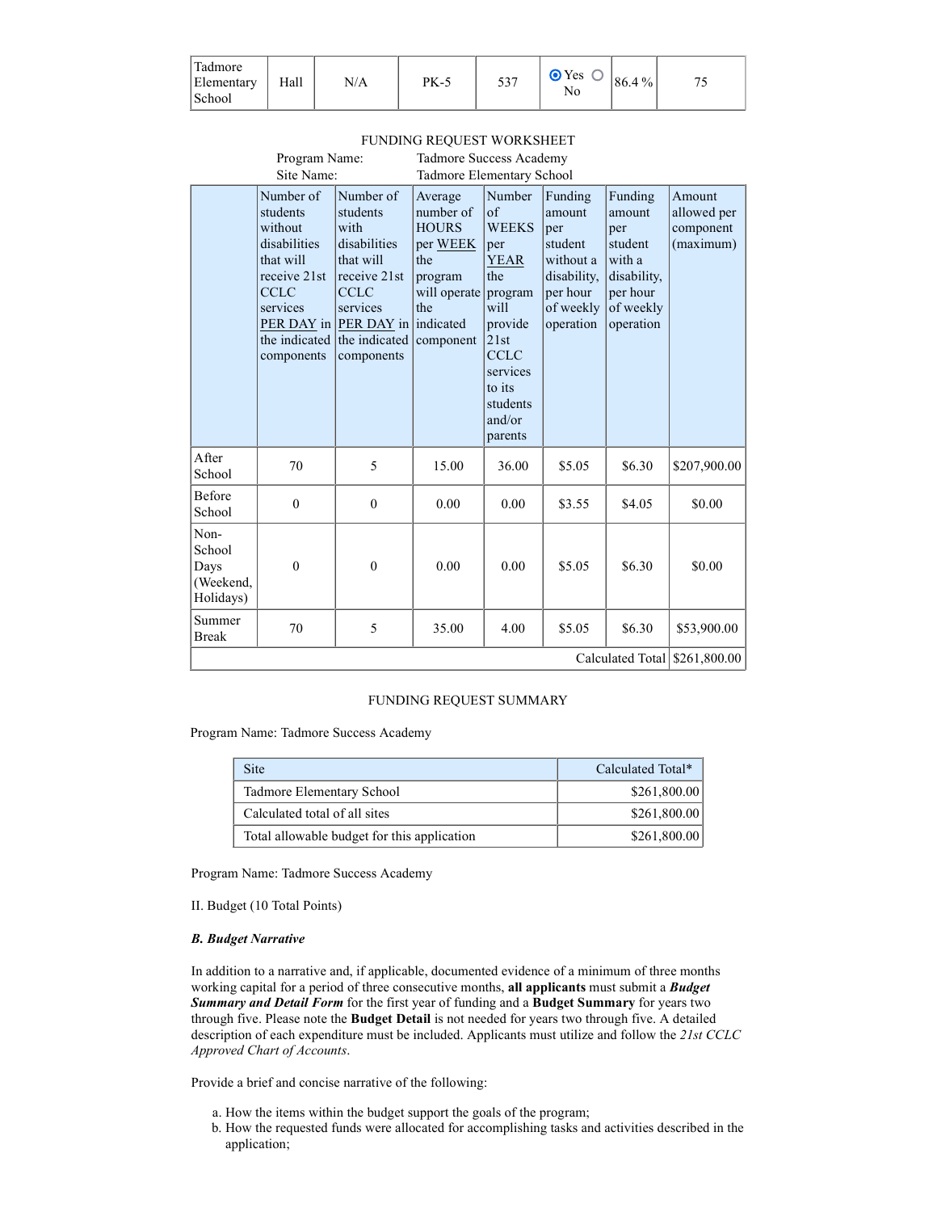| Tadmore Elementary School | Hall | N/A | PK-5 | 537 | ◉ Yes ○ No | 86.4 % | 75 |
|---|---|---|---|---|---|---|---|

FUNDING REQUEST WORKSHEET

Program Name: Tadmore Success Academy
Site Name: Tadmore Elementary School

| | Number of students without disabilities that will receive 21st CCLC services PER DAY in the indicated components | Number of students with disabilities that will receive 21st CCLC services PER DAY in the indicated components | Average number of HOURS per WEEK the program will operate the indicated component | Number of WEEKS per YEAR the program will provide 21st CCLC services to its students and/or parents | Funding amount per student without a disability, per hour of weekly operation | Funding amount per student with a disability, per hour of weekly operation | Amount allowed per component (maximum) |
|---|---|---|---|---|---|---|---|
| After School | 70 | 5 | 15.00 | 36.00 | $5.05 | $6.30 | $207,900.00 |
| Before School | 0 | 0 | 0.00 | 0.00 | $3.55 | $4.05 | $0.00 |
| Non-School Days (Weekend, Holidays) | 0 | 0 | 0.00 | 0.00 | $5.05 | $6.30 | $0.00 |
| Summer Break | 70 | 5 | 35.00 | 4.00 | $5.05 | $6.30 | $53,900.00 |
| | | | | | | Calculated Total | $261,800.00 |

FUNDING REQUEST SUMMARY

Program Name: Tadmore Success Academy

| Site | Calculated Total* |
|---|---|
| Tadmore Elementary School | $261,800.00 |
| Calculated total of all sites | $261,800.00 |
| Total allowable budget for this application | $261,800.00 |

Program Name: Tadmore Success Academy

II. Budget (10 Total Points)

***B. Budget Narrative***

In addition to a narrative and, if applicable, documented evidence of a minimum of three months working capital for a period of three consecutive months, **all applicants** must submit a ***Budget Summary and Detail Form*** for the first year of funding and a **Budget Summary** for years two through five. Please note the **Budget Detail** is not needed for years two through five. A detailed description of each expenditure must be included. Applicants must utilize and follow the *21st CCLC Approved Chart of Accounts*.

Provide a brief and concise narrative of the following:

a. How the items within the budget support the goals of the program;
b. How the requested funds were allocated for accomplishing tasks and activities described in the application;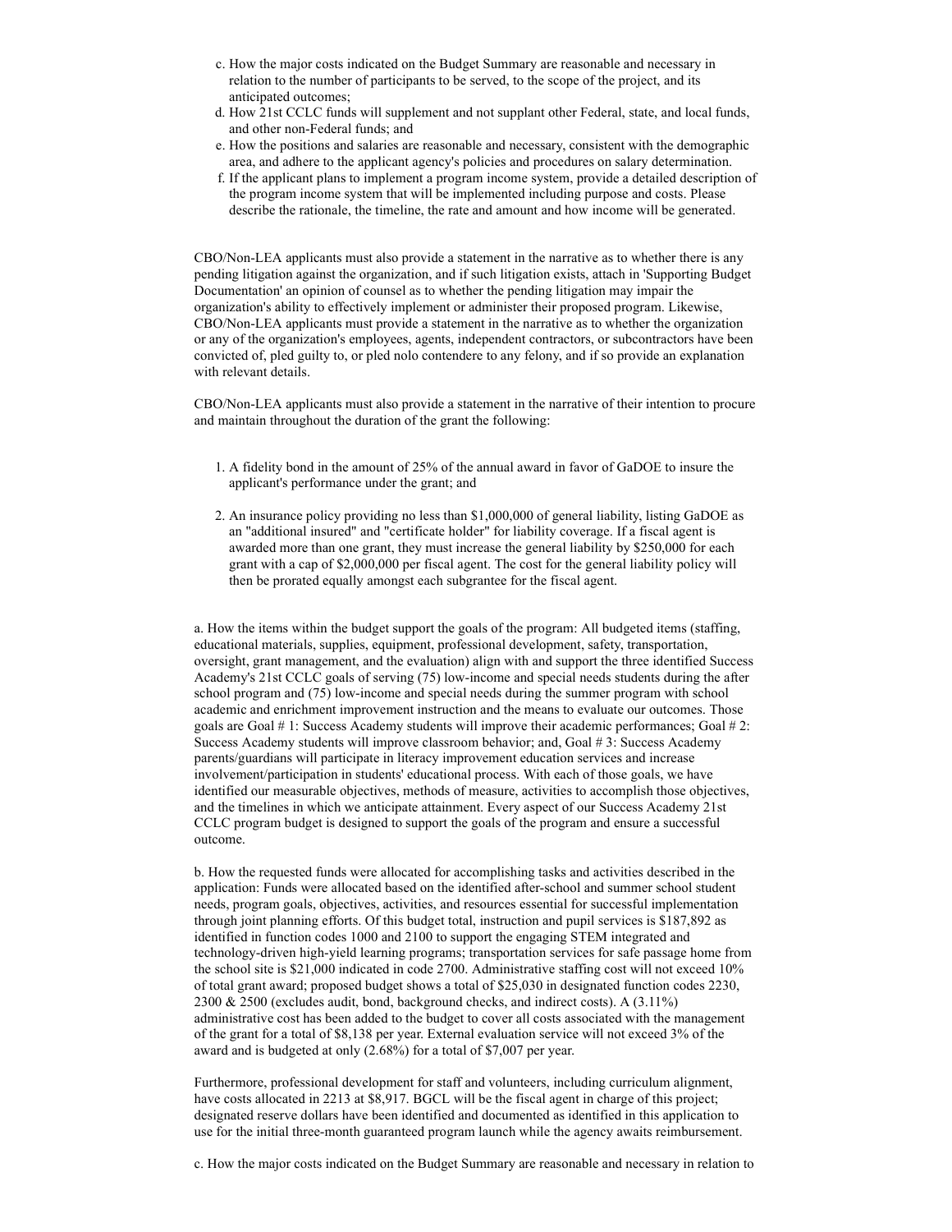c. How the major costs indicated on the Budget Summary are reasonable and necessary in relation to the number of participants to be served, to the scope of the project, and its anticipated outcomes;

d. How 21st CCLC funds will supplement and not supplant other Federal, state, and local funds, and other non-Federal funds; and

e. How the positions and salaries are reasonable and necessary, consistent with the demographic area, and adhere to the applicant agency's policies and procedures on salary determination.

f. If the applicant plans to implement a program income system, provide a detailed description of the program income system that will be implemented including purpose and costs. Please describe the rationale, the timeline, the rate and amount and how income will be generated.

CBO/Non-LEA applicants must also provide a statement in the narrative as to whether there is any pending litigation against the organization, and if such litigation exists, attach in 'Supporting Budget Documentation' an opinion of counsel as to whether the pending litigation may impair the organization's ability to effectively implement or administer their proposed program. Likewise, CBO/Non-LEA applicants must provide a statement in the narrative as to whether the organization or any of the organization's employees, agents, independent contractors, or subcontractors have been convicted of, pled guilty to, or pled nolo contendere to any felony, and if so provide an explanation with relevant details.

CBO/Non-LEA applicants must also provide a statement in the narrative of their intention to procure and maintain throughout the duration of the grant the following:

1. A fidelity bond in the amount of 25% of the annual award in favor of GaDOE to insure the applicant's performance under the grant; and

2. An insurance policy providing no less than $1,000,000 of general liability, listing GaDOE as an "additional insured" and "certificate holder" for liability coverage. If a fiscal agent is awarded more than one grant, they must increase the general liability by $250,000 for each grant with a cap of $2,000,000 per fiscal agent. The cost for the general liability policy will then be prorated equally amongst each subgrantee for the fiscal agent.

a. How the items within the budget support the goals of the program: All budgeted items (staffing, educational materials, supplies, equipment, professional development, safety, transportation, oversight, grant management, and the evaluation) align with and support the three identified Success Academy's 21st CCLC goals of serving (75) low-income and special needs students during the after school program and (75) low-income and special needs during the summer program with school academic and enrichment improvement instruction and the means to evaluate our outcomes. Those goals are Goal # 1: Success Academy students will improve their academic performances; Goal # 2: Success Academy students will improve classroom behavior; and, Goal # 3: Success Academy parents/guardians will participate in literacy improvement education services and increase involvement/participation in students' educational process. With each of those goals, we have identified our measurable objectives, methods of measure, activities to accomplish those objectives, and the timelines in which we anticipate attainment. Every aspect of our Success Academy 21st CCLC program budget is designed to support the goals of the program and ensure a successful outcome.

b. How the requested funds were allocated for accomplishing tasks and activities described in the application: Funds were allocated based on the identified after-school and summer school student needs, program goals, objectives, activities, and resources essential for successful implementation through joint planning efforts. Of this budget total, instruction and pupil services is $187,892 as identified in function codes 1000 and 2100 to support the engaging STEM integrated and technology-driven high-yield learning programs; transportation services for safe passage home from the school site is $21,000 indicated in code 2700. Administrative staffing cost will not exceed 10% of total grant award; proposed budget shows a total of $25,030 in designated function codes 2230, 2300 & 2500 (excludes audit, bond, background checks, and indirect costs). A (3.11%) administrative cost has been added to the budget to cover all costs associated with the management of the grant for a total of $8,138 per year. External evaluation service will not exceed 3% of the award and is budgeted at only (2.68%) for a total of $7,007 per year.

Furthermore, professional development for staff and volunteers, including curriculum alignment, have costs allocated in 2213 at $8,917. BGCL will be the fiscal agent in charge of this project; designated reserve dollars have been identified and documented as identified in this application to use for the initial three-month guaranteed program launch while the agency awaits reimbursement.

c. How the major costs indicated on the Budget Summary are reasonable and necessary in relation to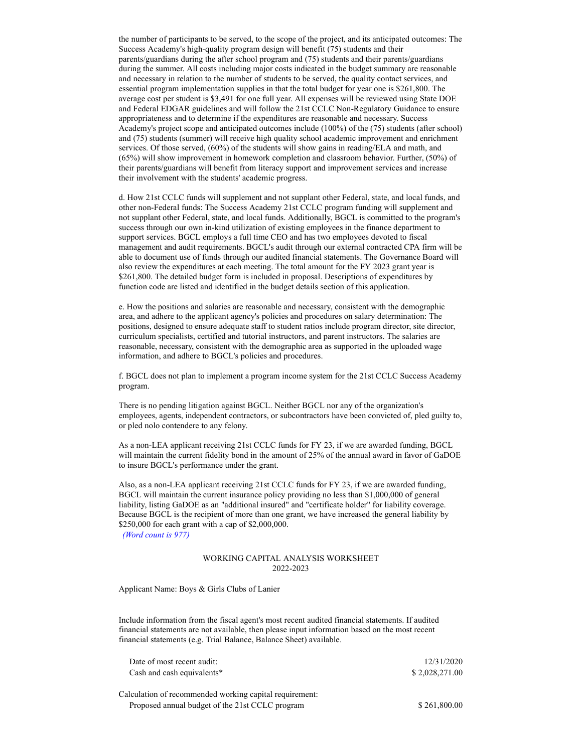the number of participants to be served, to the scope of the project, and its anticipated outcomes: The Success Academy's high-quality program design will benefit (75) students and their parents/guardians during the after school program and (75) students and their parents/guardians during the summer. All costs including major costs indicated in the budget summary are reasonable and necessary in relation to the number of students to be served, the quality contact services, and essential program implementation supplies in that the total budget for year one is $261,800. The average cost per student is $3,491 for one full year. All expenses will be reviewed using State DOE and Federal EDGAR guidelines and will follow the 21st CCLC Non-Regulatory Guidance to ensure appropriateness and to determine if the expenditures are reasonable and necessary. Success Academy's project scope and anticipated outcomes include (100%) of the (75) students (after school) and (75) students (summer) will receive high quality school academic improvement and enrichment services. Of those served, (60%) of the students will show gains in reading/ELA and math, and (65%) will show improvement in homework completion and classroom behavior. Further, (50%) of their parents/guardians will benefit from literacy support and improvement services and increase their involvement with the students' academic progress.

d. How 21st CCLC funds will supplement and not supplant other Federal, state, and local funds, and other non-Federal funds: The Success Academy 21st CCLC program funding will supplement and not supplant other Federal, state, and local funds. Additionally, BGCL is committed to the program's success through our own in-kind utilization of existing employees in the finance department to support services. BGCL employs a full time CEO and has two employees devoted to fiscal management and audit requirements. BGCL's audit through our external contracted CPA firm will be able to document use of funds through our audited financial statements. The Governance Board will also review the expenditures at each meeting. The total amount for the FY 2023 grant year is $261,800. The detailed budget form is included in proposal. Descriptions of expenditures by function code are listed and identified in the budget details section of this application.

e. How the positions and salaries are reasonable and necessary, consistent with the demographic area, and adhere to the applicant agency's policies and procedures on salary determination: The positions, designed to ensure adequate staff to student ratios include program director, site director, curriculum specialists, certified and tutorial instructors, and parent instructors. The salaries are reasonable, necessary, consistent with the demographic area as supported in the uploaded wage information, and adhere to BGCL's policies and procedures.

f. BGCL does not plan to implement a program income system for the 21st CCLC Success Academy program.

There is no pending litigation against BGCL. Neither BGCL nor any of the organization's employees, agents, independent contractors, or subcontractors have been convicted of, pled guilty to, or pled nolo contendere to any felony.

As a non-LEA applicant receiving 21st CCLC funds for FY 23, if we are awarded funding, BGCL will maintain the current fidelity bond in the amount of 25% of the annual award in favor of GaDOE to insure BGCL's performance under the grant.

Also, as a non-LEA applicant receiving 21st CCLC funds for FY 23, if we are awarded funding, BGCL will maintain the current insurance policy providing no less than $1,000,000 of general liability, listing GaDOE as an "additional insured" and "certificate holder" for liability coverage. Because BGCL is the recipient of more than one grant, we have increased the general liability by $250,000 for each grant with a cap of $2,000,000.

*(Word count is 977)*

WORKING CAPITAL ANALYSIS WORKSHEET
2022-2023

Applicant Name: Boys & Girls Clubs of Lanier

Include information from the fiscal agent's most recent audited financial statements. If audited financial statements are not available, then please input information based on the most recent financial statements (e.g. Trial Balance, Balance Sheet) available.

| | |
|---|---|
| Date of most recent audit: | 12/31/2020 |
| Cash and cash equivalents* | $ 2,028,271.00 |

Calculation of recommended working capital requirement:

| | |
|---|---|
| Proposed annual budget of the 21st CCLC program | $ 261,800.00 |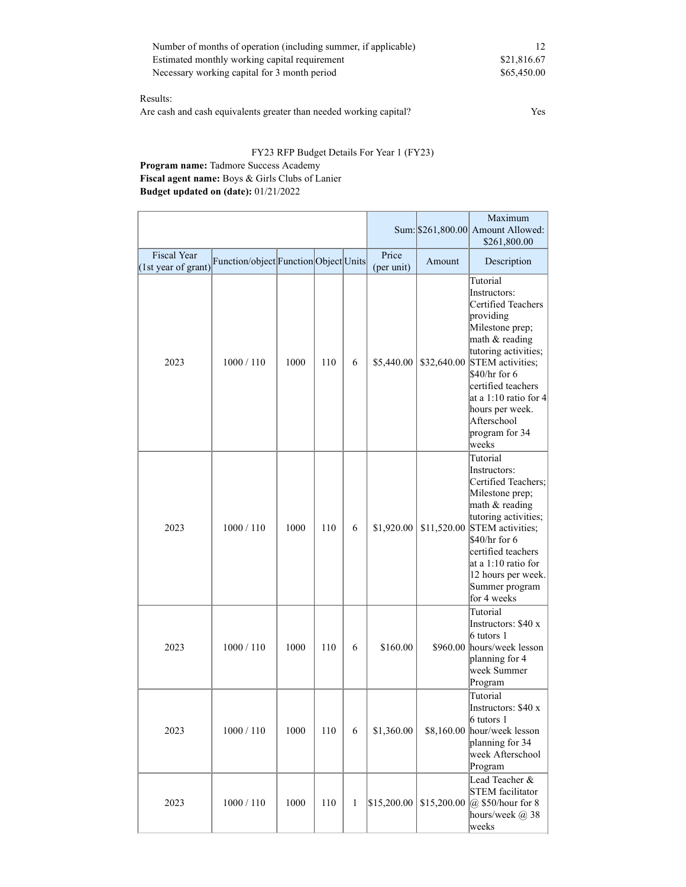| | |
|---|---|
| Number of months of operation (including summer, if applicable) | 12 |
| Estimated monthly working capital requirement | $21,816.67 |
| Necessary working capital for 3 month period | $65,450.00 |

Results:

| | |
|---|---|
| Are cash and cash equivalents greater than needed working capital? | Yes |

FY23 RFP Budget Details For Year 1 (FY23)

**Program name:** Tadmore Success Academy

**Fiscal agent name:** Boys & Girls Clubs of Lanier

**Budget updated on (date):** 01/21/2022

| | | | | | | | |
|---|---|---|---|---|---|---|---|
| | | | | | Sum: | $261,800.00 | Maximum Amount Allowed: $261,800.00 |
| Fiscal Year (1st year of grant) | Function/object | Function | Object | Units | Price (per unit) | Amount | Description |
| 2023 | 1000 / 110 | 1000 | 110 | 6 | $5,440.00 | $32,640.00 | Tutorial Instructors: Certified Teachers providing Milestone prep; math & reading tutoring activities; STEM activities; $40/hr for 6 certified teachers at a 1:10 ratio for 4 hours per week. Afterschool program for 34 weeks |
| 2023 | 1000 / 110 | 1000 | 110 | 6 | $1,920.00 | $11,520.00 | Tutorial Instructors: Certified Teachers; Milestone prep; math & reading tutoring activities; STEM activities; $40/hr for 6 certified teachers at a 1:10 ratio for 12 hours per week. Summer program for 4 weeks |
| 2023 | 1000 / 110 | 1000 | 110 | 6 | $160.00 | $960.00 | Tutorial Instructors: $40 x 6 tutors 1 hours/week lesson planning for 4 week Summer Program |
| 2023 | 1000 / 110 | 1000 | 110 | 6 | $1,360.00 | $8,160.00 | Tutorial Instructors: $40 x 6 tutors 1 hour/week lesson planning for 34 week Afterschool Program |
| 2023 | 1000 / 110 | 1000 | 110 | 1 | $15,200.00 | $15,200.00 | Lead Teacher & STEM facilitator @ $50/hour for 8 hours/week @ 38 weeks |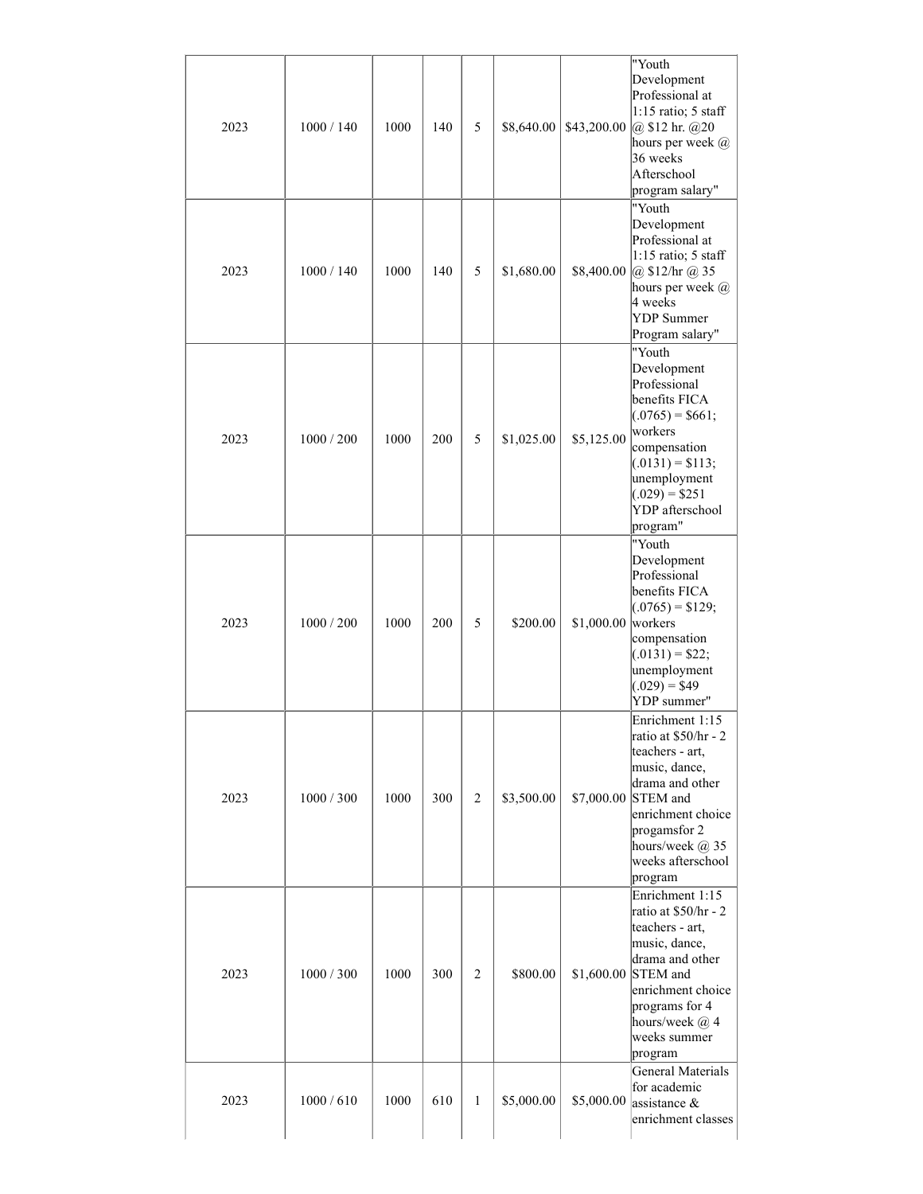| | | | | | | | |
|---|---|---|---|---|---|---|---|
| 2023 | 1000 / 140 | 1000 | 140 | 5 | $8,640.00 | $43,200.00 | "Youth Development Professional at 1:15 ratio; 5 staff @ $12 hr. @20 hours per week @ 36 weeks Afterschool program salary" |
| 2023 | 1000 / 140 | 1000 | 140 | 5 | $1,680.00 | $8,400.00 | "Youth Development Professional at 1:15 ratio; 5 staff @ $12/hr @ 35 hours per week @ 4 weeks YDP Summer Program salary" |
| 2023 | 1000 / 200 | 1000 | 200 | 5 | $1,025.00 | $5,125.00 | "Youth Development Professional benefits FICA (.0765) = $661; workers compensation (.0131) = $113; unemployment (.029) = $251 YDP afterschool program" |
| 2023 | 1000 / 200 | 1000 | 200 | 5 | $200.00 | $1,000.00 | "Youth Development Professional benefits FICA (.0765) = $129; workers compensation (.0131) = $22; unemployment (.029) = $49 YDP summer" |
| 2023 | 1000 / 300 | 1000 | 300 | 2 | $3,500.00 | $7,000.00 | Enrichment 1:15 ratio at $50/hr - 2 teachers - art, music, dance, drama and other STEM and enrichment choice progamsfor 2 hours/week @ 35 weeks afterschool program |
| 2023 | 1000 / 300 | 1000 | 300 | 2 | $800.00 | $1,600.00 | Enrichment 1:15 ratio at $50/hr - 2 teachers - art, music, dance, drama and other STEM and enrichment choice programs for 4 hours/week @ 4 weeks summer program |
| 2023 | 1000 / 610 | 1000 | 610 | 1 | $5,000.00 | $5,000.00 | General Materials for academic assistance & enrichment classes |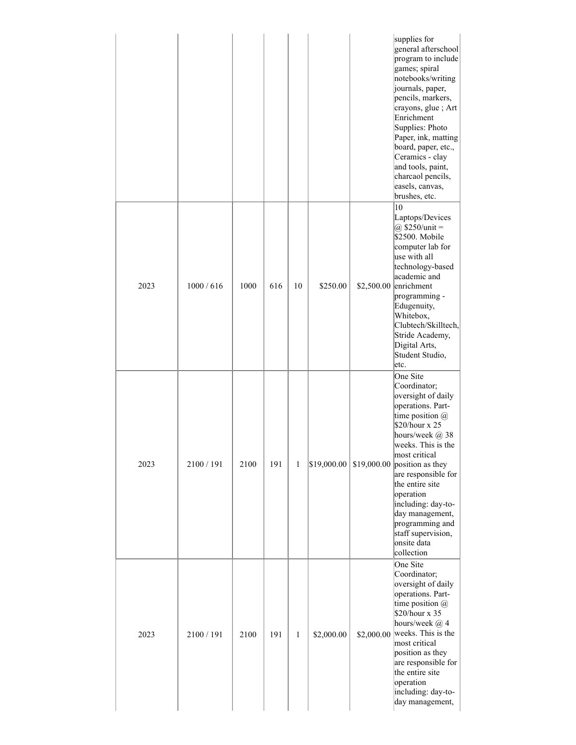| | | | | | | | |
|---|---|---|---|---|---|---|---|
| | | | | | | | supplies for general afterschool program to include games; spiral notebooks/writing journals, paper, pencils, markers, crayons, glue ; Art Enrichment Supplies: Photo Paper, ink, matting board, paper, etc., Ceramics - clay and tools, paint, charcaol pencils, easels, canvas, brushes, etc. |
| 2023 | 1000 / 616 | 1000 | 616 | 10 | $250.00 | $2,500.00 | 10 Laptops/Devices @ $250/unit = $2500. Mobile computer lab for use with all technology-based academic and enrichment programming - Edugenuity, Whitebox, Clubtech/Skilltech, Stride Academy, Digital Arts, Student Studio, etc. |
| 2023 | 2100 / 191 | 2100 | 191 | 1 | $19,000.00 | $19,000.00 | One Site Coordinator; oversight of daily operations. Part-time position @ $20/hour x 25 hours/week @ 38 weeks. This is the most critical position as they are responsible for the entire site operation including: day-to-day management, programming and staff supervision, onsite data collection |
| 2023 | 2100 / 191 | 2100 | 191 | 1 | $2,000.00 | $2,000.00 | One Site Coordinator; oversight of daily operations. Part-time position @ $20/hour x 35 hours/week @ 4 weeks. This is the most critical position as they are responsible for the entire site operation including: day-to-day management, |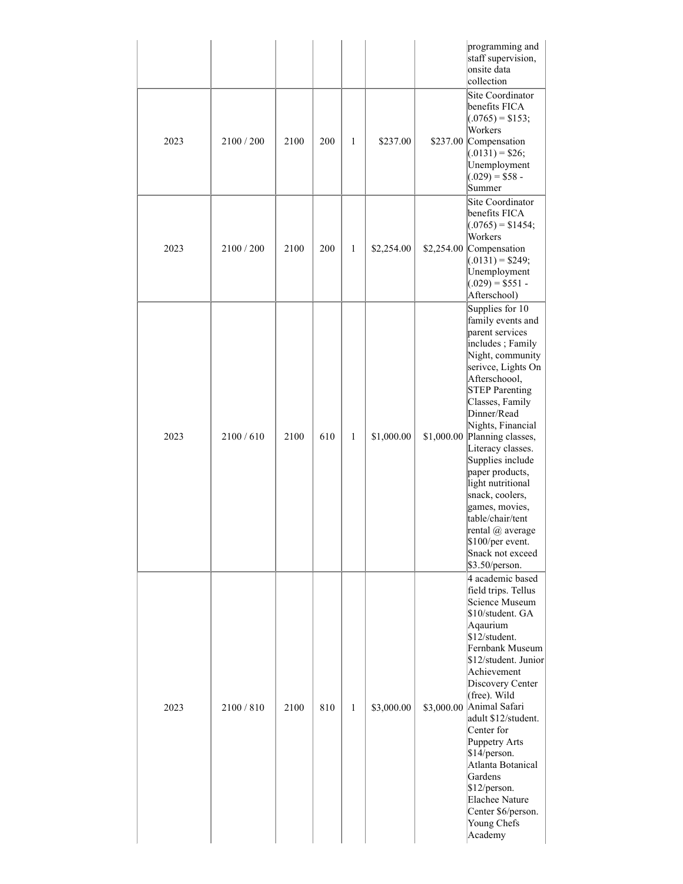| | | | | | | | |
|---|---|---|---|---|---|---|---|
| | | | | | | | programming and staff supervision, onsite data collection |
| 2023 | 2100 / 200 | 2100 | 200 | 1 | $237.00 | $237.00 | Site Coordinator benefits FICA (.0765) = $153; Workers Compensation (.0131) = $26; Unemployment (.029) = $58 - Summer |
| 2023 | 2100 / 200 | 2100 | 200 | 1 | $2,254.00 | $2,254.00 | Site Coordinator benefits FICA (.0765) = $1454; Workers Compensation (.0131) = $249; Unemployment (.029) = $551 - Afterschool) |
| 2023 | 2100 / 610 | 2100 | 610 | 1 | $1,000.00 | $1,000.00 | Supplies for 10 family events and parent services includes ; Family Night, community serivce, Lights On Afterschoool, STEP Parenting Classes, Family Dinner/Read Nights, Financial Planning classes, Literacy classes. Supplies include paper products, light nutritional snack, coolers, games, movies, table/chair/tent rental @ average $100/per event. Snack not exceed $3.50/person. |
| 2023 | 2100 / 810 | 2100 | 810 | 1 | $3,000.00 | $3,000.00 | 4 academic based field trips. Tellus Science Museum $10/student. GA Aqaurium $12/student. Fernbank Museum $12/student. Junior Achievement Discovery Center (free). Wild Animal Safari adult $12/student. Center for Puppetry Arts $14/person. Atlanta Botanical Gardens $12/person. Elachee Nature Center $6/person. Young Chefs Academy |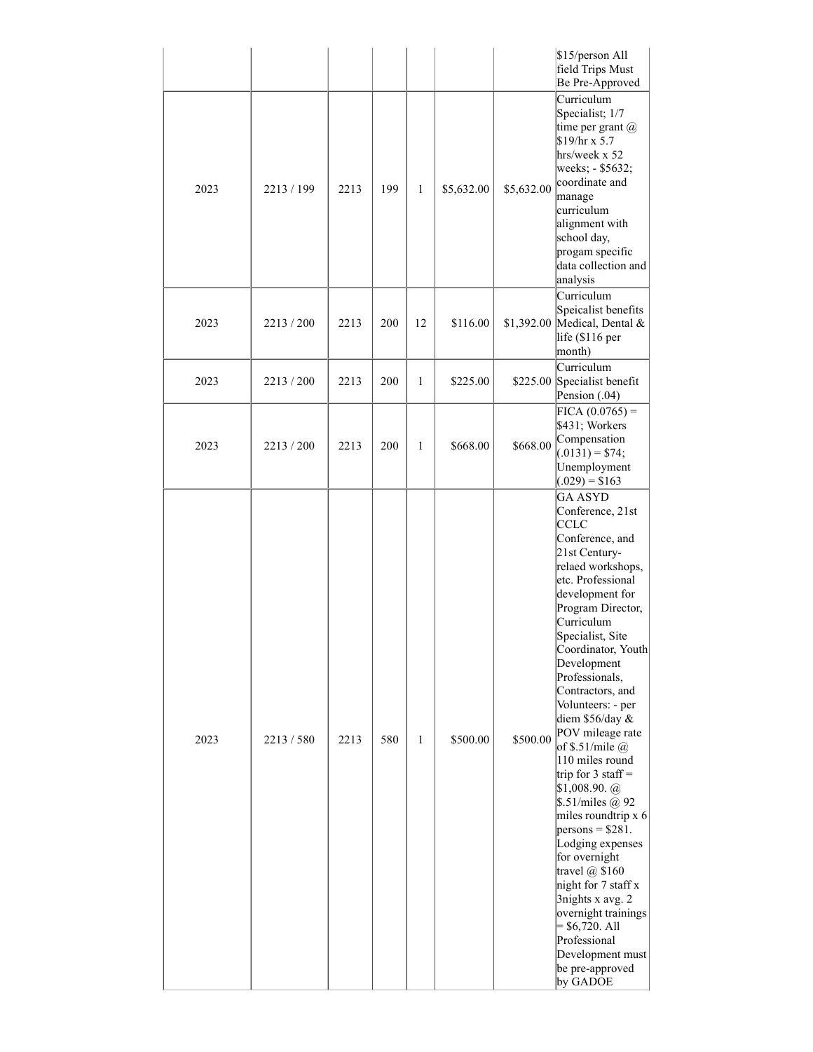| | | | | | | | |
|---|---|---|---|---|---|---|---|
| | | | | | | | $15/person All field Trips Must Be Pre-Approved |
| 2023 | 2213 / 199 | 2213 | 199 | 1 | $5,632.00 | $5,632.00 | Curriculum Specialist; 1/7 time per grant @ $19/hr x 5.7 hrs/week x 52 weeks; - $5632; coordinate and manage curriculum alignment with school day, progam specific data collection and analysis |
| 2023 | 2213 / 200 | 2213 | 200 | 12 | $116.00 | $1,392.00 | Curriculum Speicalist benefits Medical, Dental & life ($116 per month) |
| 2023 | 2213 / 200 | 2213 | 200 | 1 | $225.00 | $225.00 | Curriculum Specialist benefit Pension (.04) |
| 2023 | 2213 / 200 | 2213 | 200 | 1 | $668.00 | $668.00 | FICA (0.0765) = $431; Workers Compensation (.0131) = $74; Unemployment (.029) = $163 |
| 2023 | 2213 / 580 | 2213 | 580 | 1 | $500.00 | $500.00 | GA ASYD Conference, 21st CCLC Conference, and 21st Century-relaed workshops, etc. Professional development for Program Director, Curriculum Specialist, Site Coordinator, Youth Development Professionals, Contractors, and Volunteers: - per diem $56/day & POV mileage rate of $.51/mile @ 110 miles round trip for 3 staff = $1,008.90. @ $.51/miles @ 92 miles roundtrip x 6 persons = $281. Lodging expenses for overnight travel @ $160 night for 7 staff x 3nights x avg. 2 overnight trainings = $6,720. All Professional Development must be pre-approved by GADOE |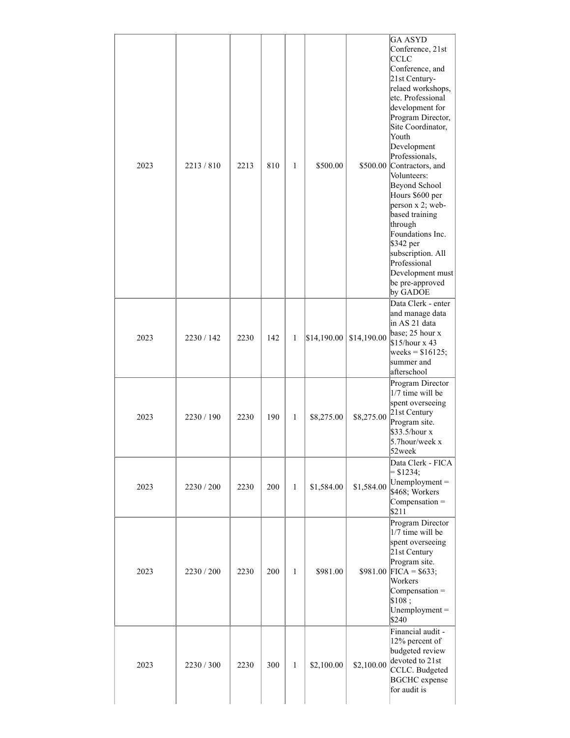| | | | | | | | |
|---|---|---|---|---|---|---|---|
| 2023 | 2213 / 810 | 2213 | 810 | 1 | $500.00 | $500.00 | GA ASYD Conference, 21st CCLC Conference, and 21st Century-relaed workshops, etc. Professional development for Program Director, Site Coordinator, Youth Development Professionals, Contractors, and Volunteers: Beyond School Hours $600 per person x 2; web-based training through Foundations Inc. $342 per subscription. All Professional Development must be pre-approved by GADOE |
| 2023 | 2230 / 142 | 2230 | 142 | 1 | $14,190.00 | $14,190.00 | Data Clerk - enter and manage data in AS 21 data base; 25 hour x $15/hour x 43 weeks = $16125; summer and afterschool |
| 2023 | 2230 / 190 | 2230 | 190 | 1 | $8,275.00 | $8,275.00 | Program Director 1/7 time will be spent overseeing 21st Century Program site. $33.5/hour x 5.7hour/week x 52week |
| 2023 | 2230 / 200 | 2230 | 200 | 1 | $1,584.00 | $1,584.00 | Data Clerk - FICA = $1234; Unemployment = $468; Workers Compensation = $211 |
| 2023 | 2230 / 200 | 2230 | 200 | 1 | $981.00 | $981.00 | Program Director 1/7 time will be spent overseeing 21st Century Program site. FICA = $633; Workers Compensation = $108 ; Unemployment = $240 |
| 2023 | 2230 / 300 | 2230 | 300 | 1 | $2,100.00 | $2,100.00 | Financial audit - 12% percent of budgeted review devoted to 21st CCLC. Budgeted BGCHC expense for audit is |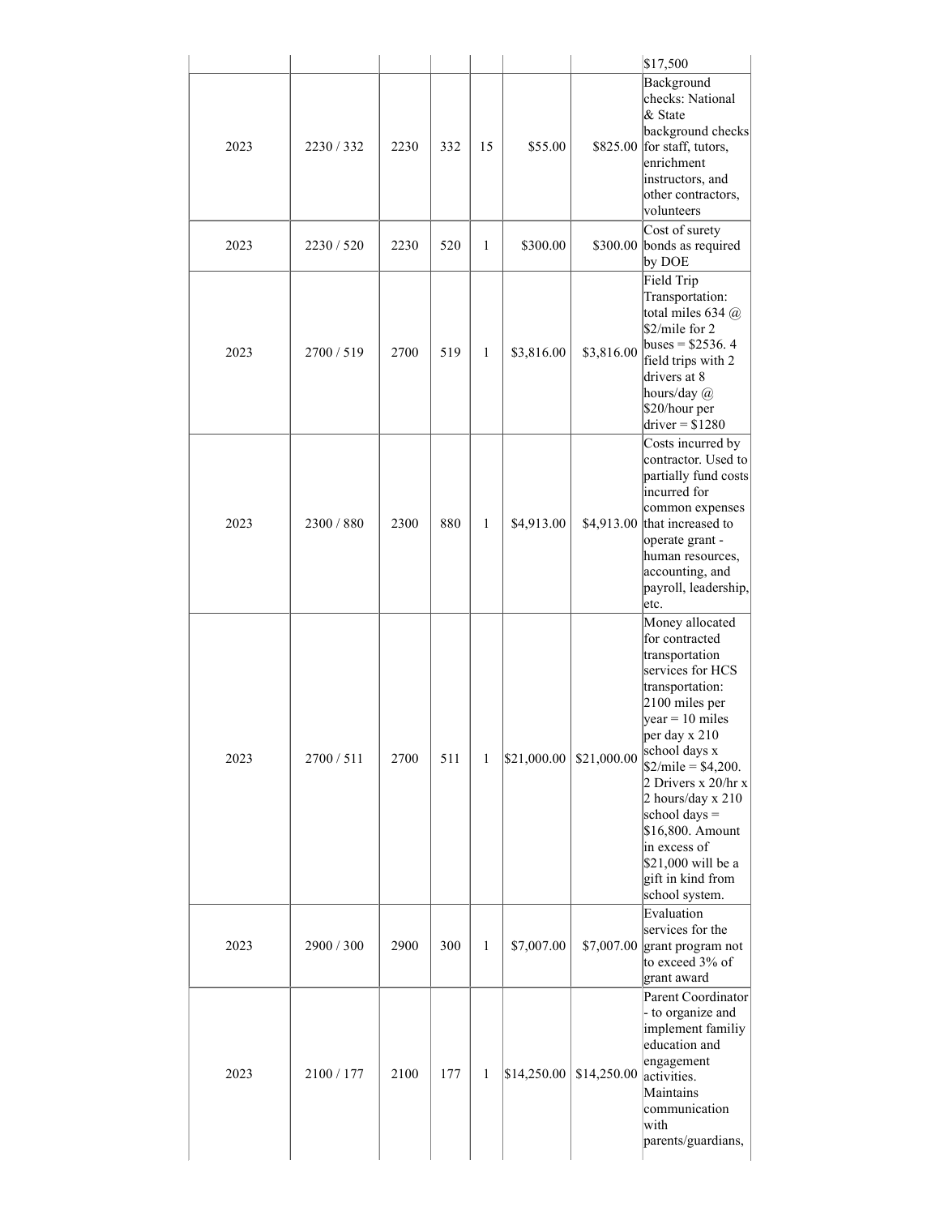| | | | | | | | $17,500 |
|---|---|---|---|---|---|---|---|
| 2023 | 2230 / 332 | 2230 | 332 | 15 | $55.00 | $825.00 | Background checks: National & State background checks for staff, tutors, enrichment instructors, and other contractors, volunteers |
| 2023 | 2230 / 520 | 2230 | 520 | 1 | $300.00 | $300.00 | Cost of surety bonds as required by DOE |
| 2023 | 2700 / 519 | 2700 | 519 | 1 | $3,816.00 | $3,816.00 | Field Trip Transportation: total miles 634 @ $2/mile for 2 buses = $2536. 4 field trips with 2 drivers at 8 hours/day @ $20/hour per driver = $1280 |
| 2023 | 2300 / 880 | 2300 | 880 | 1 | $4,913.00 | $4,913.00 | Costs incurred by contractor. Used to partially fund costs incurred for common expenses that increased to operate grant - human resources, accounting, and payroll, leadership, etc. |
| 2023 | 2700 / 511 | 2700 | 511 | 1 | $21,000.00 | $21,000.00 | Money allocated for contracted transportation services for HCS transportation: 2100 miles per year = 10 miles per day x 210 school days x $2/mile = $4,200. 2 Drivers x 20/hr x 2 hours/day x 210 school days = $16,800. Amount in excess of $21,000 will be a gift in kind from school system. |
| 2023 | 2900 / 300 | 2900 | 300 | 1 | $7,007.00 | $7,007.00 | Evaluation services for the grant program not to exceed 3% of grant award |
| 2023 | 2100 / 177 | 2100 | 177 | 1 | $14,250.00 | $14,250.00 | Parent Coordinator - to organize and implement familiy education and engagement activities. Maintains communication with parents/guardians, |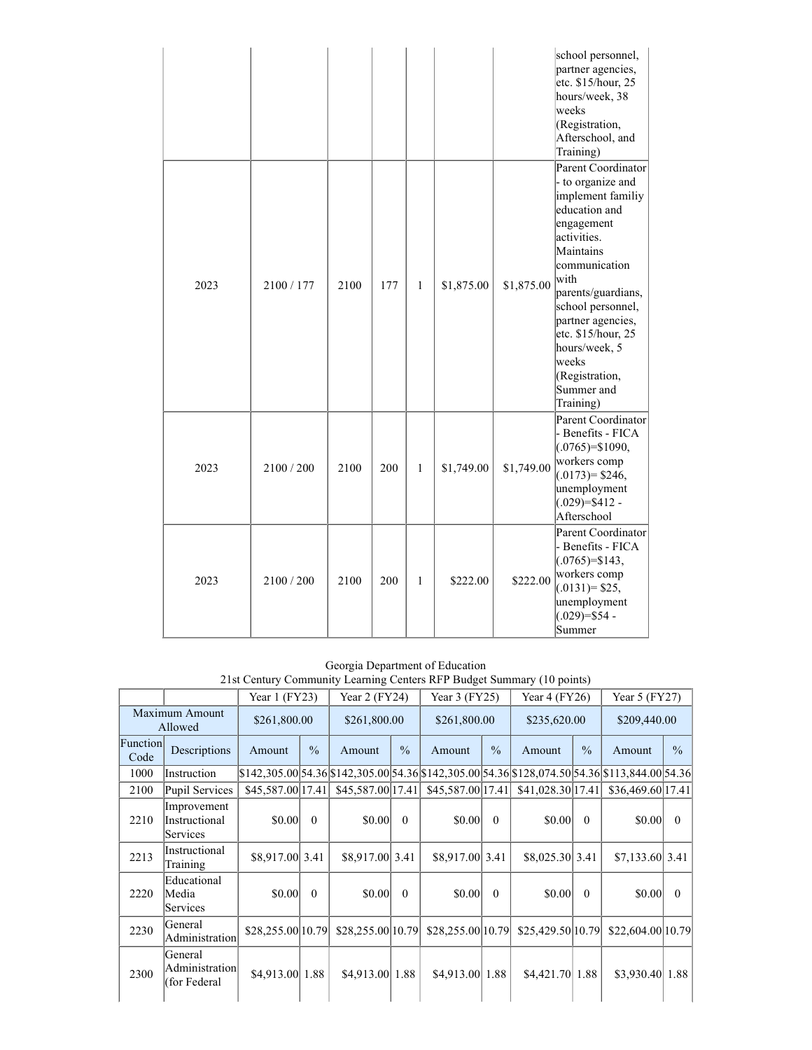| | | | | | | | school personnel, partner agencies, etc. $15/hour, 25 hours/week, 38 weeks (Registration, Afterschool, and Training) |
|---|---|---|---|---|---|---|---|
| 2023 | 2100 / 177 | 2100 | 177 | 1 | $1,875.00 | $1,875.00 | Parent Coordinator - to organize and implement familiy education and engagement activities. Maintains communication with parents/guardians, school personnel, partner agencies, etc. $15/hour, 25 hours/week, 5 weeks (Registration, Summer and Training) |
| 2023 | 2100 / 200 | 2100 | 200 | 1 | $1,749.00 | $1,749.00 | Parent Coordinator - Benefits - FICA (.0765)=$1090, workers comp (.0173)= $246, unemployment (.029)=$412 - Afterschool |
| 2023 | 2100 / 200 | 2100 | 200 | 1 | $222.00 | $222.00 | Parent Coordinator - Benefits - FICA (.0765)=$143, workers comp (.0131)= $25, unemployment (.029)=$54 - Summer |

Georgia Department of Education
21st Century Community Learning Centers RFP Budget Summary (10 points)

| | | Year 1 (FY23) | | Year 2 (FY24) | | Year 3 (FY25) | | Year 4 (FY26) | | Year 5 (FY27) | |
|---|---|---|---|---|---|---|---|---|---|---|---|
| Maximum Amount Allowed | | $261,800.00 | | $261,800.00 | | $261,800.00 | | $235,620.00 | | $209,440.00 | |
| Function Code | Descriptions | Amount | % | Amount | % | Amount | % | Amount | % | Amount | % |
| 1000 | Instruction | $142,305.00 | 54.36 | $142,305.00 | 54.36 | $142,305.00 | 54.36 | $128,074.50 | 54.36 | $113,844.00 | 54.36 |
| 2100 | Pupil Services | $45,587.00 | 17.41 | $45,587.00 | 17.41 | $45,587.00 | 17.41 | $41,028.30 | 17.41 | $36,469.60 | 17.41 |
| 2210 | Improvement Instructional Services | $0.00 | 0 | $0.00 | 0 | $0.00 | 0 | $0.00 | 0 | $0.00 | 0 |
| 2213 | Instructional Training | $8,917.00 | 3.41 | $8,917.00 | 3.41 | $8,917.00 | 3.41 | $8,025.30 | 3.41 | $7,133.60 | 3.41 |
| 2220 | Educational Media Services | $0.00 | 0 | $0.00 | 0 | $0.00 | 0 | $0.00 | 0 | $0.00 | 0 |
| 2230 | General Administration | $28,255.00 | 10.79 | $28,255.00 | 10.79 | $28,255.00 | 10.79 | $25,429.50 | 10.79 | $22,604.00 | 10.79 |
| 2300 | General Administration (for Federal | $4,913.00 | 1.88 | $4,913.00 | 1.88 | $4,913.00 | 1.88 | $4,421.70 | 1.88 | $3,930.40 | 1.88 |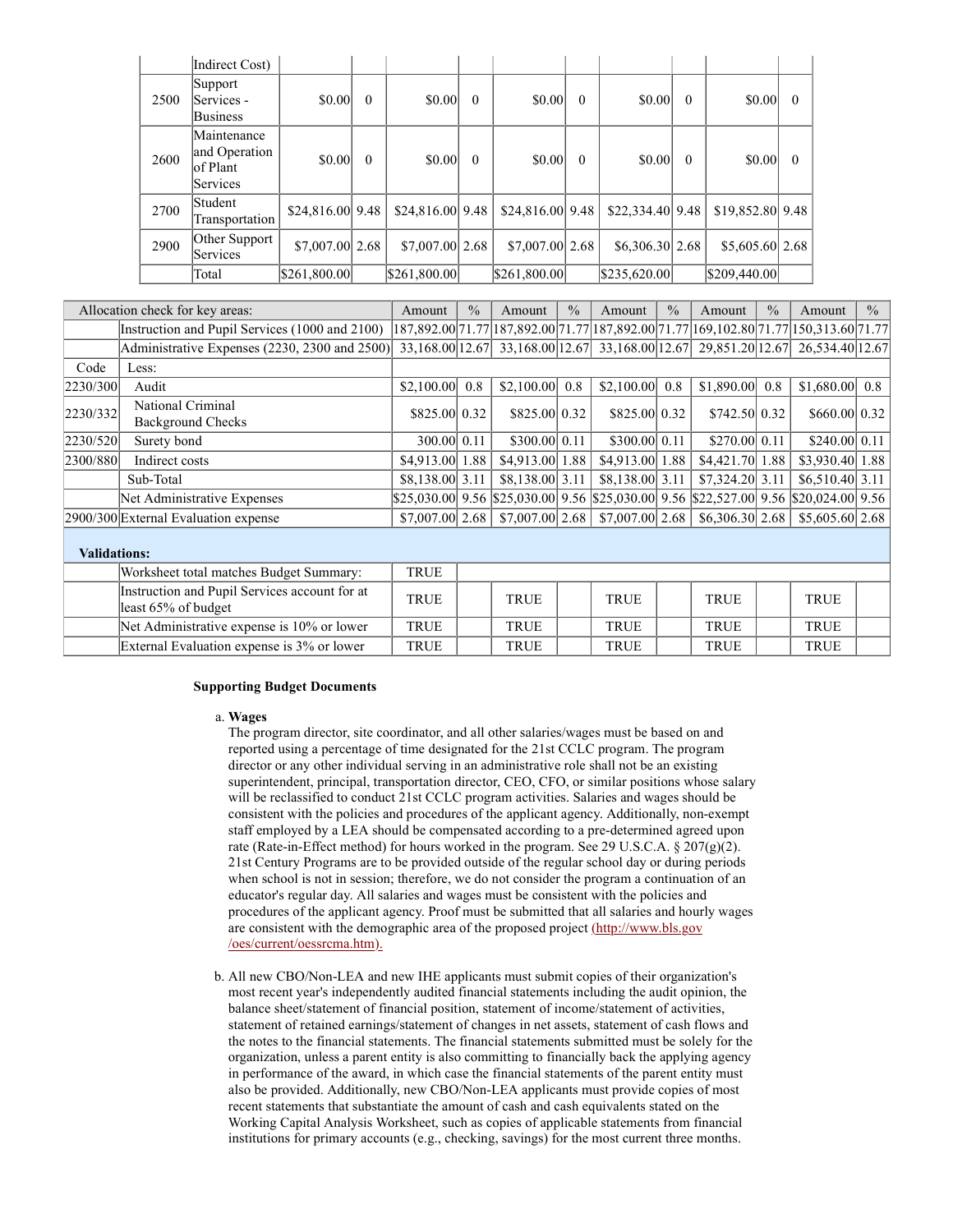| | Indirect Cost) | | | | | | | | | | |
|---|---|---|---|---|---|---|---|---|---|---|---|
| 2500 | Support Services - Business | $0.00 | 0 | $0.00 | 0 | $0.00 | 0 | $0.00 | 0 | $0.00 | 0 |
| 2600 | Maintenance and Operation of Plant Services | $0.00 | 0 | $0.00 | 0 | $0.00 | 0 | $0.00 | 0 | $0.00 | 0 |
| 2700 | Student Transportation | $24,816.00 | 9.48 | $24,816.00 | 9.48 | $24,816.00 | 9.48 | $22,334.40 | 9.48 | $19,852.80 | 9.48 |
| 2900 | Other Support Services | $7,007.00 | 2.68 | $7,007.00 | 2.68 | $7,007.00 | 2.68 | $6,306.30 | 2.68 | $5,605.60 | 2.68 |
| | Total | $261,800.00 | | $261,800.00 | | $261,800.00 | | $235,620.00 | | $209,440.00 | |

| Allocation check for key areas: | | Amount | % | Amount | % | Amount | % | Amount | % | Amount | % |
|---|---|---|---|---|---|---|---|---|---|---|---|
| | Instruction and Pupil Services (1000 and 2100) | 187,892.00 | 71.77 | 187,892.00 | 71.77 | 187,892.00 | 71.77 | 169,102.80 | 71.77 | 150,313.60 | 71.77 |
| | Administrative Expenses (2230, 2300 and 2500) | 33,168.00 | 12.67 | 33,168.00 | 12.67 | 33,168.00 | 12.67 | 29,851.20 | 12.67 | 26,534.40 | 12.67 |
| Code | Less: | | | | | | | | | | |
| 2230/300 | Audit | $2,100.00 | 0.8 | $2,100.00 | 0.8 | $2,100.00 | 0.8 | $1,890.00 | 0.8 | $1,680.00 | 0.8 |
| 2230/332 | National Criminal Background Checks | $825.00 | 0.32 | $825.00 | 0.32 | $825.00 | 0.32 | $742.50 | 0.32 | $660.00 | 0.32 |
| 2230/520 | Surety bond | 300.00 | 0.11 | $300.00 | 0.11 | $300.00 | 0.11 | $270.00 | 0.11 | $240.00 | 0.11 |
| 2300/880 | Indirect costs | $4,913.00 | 1.88 | $4,913.00 | 1.88 | $4,913.00 | 1.88 | $4,421.70 | 1.88 | $3,930.40 | 1.88 |
| | Sub-Total | $8,138.00 | 3.11 | $8,138.00 | 3.11 | $8,138.00 | 3.11 | $7,324.20 | 3.11 | $6,510.40 | 3.11 |
| | Net Administrative Expenses | $25,030.00 | 9.56 | $25,030.00 | 9.56 | $25,030.00 | 9.56 | $22,527.00 | 9.56 | $20,024.00 | 9.56 |
| 2900/300 | External Evaluation expense | $7,007.00 | 2.68 | $7,007.00 | 2.68 | $7,007.00 | 2.68 | $6,306.30 | 2.68 | $5,605.60 | 2.68 |

**Validations:**

| | | | | | | | | | | | |
|---|---|---|---|---|---|---|---|---|---|---|---|
| | Worksheet total matches Budget Summary: | TRUE | | | | | | | | | |
| | Instruction and Pupil Services account for at least 65% of budget | TRUE | | TRUE | | TRUE | | TRUE | | TRUE | |
| | Net Administrative expense is 10% or lower | TRUE | | TRUE | | TRUE | | TRUE | | TRUE | |
| | External Evaluation expense is 3% or lower | TRUE | | TRUE | | TRUE | | TRUE | | TRUE | |

**Supporting Budget Documents**

a. **Wages**
The program director, site coordinator, and all other salaries/wages must be based on and reported using a percentage of time designated for the 21st CCLC program. The program director or any other individual serving in an administrative role shall not be an existing superintendent, principal, transportation director, CEO, CFO, or similar positions whose salary will be reclassified to conduct 21st CCLC program activities. Salaries and wages should be consistent with the policies and procedures of the applicant agency. Additionally, non-exempt staff employed by a LEA should be compensated according to a pre-determined agreed upon rate (Rate-in-Effect method) for hours worked in the program. See 29 U.S.C.A. § 207(g)(2). 21st Century Programs are to be provided outside of the regular school day or during periods when school is not in session; therefore, we do not consider the program a continuation of an educator's regular day. All salaries and wages must be consistent with the policies and procedures of the applicant agency. Proof must be submitted that all salaries and hourly wages are consistent with the demographic area of the proposed project (http://www.bls.gov/oes/current/oessrcma.htm).

b. All new CBO/Non-LEA and new IHE applicants must submit copies of their organization's most recent year's independently audited financial statements including the audit opinion, the balance sheet/statement of financial position, statement of income/statement of activities, statement of retained earnings/statement of changes in net assets, statement of cash flows and the notes to the financial statements. The financial statements submitted must be solely for the organization, unless a parent entity is also committing to financially back the applying agency in performance of the award, in which case the financial statements of the parent entity must also be provided. Additionally, new CBO/Non-LEA applicants must provide copies of most recent statements that substantiate the amount of cash and cash equivalents stated on the Working Capital Analysis Worksheet, such as copies of applicable statements from financial institutions for primary accounts (e.g., checking, savings) for the most current three months.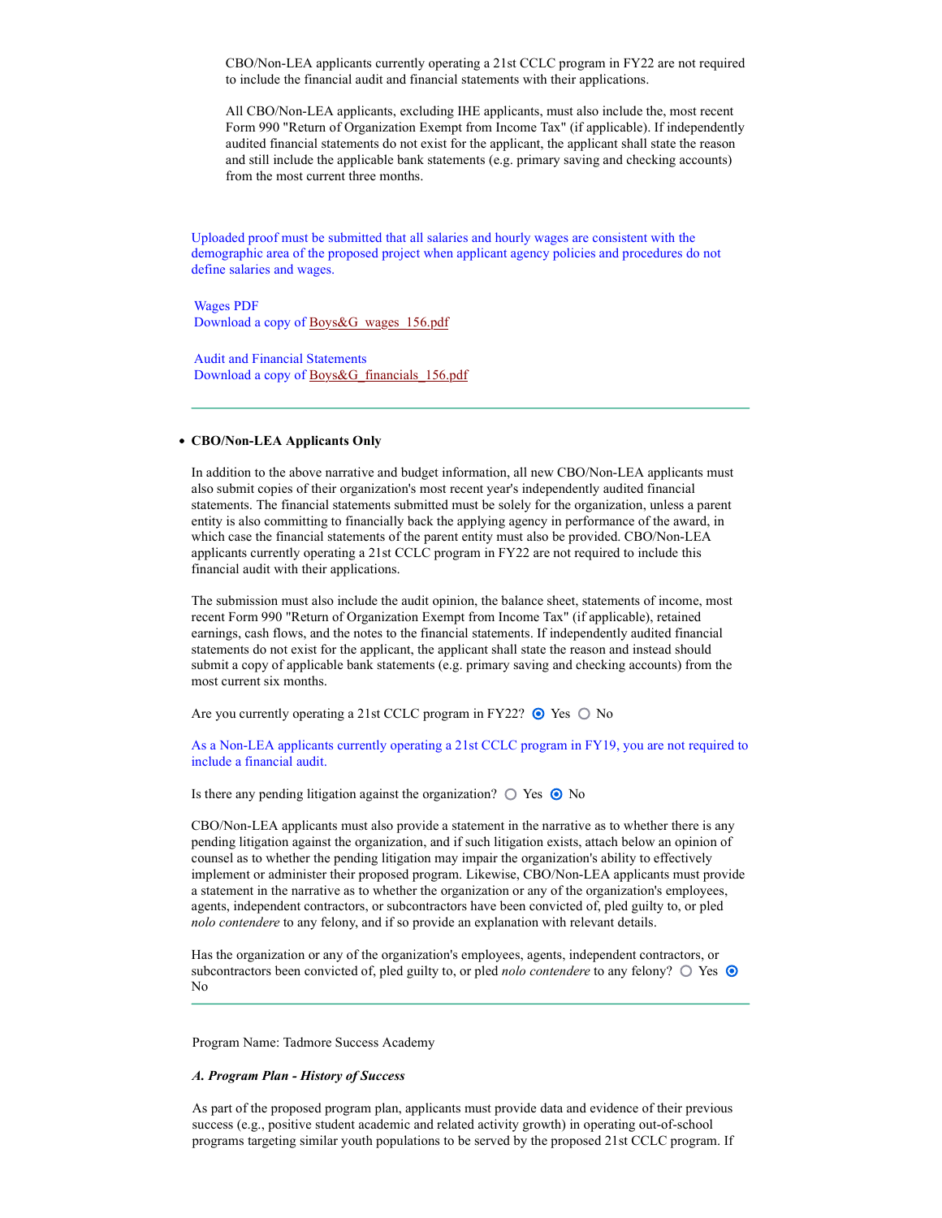CBO/Non-LEA applicants currently operating a 21st CCLC program in FY22 are not required to include the financial audit and financial statements with their applications.

All CBO/Non-LEA applicants, excluding IHE applicants, must also include the, most recent Form 990 "Return of Organization Exempt from Income Tax" (if applicable). If independently audited financial statements do not exist for the applicant, the applicant shall state the reason and still include the applicable bank statements (e.g. primary saving and checking accounts) from the most current three months.

Uploaded proof must be submitted that all salaries and hourly wages are consistent with the demographic area of the proposed project when applicant agency policies and procedures do not define salaries and wages.

Wages PDF
Download a copy of Boys&G_wages_156.pdf

Audit and Financial Statements
Download a copy of Boys&G_financials_156.pdf

---

- **CBO/Non-LEA Applicants Only**

In addition to the above narrative and budget information, all new CBO/Non-LEA applicants must also submit copies of their organization's most recent year's independently audited financial statements. The financial statements submitted must be solely for the organization, unless a parent entity is also committing to financially back the applying agency in performance of the award, in which case the financial statements of the parent entity must also be provided. CBO/Non-LEA applicants currently operating a 21st CCLC program in FY22 are not required to include this financial audit with their applications.

The submission must also include the audit opinion, the balance sheet, statements of income, most recent Form 990 "Return of Organization Exempt from Income Tax" (if applicable), retained earnings, cash flows, and the notes to the financial statements. If independently audited financial statements do not exist for the applicant, the applicant shall state the reason and instead should submit a copy of applicable bank statements (e.g. primary saving and checking accounts) from the most current six months.

Are you currently operating a 21st CCLC program in FY22? (●) Yes ( ) No

As a Non-LEA applicants currently operating a 21st CCLC program in FY19, you are not required to include a financial audit.

Is there any pending litigation against the organization? ( ) Yes (●) No

CBO/Non-LEA applicants must also provide a statement in the narrative as to whether there is any pending litigation against the organization, and if such litigation exists, attach below an opinion of counsel as to whether the pending litigation may impair the organization's ability to effectively implement or administer their proposed program. Likewise, CBO/Non-LEA applicants must provide a statement in the narrative as to whether the organization or any of the organization's employees, agents, independent contractors, or subcontractors have been convicted of, pled guilty to, or pled *nolo contendere* to any felony, and if so provide an explanation with relevant details.

Has the organization or any of the organization's employees, agents, independent contractors, or subcontractors been convicted of, pled guilty to, or pled *nolo contendere* to any felony? ( ) Yes (●) No

---

Program Name: Tadmore Success Academy

***A. Program Plan - History of Success***

As part of the proposed program plan, applicants must provide data and evidence of their previous success (e.g., positive student academic and related activity growth) in operating out-of-school programs targeting similar youth populations to be served by the proposed 21st CCLC program. If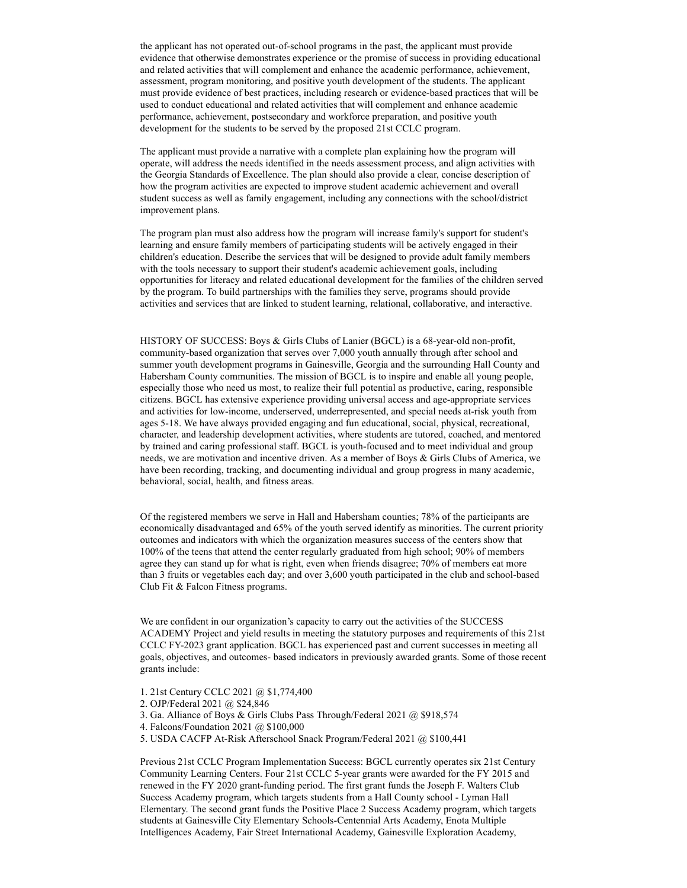the applicant has not operated out-of-school programs in the past, the applicant must provide evidence that otherwise demonstrates experience or the promise of success in providing educational and related activities that will complement and enhance the academic performance, achievement, assessment, program monitoring, and positive youth development of the students. The applicant must provide evidence of best practices, including research or evidence-based practices that will be used to conduct educational and related activities that will complement and enhance academic performance, achievement, postsecondary and workforce preparation, and positive youth development for the students to be served by the proposed 21st CCLC program.

The applicant must provide a narrative with a complete plan explaining how the program will operate, will address the needs identified in the needs assessment process, and align activities with the Georgia Standards of Excellence. The plan should also provide a clear, concise description of how the program activities are expected to improve student academic achievement and overall student success as well as family engagement, including any connections with the school/district improvement plans.

The program plan must also address how the program will increase family's support for student's learning and ensure family members of participating students will be actively engaged in their children's education. Describe the services that will be designed to provide adult family members with the tools necessary to support their student's academic achievement goals, including opportunities for literacy and related educational development for the families of the children served by the program. To build partnerships with the families they serve, programs should provide activities and services that are linked to student learning, relational, collaborative, and interactive.

HISTORY OF SUCCESS: Boys & Girls Clubs of Lanier (BGCL) is a 68-year-old non-profit, community-based organization that serves over 7,000 youth annually through after school and summer youth development programs in Gainesville, Georgia and the surrounding Hall County and Habersham County communities. The mission of BGCL is to inspire and enable all young people, especially those who need us most, to realize their full potential as productive, caring, responsible citizens. BGCL has extensive experience providing universal access and age-appropriate services and activities for low-income, underserved, underrepresented, and special needs at-risk youth from ages 5-18. We have always provided engaging and fun educational, social, physical, recreational, character, and leadership development activities, where students are tutored, coached, and mentored by trained and caring professional staff. BGCL is youth-focused and to meet individual and group needs, we are motivation and incentive driven. As a member of Boys & Girls Clubs of America, we have been recording, tracking, and documenting individual and group progress in many academic, behavioral, social, health, and fitness areas.

Of the registered members we serve in Hall and Habersham counties; 78% of the participants are economically disadvantaged and 65% of the youth served identify as minorities. The current priority outcomes and indicators with which the organization measures success of the centers show that 100% of the teens that attend the center regularly graduated from high school; 90% of members agree they can stand up for what is right, even when friends disagree; 70% of members eat more than 3 fruits or vegetables each day; and over 3,600 youth participated in the club and school-based Club Fit & Falcon Fitness programs.

We are confident in our organization's capacity to carry out the activities of the SUCCESS ACADEMY Project and yield results in meeting the statutory purposes and requirements of this 21st CCLC FY-2023 grant application. BGCL has experienced past and current successes in meeting all goals, objectives, and outcomes- based indicators in previously awarded grants. Some of those recent grants include:

1. 21st Century CCLC 2021 @ $1,774,400
2. OJP/Federal 2021 @ $24,846
3. Ga. Alliance of Boys & Girls Clubs Pass Through/Federal 2021 @ $918,574
4. Falcons/Foundation 2021 @ $100,000
5. USDA CACFP At-Risk Afterschool Snack Program/Federal 2021 @ $100,441

Previous 21st CCLC Program Implementation Success: BGCL currently operates six 21st Century Community Learning Centers. Four 21st CCLC 5-year grants were awarded for the FY 2015 and renewed in the FY 2020 grant-funding period. The first grant funds the Joseph F. Walters Club Success Academy program, which targets students from a Hall County school - Lyman Hall Elementary. The second grant funds the Positive Place 2 Success Academy program, which targets students at Gainesville City Elementary Schools-Centennial Arts Academy, Enota Multiple Intelligences Academy, Fair Street International Academy, Gainesville Exploration Academy,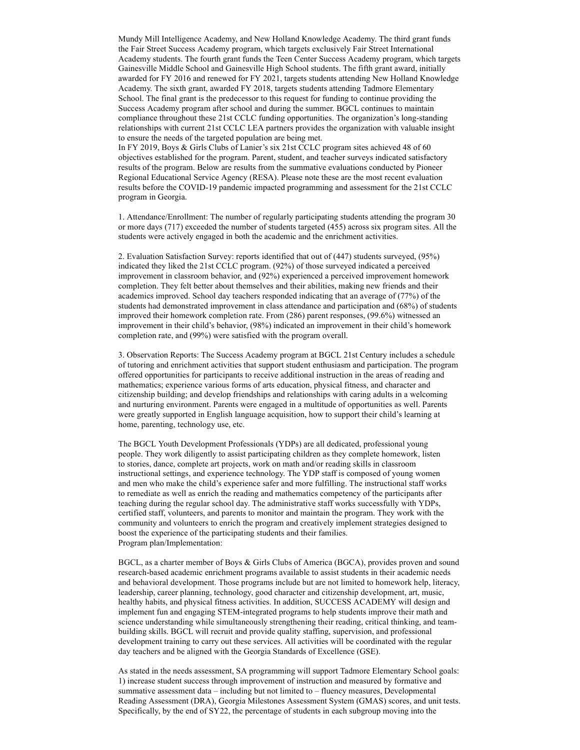Mundy Mill Intelligence Academy, and New Holland Knowledge Academy. The third grant funds the Fair Street Success Academy program, which targets exclusively Fair Street International Academy students. The fourth grant funds the Teen Center Success Academy program, which targets Gainesville Middle School and Gainesville High School students. The fifth grant award, initially awarded for FY 2016 and renewed for FY 2021, targets students attending New Holland Knowledge Academy. The sixth grant, awarded FY 2018, targets students attending Tadmore Elementary School. The final grant is the predecessor to this request for funding to continue providing the Success Academy program after school and during the summer. BGCL continues to maintain compliance throughout these 21st CCLC funding opportunities. The organization's long-standing relationships with current 21st CCLC LEA partners provides the organization with valuable insight to ensure the needs of the targeted population are being met.

In FY 2019, Boys & Girls Clubs of Lanier's six 21st CCLC program sites achieved 48 of 60 objectives established for the program. Parent, student, and teacher surveys indicated satisfactory results of the program. Below are results from the summative evaluations conducted by Pioneer Regional Educational Service Agency (RESA). Please note these are the most recent evaluation results before the COVID-19 pandemic impacted programming and assessment for the 21st CCLC program in Georgia.

1. Attendance/Enrollment: The number of regularly participating students attending the program 30 or more days (717) exceeded the number of students targeted (455) across six program sites. All the students were actively engaged in both the academic and the enrichment activities.

2. Evaluation Satisfaction Survey: reports identified that out of (447) students surveyed, (95%) indicated they liked the 21st CCLC program. (92%) of those surveyed indicated a perceived improvement in classroom behavior, and (92%) experienced a perceived improvement homework completion. They felt better about themselves and their abilities, making new friends and their academics improved. School day teachers responded indicating that an average of (77%) of the students had demonstrated improvement in class attendance and participation and (68%) of students improved their homework completion rate. From (286) parent responses, (99.6%) witnessed an improvement in their child's behavior, (98%) indicated an improvement in their child's homework completion rate, and (99%) were satisfied with the program overall.

3. Observation Reports: The Success Academy program at BGCL 21st Century includes a schedule of tutoring and enrichment activities that support student enthusiasm and participation. The program offered opportunities for participants to receive additional instruction in the areas of reading and mathematics; experience various forms of arts education, physical fitness, and character and citizenship building; and develop friendships and relationships with caring adults in a welcoming and nurturing environment. Parents were engaged in a multitude of opportunities as well. Parents were greatly supported in English language acquisition, how to support their child's learning at home, parenting, technology use, etc.

The BGCL Youth Development Professionals (YDPs) are all dedicated, professional young people. They work diligently to assist participating children as they complete homework, listen to stories, dance, complete art projects, work on math and/or reading skills in classroom instructional settings, and experience technology. The YDP staff is composed of young women and men who make the child's experience safer and more fulfilling. The instructional staff works to remediate as well as enrich the reading and mathematics competency of the participants after teaching during the regular school day. The administrative staff works successfully with YDPs, certified staff, volunteers, and parents to monitor and maintain the program. They work with the community and volunteers to enrich the program and creatively implement strategies designed to boost the experience of the participating students and their families.

Program plan/Implementation:

BGCL, as a charter member of Boys & Girls Clubs of America (BGCA), provides proven and sound research-based academic enrichment programs available to assist students in their academic needs and behavioral development. Those programs include but are not limited to homework help, literacy, leadership, career planning, technology, good character and citizenship development, art, music, healthy habits, and physical fitness activities. In addition, SUCCESS ACADEMY will design and implement fun and engaging STEM-integrated programs to help students improve their math and science understanding while simultaneously strengthening their reading, critical thinking, and team-building skills. BGCL will recruit and provide quality staffing, supervision, and professional development training to carry out these services. All activities will be coordinated with the regular day teachers and be aligned with the Georgia Standards of Excellence (GSE).

As stated in the needs assessment, SA programming will support Tadmore Elementary School goals: 1) increase student success through improvement of instruction and measured by formative and summative assessment data – including but not limited to – fluency measures, Developmental Reading Assessment (DRA), Georgia Milestones Assessment System (GMAS) scores, and unit tests. Specifically, by the end of SY22, the percentage of students in each subgroup moving into the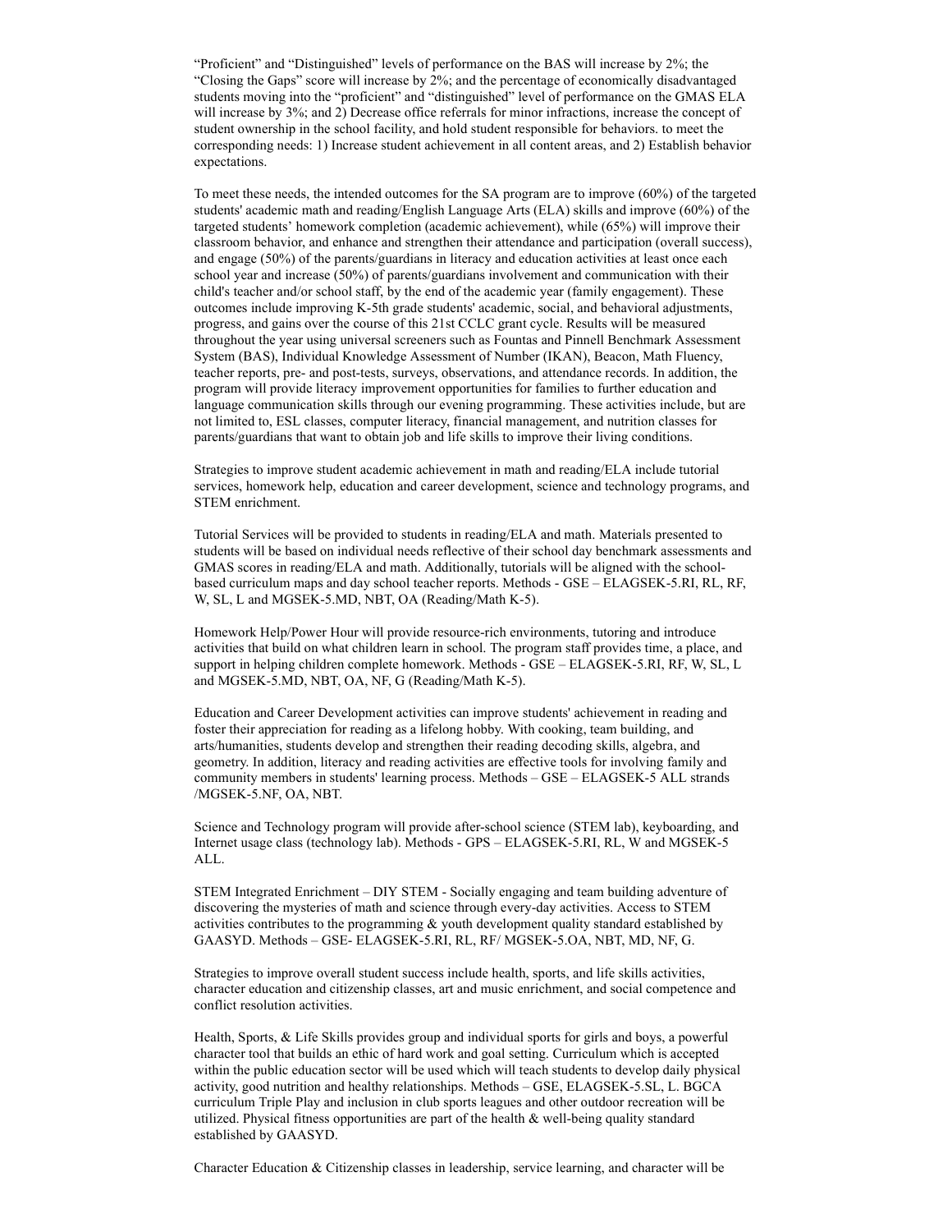"Proficient" and "Distinguished" levels of performance on the BAS will increase by 2%; the "Closing the Gaps" score will increase by 2%; and the percentage of economically disadvantaged students moving into the "proficient" and "distinguished" level of performance on the GMAS ELA will increase by 3%; and 2) Decrease office referrals for minor infractions, increase the concept of student ownership in the school facility, and hold student responsible for behaviors. to meet the corresponding needs: 1) Increase student achievement in all content areas, and 2) Establish behavior expectations.

To meet these needs, the intended outcomes for the SA program are to improve (60%) of the targeted students' academic math and reading/English Language Arts (ELA) skills and improve (60%) of the targeted students' homework completion (academic achievement), while (65%) will improve their classroom behavior, and enhance and strengthen their attendance and participation (overall success), and engage (50%) of the parents/guardians in literacy and education activities at least once each school year and increase (50%) of parents/guardians involvement and communication with their child's teacher and/or school staff, by the end of the academic year (family engagement). These outcomes include improving K-5th grade students' academic, social, and behavioral adjustments, progress, and gains over the course of this 21st CCLC grant cycle. Results will be measured throughout the year using universal screeners such as Fountas and Pinnell Benchmark Assessment System (BAS), Individual Knowledge Assessment of Number (IKAN), Beacon, Math Fluency, teacher reports, pre- and post-tests, surveys, observations, and attendance records. In addition, the program will provide literacy improvement opportunities for families to further education and language communication skills through our evening programming. These activities include, but are not limited to, ESL classes, computer literacy, financial management, and nutrition classes for parents/guardians that want to obtain job and life skills to improve their living conditions.

Strategies to improve student academic achievement in math and reading/ELA include tutorial services, homework help, education and career development, science and technology programs, and STEM enrichment.

Tutorial Services will be provided to students in reading/ELA and math. Materials presented to students will be based on individual needs reflective of their school day benchmark assessments and GMAS scores in reading/ELA and math. Additionally, tutorials will be aligned with the school-based curriculum maps and day school teacher reports. Methods - GSE – ELAGSEK-5.RI, RL, RF, W, SL, L and MGSEK-5.MD, NBT, OA (Reading/Math K-5).

Homework Help/Power Hour will provide resource-rich environments, tutoring and introduce activities that build on what children learn in school. The program staff provides time, a place, and support in helping children complete homework. Methods - GSE – ELAGSEK-5.RI, RF, W, SL, L and MGSEK-5.MD, NBT, OA, NF, G (Reading/Math K-5).

Education and Career Development activities can improve students' achievement in reading and foster their appreciation for reading as a lifelong hobby. With cooking, team building, and arts/humanities, students develop and strengthen their reading decoding skills, algebra, and geometry. In addition, literacy and reading activities are effective tools for involving family and community members in students' learning process. Methods – GSE – ELAGSEK-5 ALL strands /MGSEK-5.NF, OA, NBT.

Science and Technology program will provide after-school science (STEM lab), keyboarding, and Internet usage class (technology lab). Methods - GPS – ELAGSEK-5.RI, RL, W and MGSEK-5 ALL.

STEM Integrated Enrichment – DIY STEM - Socially engaging and team building adventure of discovering the mysteries of math and science through every-day activities. Access to STEM activities contributes to the programming & youth development quality standard established by GAASYD. Methods – GSE- ELAGSEK-5.RI, RL, RF/ MGSEK-5.OA, NBT, MD, NF, G.

Strategies to improve overall student success include health, sports, and life skills activities, character education and citizenship classes, art and music enrichment, and social competence and conflict resolution activities.

Health, Sports, & Life Skills provides group and individual sports for girls and boys, a powerful character tool that builds an ethic of hard work and goal setting. Curriculum which is accepted within the public education sector will be used which will teach students to develop daily physical activity, good nutrition and healthy relationships. Methods – GSE, ELAGSEK-5.SL, L. BGCA curriculum Triple Play and inclusion in club sports leagues and other outdoor recreation will be utilized. Physical fitness opportunities are part of the health & well-being quality standard established by GAASYD.

Character Education & Citizenship classes in leadership, service learning, and character will be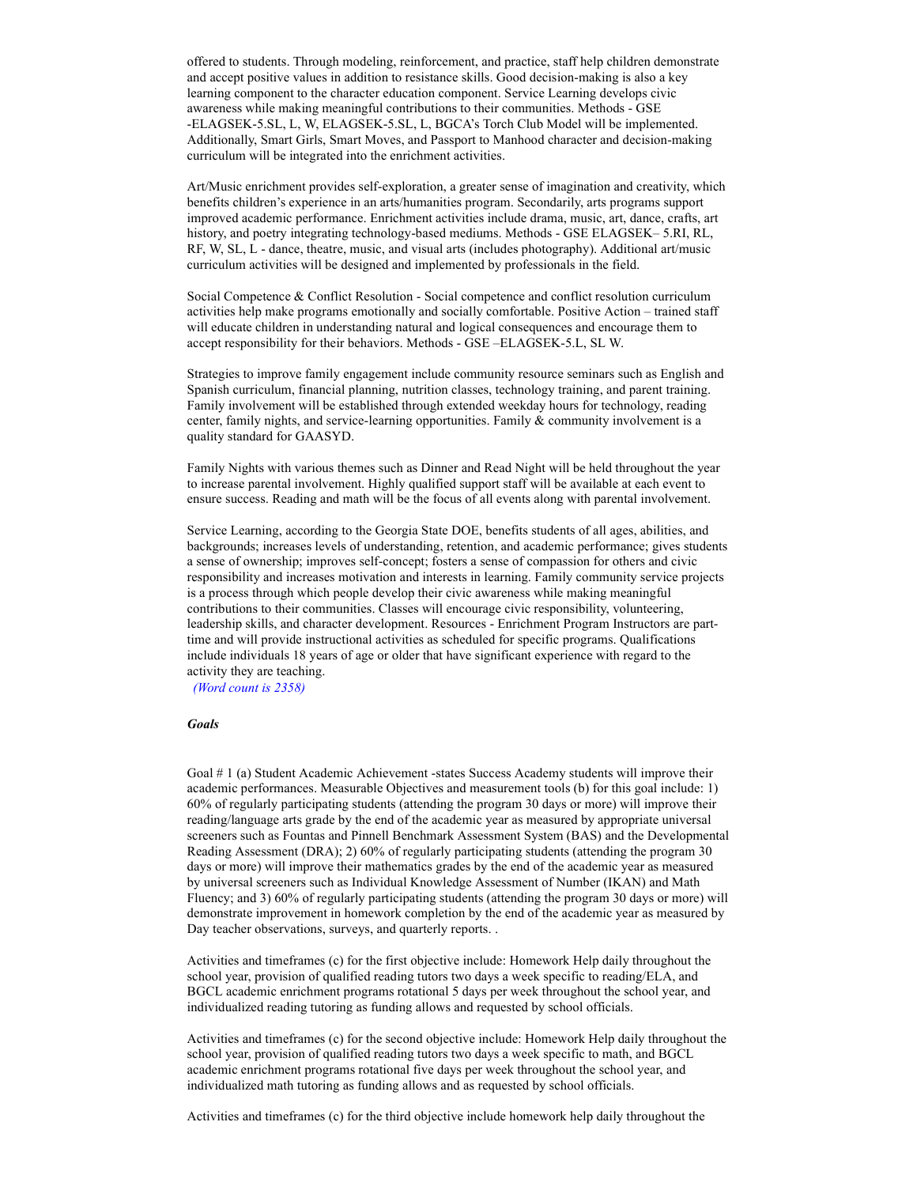offered to students. Through modeling, reinforcement, and practice, staff help children demonstrate and accept positive values in addition to resistance skills. Good decision-making is also a key learning component to the character education component. Service Learning develops civic awareness while making meaningful contributions to their communities. Methods - GSE -ELAGSEK-5.SL, L, W, ELAGSEK-5.SL, L, BGCA's Torch Club Model will be implemented. Additionally, Smart Girls, Smart Moves, and Passport to Manhood character and decision-making curriculum will be integrated into the enrichment activities.

Art/Music enrichment provides self-exploration, a greater sense of imagination and creativity, which benefits children's experience in an arts/humanities program. Secondarily, arts programs support improved academic performance. Enrichment activities include drama, music, art, dance, crafts, art history, and poetry integrating technology-based mediums. Methods - GSE ELAGSEK– 5.RI, RL, RF, W, SL, L - dance, theatre, music, and visual arts (includes photography). Additional art/music curriculum activities will be designed and implemented by professionals in the field.

Social Competence & Conflict Resolution - Social competence and conflict resolution curriculum activities help make programs emotionally and socially comfortable. Positive Action – trained staff will educate children in understanding natural and logical consequences and encourage them to accept responsibility for their behaviors. Methods - GSE –ELAGSEK-5.L, SL W.

Strategies to improve family engagement include community resource seminars such as English and Spanish curriculum, financial planning, nutrition classes, technology training, and parent training. Family involvement will be established through extended weekday hours for technology, reading center, family nights, and service-learning opportunities. Family & community involvement is a quality standard for GAASYD.

Family Nights with various themes such as Dinner and Read Night will be held throughout the year to increase parental involvement. Highly qualified support staff will be available at each event to ensure success. Reading and math will be the focus of all events along with parental involvement.

Service Learning, according to the Georgia State DOE, benefits students of all ages, abilities, and backgrounds; increases levels of understanding, retention, and academic performance; gives students a sense of ownership; improves self-concept; fosters a sense of compassion for others and civic responsibility and increases motivation and interests in learning. Family community service projects is a process through which people develop their civic awareness while making meaningful contributions to their communities. Classes will encourage civic responsibility, volunteering, leadership skills, and character development. Resources - Enrichment Program Instructors are part-time and will provide instructional activities as scheduled for specific programs. Qualifications include individuals 18 years of age or older that have significant experience with regard to the activity they are teaching.

*(Word count is 2358)*

***Goals***

Goal # 1 (a) Student Academic Achievement -states Success Academy students will improve their academic performances. Measurable Objectives and measurement tools (b) for this goal include: 1) 60% of regularly participating students (attending the program 30 days or more) will improve their reading/language arts grade by the end of the academic year as measured by appropriate universal screeners such as Fountas and Pinnell Benchmark Assessment System (BAS) and the Developmental Reading Assessment (DRA); 2) 60% of regularly participating students (attending the program 30 days or more) will improve their mathematics grades by the end of the academic year as measured by universal screeners such as Individual Knowledge Assessment of Number (IKAN) and Math Fluency; and 3) 60% of regularly participating students (attending the program 30 days or more) will demonstrate improvement in homework completion by the end of the academic year as measured by Day teacher observations, surveys, and quarterly reports. .

Activities and timeframes (c) for the first objective include: Homework Help daily throughout the school year, provision of qualified reading tutors two days a week specific to reading/ELA, and BGCL academic enrichment programs rotational 5 days per week throughout the school year, and individualized reading tutoring as funding allows and requested by school officials.

Activities and timeframes (c) for the second objective include: Homework Help daily throughout the school year, provision of qualified reading tutors two days a week specific to math, and BGCL academic enrichment programs rotational five days per week throughout the school year, and individualized math tutoring as funding allows and as requested by school officials.

Activities and timeframes (c) for the third objective include homework help daily throughout the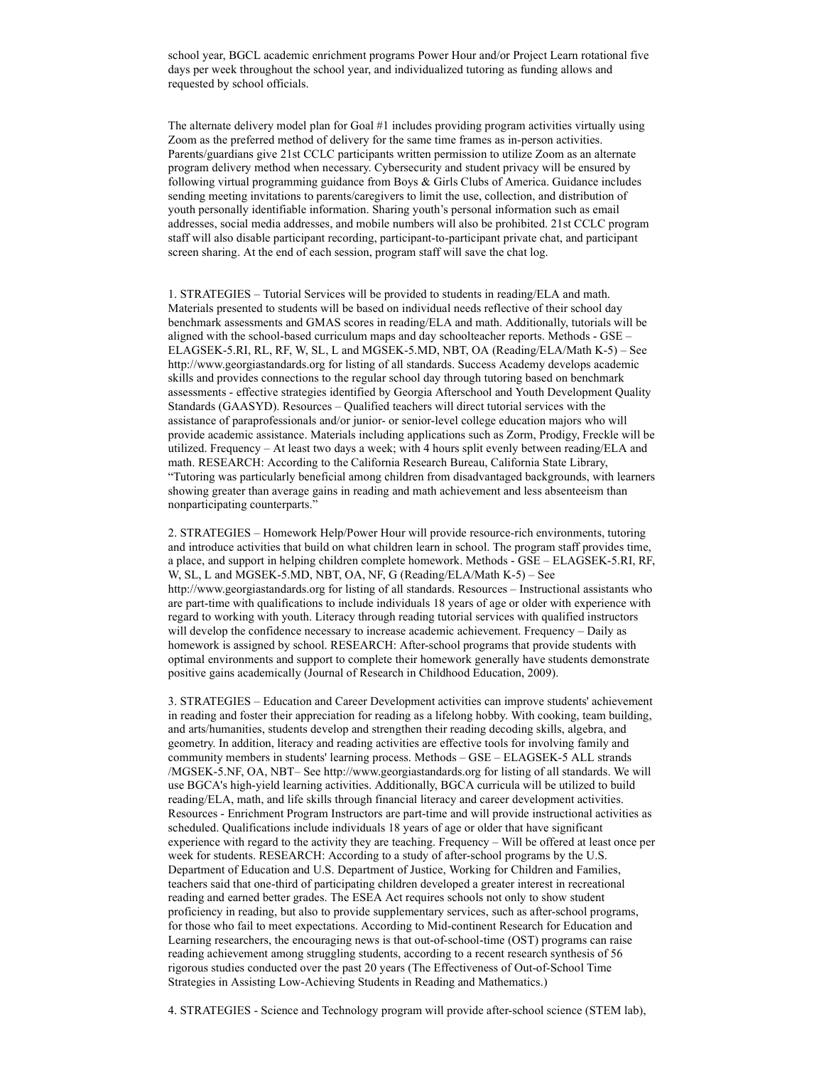school year, BGCL academic enrichment programs Power Hour and/or Project Learn rotational five days per week throughout the school year, and individualized tutoring as funding allows and requested by school officials.

The alternate delivery model plan for Goal #1 includes providing program activities virtually using Zoom as the preferred method of delivery for the same time frames as in-person activities. Parents/guardians give 21st CCLC participants written permission to utilize Zoom as an alternate program delivery method when necessary. Cybersecurity and student privacy will be ensured by following virtual programming guidance from Boys & Girls Clubs of America. Guidance includes sending meeting invitations to parents/caregivers to limit the use, collection, and distribution of youth personally identifiable information. Sharing youth's personal information such as email addresses, social media addresses, and mobile numbers will also be prohibited. 21st CCLC program staff will also disable participant recording, participant-to-participant private chat, and participant screen sharing. At the end of each session, program staff will save the chat log.

1. STRATEGIES – Tutorial Services will be provided to students in reading/ELA and math. Materials presented to students will be based on individual needs reflective of their school day benchmark assessments and GMAS scores in reading/ELA and math. Additionally, tutorials will be aligned with the school-based curriculum maps and day schoolteacher reports. Methods - GSE – ELAGSEK-5.RI, RL, RF, W, SL, L and MGSEK-5.MD, NBT, OA (Reading/ELA/Math K-5) – See http://www.georgiastandards.org for listing of all standards. Success Academy develops academic skills and provides connections to the regular school day through tutoring based on benchmark assessments - effective strategies identified by Georgia Afterschool and Youth Development Quality Standards (GAASYD). Resources – Qualified teachers will direct tutorial services with the assistance of paraprofessionals and/or junior- or senior-level college education majors who will provide academic assistance. Materials including applications such as Zorm, Prodigy, Freckle will be utilized. Frequency – At least two days a week; with 4 hours split evenly between reading/ELA and math. RESEARCH: According to the California Research Bureau, California State Library, "Tutoring was particularly beneficial among children from disadvantaged backgrounds, with learners showing greater than average gains in reading and math achievement and less absenteeism than nonparticipating counterparts."

2. STRATEGIES – Homework Help/Power Hour will provide resource-rich environments, tutoring and introduce activities that build on what children learn in school. The program staff provides time, a place, and support in helping children complete homework. Methods - GSE – ELAGSEK-5.RI, RF, W, SL, L and MGSEK-5.MD, NBT, OA, NF, G (Reading/ELA/Math K-5) – See http://www.georgiastandards.org for listing of all standards. Resources – Instructional assistants who are part-time with qualifications to include individuals 18 years of age or older with experience with regard to working with youth. Literacy through reading tutorial services with qualified instructors will develop the confidence necessary to increase academic achievement. Frequency – Daily as homework is assigned by school. RESEARCH: After-school programs that provide students with optimal environments and support to complete their homework generally have students demonstrate positive gains academically (Journal of Research in Childhood Education, 2009).

3. STRATEGIES – Education and Career Development activities can improve students' achievement in reading and foster their appreciation for reading as a lifelong hobby. With cooking, team building, and arts/humanities, students develop and strengthen their reading decoding skills, algebra, and geometry. In addition, literacy and reading activities are effective tools for involving family and community members in students' learning process. Methods – GSE – ELAGSEK-5 ALL strands /MGSEK-5.NF, OA, NBT– See http://www.georgiastandards.org for listing of all standards. We will use BGCA's high-yield learning activities. Additionally, BGCA curricula will be utilized to build reading/ELA, math, and life skills through financial literacy and career development activities. Resources - Enrichment Program Instructors are part-time and will provide instructional activities as scheduled. Qualifications include individuals 18 years of age or older that have significant experience with regard to the activity they are teaching. Frequency – Will be offered at least once per week for students. RESEARCH: According to a study of after-school programs by the U.S. Department of Education and U.S. Department of Justice, Working for Children and Families, teachers said that one-third of participating children developed a greater interest in recreational reading and earned better grades. The ESEA Act requires schools not only to show student proficiency in reading, but also to provide supplementary services, such as after-school programs, for those who fail to meet expectations. According to Mid-continent Research for Education and Learning researchers, the encouraging news is that out-of-school-time (OST) programs can raise reading achievement among struggling students, according to a recent research synthesis of 56 rigorous studies conducted over the past 20 years (The Effectiveness of Out-of-School Time Strategies in Assisting Low-Achieving Students in Reading and Mathematics.)

4. STRATEGIES - Science and Technology program will provide after-school science (STEM lab),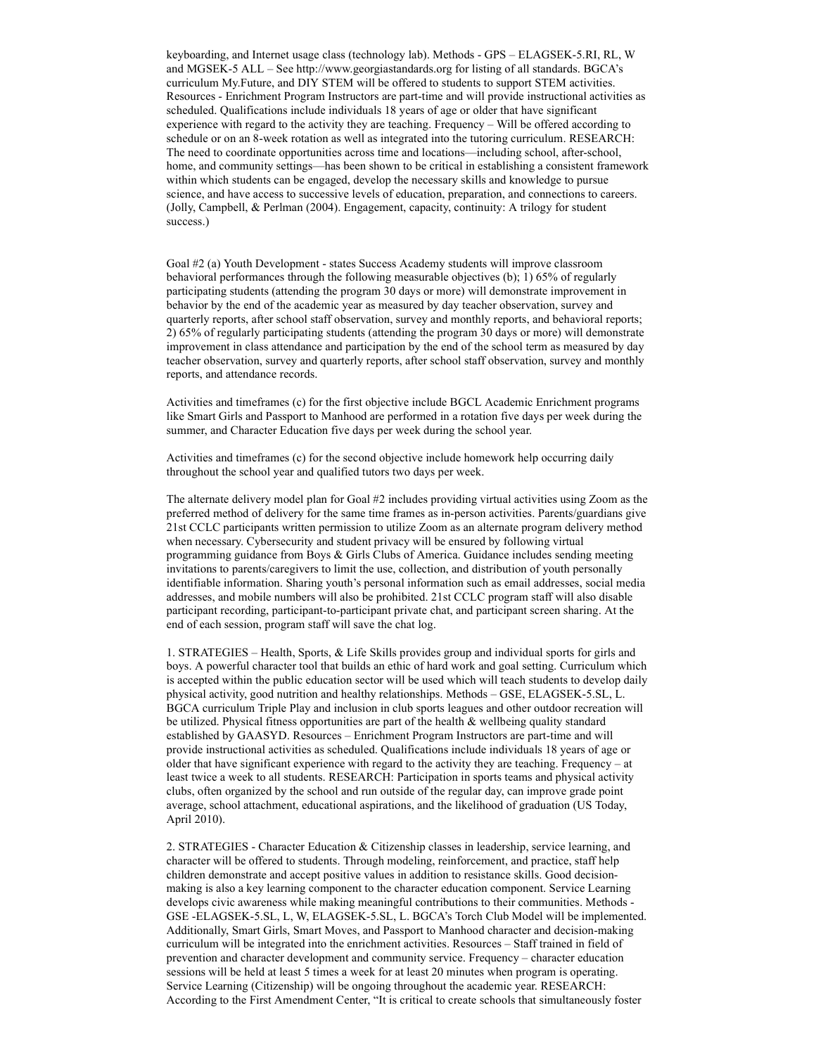keyboarding, and Internet usage class (technology lab). Methods - GPS – ELAGSEK-5.RI, RL, W and MGSEK-5 ALL – See http://www.georgiastandards.org for listing of all standards. BGCA's curriculum My.Future, and DIY STEM will be offered to students to support STEM activities. Resources - Enrichment Program Instructors are part-time and will provide instructional activities as scheduled. Qualifications include individuals 18 years of age or older that have significant experience with regard to the activity they are teaching. Frequency – Will be offered according to schedule or on an 8-week rotation as well as integrated into the tutoring curriculum. RESEARCH: The need to coordinate opportunities across time and locations—including school, after-school, home, and community settings—has been shown to be critical in establishing a consistent framework within which students can be engaged, develop the necessary skills and knowledge to pursue science, and have access to successive levels of education, preparation, and connections to careers. (Jolly, Campbell, & Perlman (2004). Engagement, capacity, continuity: A trilogy for student success.)

Goal #2 (a) Youth Development - states Success Academy students will improve classroom behavioral performances through the following measurable objectives (b); 1) 65% of regularly participating students (attending the program 30 days or more) will demonstrate improvement in behavior by the end of the academic year as measured by day teacher observation, survey and quarterly reports, after school staff observation, survey and monthly reports, and behavioral reports; 2) 65% of regularly participating students (attending the program 30 days or more) will demonstrate improvement in class attendance and participation by the end of the school term as measured by day teacher observation, survey and quarterly reports, after school staff observation, survey and monthly reports, and attendance records.

Activities and timeframes (c) for the first objective include BGCL Academic Enrichment programs like Smart Girls and Passport to Manhood are performed in a rotation five days per week during the summer, and Character Education five days per week during the school year.

Activities and timeframes (c) for the second objective include homework help occurring daily throughout the school year and qualified tutors two days per week.

The alternate delivery model plan for Goal #2 includes providing virtual activities using Zoom as the preferred method of delivery for the same time frames as in-person activities. Parents/guardians give 21st CCLC participants written permission to utilize Zoom as an alternate program delivery method when necessary. Cybersecurity and student privacy will be ensured by following virtual programming guidance from Boys & Girls Clubs of America. Guidance includes sending meeting invitations to parents/caregivers to limit the use, collection, and distribution of youth personally identifiable information. Sharing youth's personal information such as email addresses, social media addresses, and mobile numbers will also be prohibited. 21st CCLC program staff will also disable participant recording, participant-to-participant private chat, and participant screen sharing. At the end of each session, program staff will save the chat log.

1. STRATEGIES – Health, Sports, & Life Skills provides group and individual sports for girls and boys. A powerful character tool that builds an ethic of hard work and goal setting. Curriculum which is accepted within the public education sector will be used which will teach students to develop daily physical activity, good nutrition and healthy relationships. Methods – GSE, ELAGSEK-5.SL, L. BGCA curriculum Triple Play and inclusion in club sports leagues and other outdoor recreation will be utilized. Physical fitness opportunities are part of the health & wellbeing quality standard established by GAASYD. Resources – Enrichment Program Instructors are part-time and will provide instructional activities as scheduled. Qualifications include individuals 18 years of age or older that have significant experience with regard to the activity they are teaching. Frequency – at least twice a week to all students. RESEARCH: Participation in sports teams and physical activity clubs, often organized by the school and run outside of the regular day, can improve grade point average, school attachment, educational aspirations, and the likelihood of graduation (US Today, April 2010).

2. STRATEGIES - Character Education & Citizenship classes in leadership, service learning, and character will be offered to students. Through modeling, reinforcement, and practice, staff help children demonstrate and accept positive values in addition to resistance skills. Good decision-making is also a key learning component to the character education component. Service Learning develops civic awareness while making meaningful contributions to their communities. Methods - GSE -ELAGSEK-5.SL, L, W, ELAGSEK-5.SL, L. BGCA's Torch Club Model will be implemented. Additionally, Smart Girls, Smart Moves, and Passport to Manhood character and decision-making curriculum will be integrated into the enrichment activities. Resources – Staff trained in field of prevention and character development and community service. Frequency – character education sessions will be held at least 5 times a week for at least 20 minutes when program is operating. Service Learning (Citizenship) will be ongoing throughout the academic year. RESEARCH: According to the First Amendment Center, "It is critical to create schools that simultaneously foster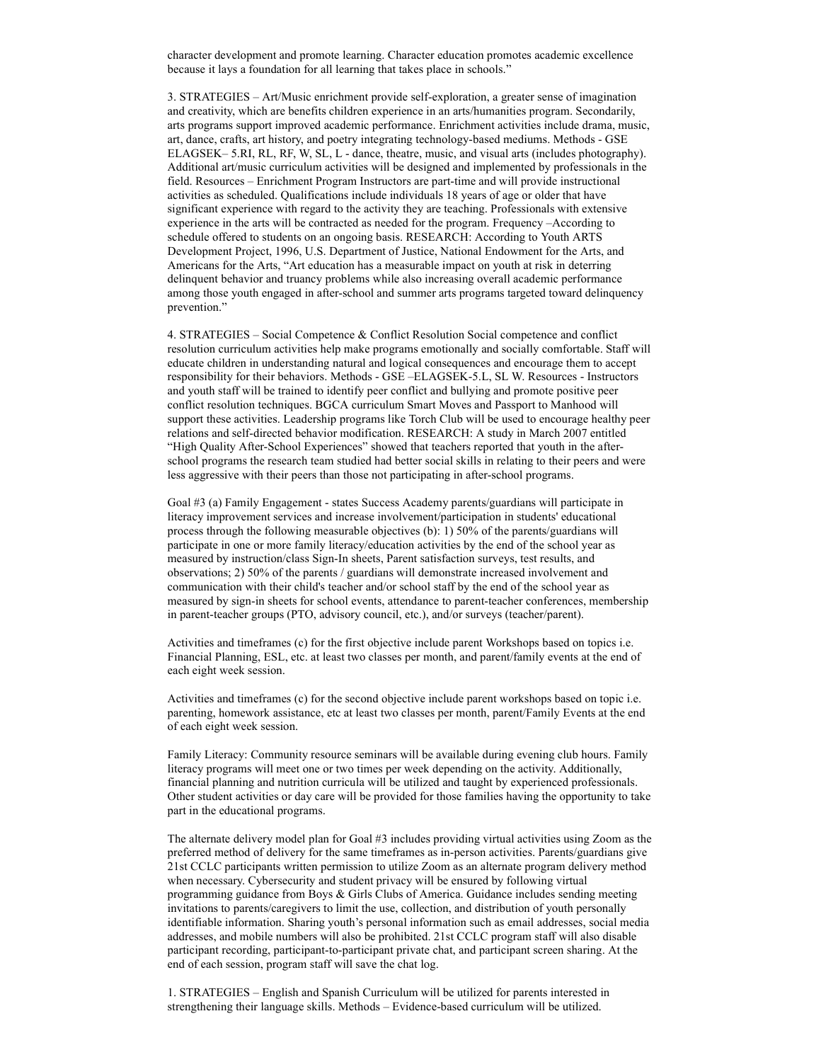character development and promote learning. Character education promotes academic excellence because it lays a foundation for all learning that takes place in schools."

3. STRATEGIES – Art/Music enrichment provide self-exploration, a greater sense of imagination and creativity, which are benefits children experience in an arts/humanities program. Secondarily, arts programs support improved academic performance. Enrichment activities include drama, music, art, dance, crafts, art history, and poetry integrating technology-based mediums. Methods - GSE ELAGSEK– 5.RI, RL, RF, W, SL, L - dance, theatre, music, and visual arts (includes photography). Additional art/music curriculum activities will be designed and implemented by professionals in the field. Resources – Enrichment Program Instructors are part-time and will provide instructional activities as scheduled. Qualifications include individuals 18 years of age or older that have significant experience with regard to the activity they are teaching. Professionals with extensive experience in the arts will be contracted as needed for the program. Frequency –According to schedule offered to students on an ongoing basis. RESEARCH: According to Youth ARTS Development Project, 1996, U.S. Department of Justice, National Endowment for the Arts, and Americans for the Arts, "Art education has a measurable impact on youth at risk in deterring delinquent behavior and truancy problems while also increasing overall academic performance among those youth engaged in after-school and summer arts programs targeted toward delinquency prevention."

4. STRATEGIES – Social Competence & Conflict Resolution Social competence and conflict resolution curriculum activities help make programs emotionally and socially comfortable. Staff will educate children in understanding natural and logical consequences and encourage them to accept responsibility for their behaviors. Methods - GSE –ELAGSEK-5.L, SL W. Resources - Instructors and youth staff will be trained to identify peer conflict and bullying and promote positive peer conflict resolution techniques. BGCA curriculum Smart Moves and Passport to Manhood will support these activities. Leadership programs like Torch Club will be used to encourage healthy peer relations and self-directed behavior modification. RESEARCH: A study in March 2007 entitled "High Quality After-School Experiences" showed that teachers reported that youth in the after-school programs the research team studied had better social skills in relating to their peers and were less aggressive with their peers than those not participating in after-school programs.

Goal #3 (a) Family Engagement - states Success Academy parents/guardians will participate in literacy improvement services and increase involvement/participation in students' educational process through the following measurable objectives (b): 1) 50% of the parents/guardians will participate in one or more family literacy/education activities by the end of the school year as measured by instruction/class Sign-In sheets, Parent satisfaction surveys, test results, and observations; 2) 50% of the parents / guardians will demonstrate increased involvement and communication with their child's teacher and/or school staff by the end of the school year as measured by sign-in sheets for school events, attendance to parent-teacher conferences, membership in parent-teacher groups (PTO, advisory council, etc.), and/or surveys (teacher/parent).

Activities and timeframes (c) for the first objective include parent Workshops based on topics i.e. Financial Planning, ESL, etc. at least two classes per month, and parent/family events at the end of each eight week session.

Activities and timeframes (c) for the second objective include parent workshops based on topic i.e. parenting, homework assistance, etc at least two classes per month, parent/Family Events at the end of each eight week session.

Family Literacy: Community resource seminars will be available during evening club hours. Family literacy programs will meet one or two times per week depending on the activity. Additionally, financial planning and nutrition curricula will be utilized and taught by experienced professionals. Other student activities or day care will be provided for those families having the opportunity to take part in the educational programs.

The alternate delivery model plan for Goal #3 includes providing virtual activities using Zoom as the preferred method of delivery for the same timeframes as in-person activities. Parents/guardians give 21st CCLC participants written permission to utilize Zoom as an alternate program delivery method when necessary. Cybersecurity and student privacy will be ensured by following virtual programming guidance from Boys & Girls Clubs of America. Guidance includes sending meeting invitations to parents/caregivers to limit the use, collection, and distribution of youth personally identifiable information. Sharing youth's personal information such as email addresses, social media addresses, and mobile numbers will also be prohibited. 21st CCLC program staff will also disable participant recording, participant-to-participant private chat, and participant screen sharing. At the end of each session, program staff will save the chat log.

1. STRATEGIES – English and Spanish Curriculum will be utilized for parents interested in strengthening their language skills. Methods – Evidence-based curriculum will be utilized.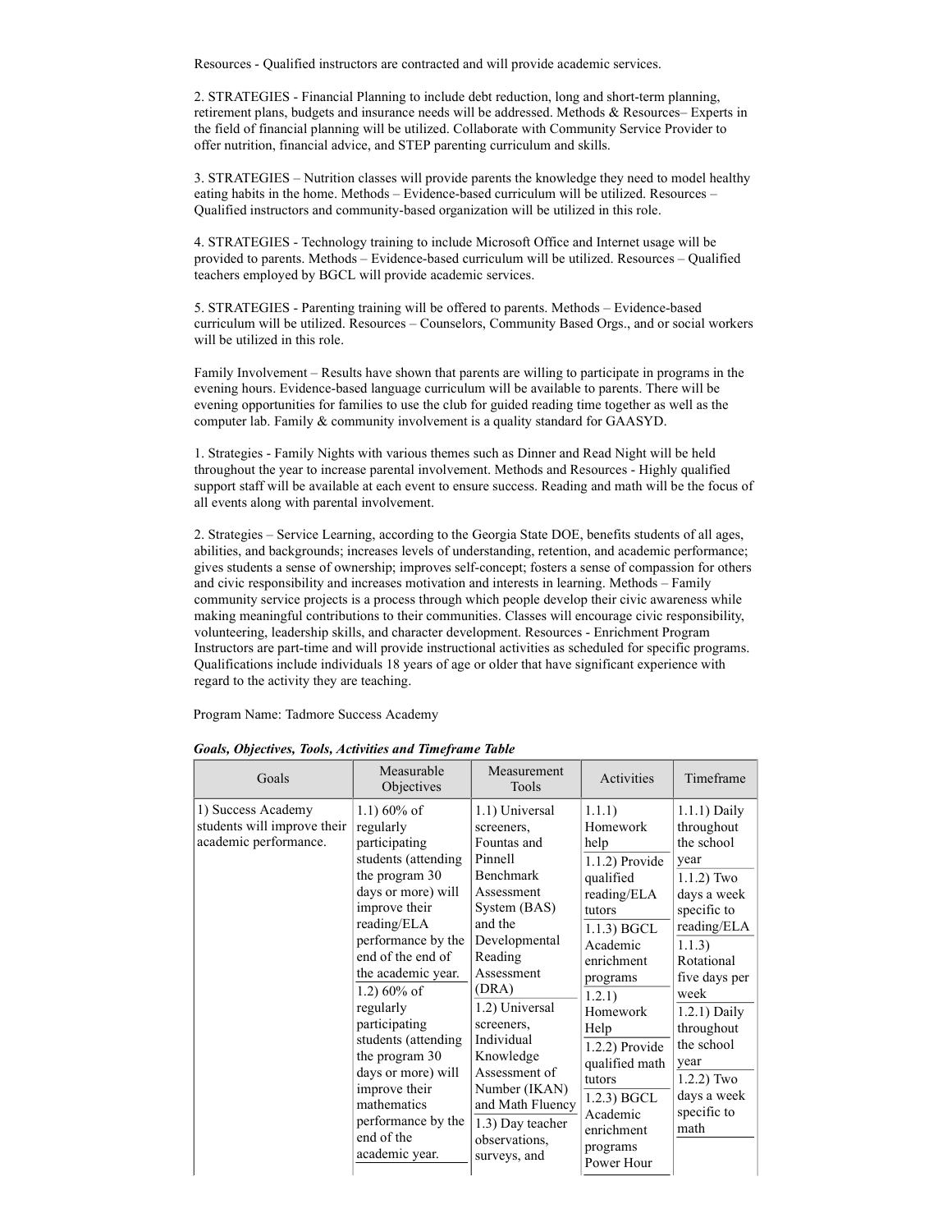Resources - Qualified instructors are contracted and will provide academic services.

2. STRATEGIES - Financial Planning to include debt reduction, long and short-term planning, retirement plans, budgets and insurance needs will be addressed. Methods & Resources– Experts in the field of financial planning will be utilized. Collaborate with Community Service Provider to offer nutrition, financial advice, and STEP parenting curriculum and skills.

3. STRATEGIES – Nutrition classes will provide parents the knowledge they need to model healthy eating habits in the home. Methods – Evidence-based curriculum will be utilized. Resources – Qualified instructors and community-based organization will be utilized in this role.

4. STRATEGIES - Technology training to include Microsoft Office and Internet usage will be provided to parents. Methods – Evidence-based curriculum will be utilized. Resources – Qualified teachers employed by BGCL will provide academic services.

5. STRATEGIES - Parenting training will be offered to parents. Methods – Evidence-based curriculum will be utilized. Resources – Counselors, Community Based Orgs., and or social workers will be utilized in this role.

Family Involvement – Results have shown that parents are willing to participate in programs in the evening hours. Evidence-based language curriculum will be available to parents. There will be evening opportunities for families to use the club for guided reading time together as well as the computer lab. Family & community involvement is a quality standard for GAASYD.

1. Strategies - Family Nights with various themes such as Dinner and Read Night will be held throughout the year to increase parental involvement. Methods and Resources - Highly qualified support staff will be available at each event to ensure success. Reading and math will be the focus of all events along with parental involvement.

2. Strategies – Service Learning, according to the Georgia State DOE, benefits students of all ages, abilities, and backgrounds; increases levels of understanding, retention, and academic performance; gives students a sense of ownership; improves self-concept; fosters a sense of compassion for others and civic responsibility and increases motivation and interests in learning. Methods – Family community service projects is a process through which people develop their civic awareness while making meaningful contributions to their communities. Classes will encourage civic responsibility, volunteering, leadership skills, and character development. Resources - Enrichment Program Instructors are part-time and will provide instructional activities as scheduled for specific programs. Qualifications include individuals 18 years of age or older that have significant experience with regard to the activity they are teaching.

Program Name: Tadmore Success Academy

***Goals, Objectives, Tools, Activities and Timeframe Table***

| Goals | Measurable Objectives | Measurement Tools | Activities | Timeframe |
|---|---|---|---|---|
| 1) Success Academy students will improve their academic performance. | 1.1) 60% of regularly participating students (attending the program 30 days or more) will improve their reading/ELA performance by the end of the end of the academic year. | 1.1) Universal screeners, Fountas and Pinnell Benchmark Assessment System (BAS) and the Developmental Reading Assessment (DRA) | 1.1.1) Homework help | 1.1.1) Daily throughout the school year |
| | | | 1.1.2) Provide qualified reading/ELA tutors | 1.1.2) Two days a week specific to reading/ELA |
| | | | 1.1.3) BGCL Academic enrichment programs | 1.1.3) Rotational five days per week |
| | 1.2) 60% of regularly participating students (attending the program 30 days or more) will improve their mathematics performance by the end of the academic year. | 1.2) Universal screeners, Individual Knowledge Assessment of Number (IKAN) and Math Fluency | 1.2.1) Homework Help | 1.2.1) Daily throughout the school year |
| | | 1.3) Day teacher observations, surveys, and | 1.2.2) Provide qualified math tutors | 1.2.2) Two days a week specific to math |
| | | | 1.2.3) BGCL Academic enrichment programs Power Hour | |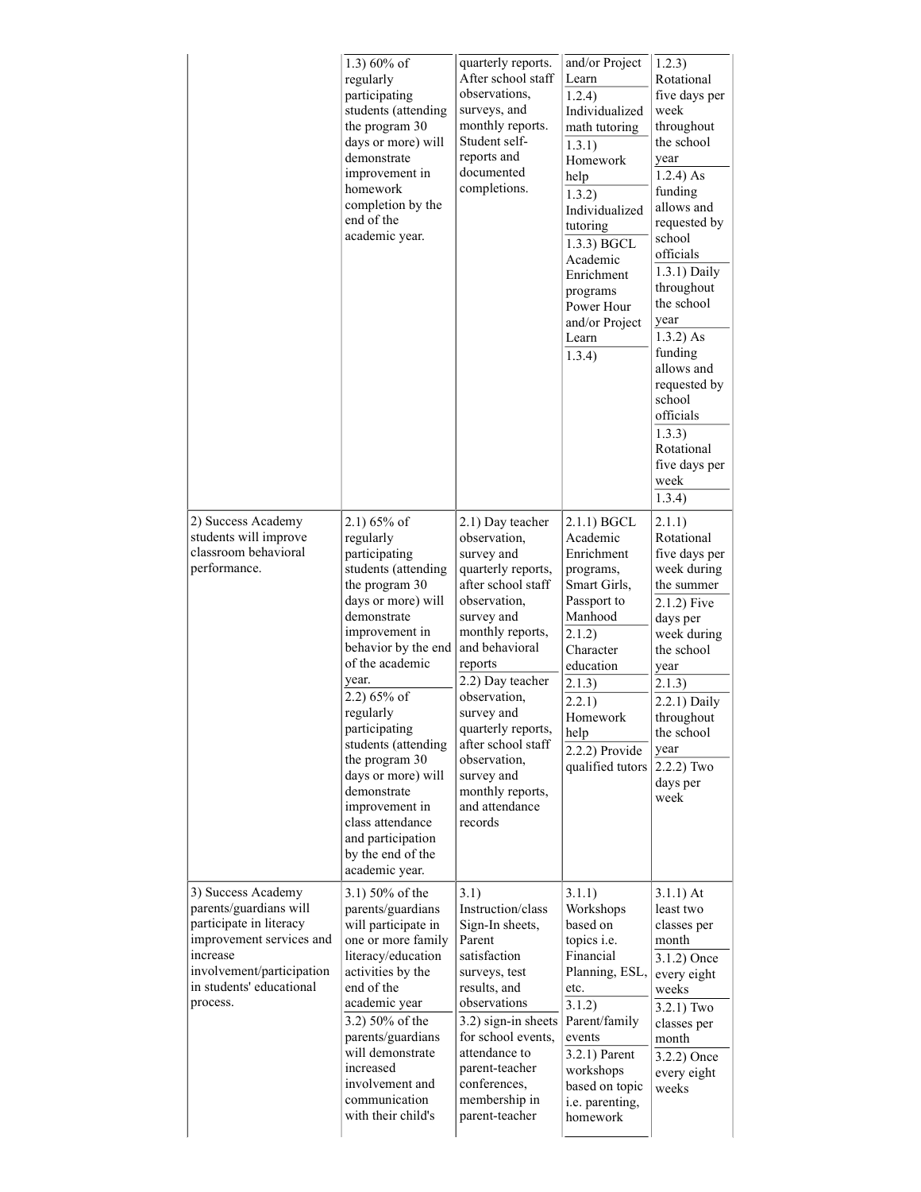| | | | | |
|---|---|---|---|---|
| | 1.3) 60% of regularly participating students (attending the program 30 days or more) will demonstrate improvement in homework completion by the end of the academic year. | quarterly reports. After school staff observations, surveys, and monthly reports. Student self-reports and documented completions. | and/or Project Learn<br>1.2.4) Individualized math tutoring<br>1.3.1) Homework help<br>1.3.2) Individualized tutoring<br>1.3.3) BGCL Academic Enrichment programs Power Hour and/or Project Learn<br>1.3.4) | 1.2.3) Rotational five days per week throughout the school year<br>1.2.4) As funding allows and requested by school officials<br>1.3.1) Daily throughout the school year<br>1.3.2) As funding allows and requested by school officials<br>1.3.3) Rotational five days per week<br>1.3.4) |
| 2) Success Academy students will improve classroom behavioral performance. | 2.1) 65% of regularly participating students (attending the program 30 days or more) will demonstrate improvement in behavior by the end of the academic year.<br>2.2) 65% of regularly participating students (attending the program 30 days or more) will demonstrate improvement in class attendance and participation by the end of the academic year. | 2.1) Day teacher observation, survey and quarterly reports, after school staff observation, survey and monthly reports, and behavioral reports<br>2.2) Day teacher observation, survey and quarterly reports, after school staff observation, survey and monthly reports, and attendance records | 2.1.1) BGCL Academic Enrichment programs, Smart Girls, Passport to Manhood<br>2.1.2) Character education<br>2.1.3)<br>2.2.1) Homework help<br>2.2.2) Provide qualified tutors | 2.1.1) Rotational five days per week during the summer<br>2.1.2) Five days per week during the school year<br>2.1.3)<br>2.2.1) Daily throughout the school year<br>2.2.2) Two days per week |
| 3) Success Academy parents/guardians will participate in literacy improvement services and increase involvement/participation in students' educational process. | 3.1) 50% of the parents/guardians will participate in one or more family literacy/education activities by the end of the academic year<br>3.2) 50% of the parents/guardians will demonstrate increased involvement and communication with their child's | 3.1) Instruction/class Sign-In sheets, Parent satisfaction surveys, test results, and observations<br>3.2) sign-in sheets for school events, attendance to parent-teacher conferences, membership in parent-teacher | 3.1.1) Workshops based on topics i.e. Financial Planning, ESL, etc.<br>3.1.2) Parent/family events<br>3.2.1) Parent workshops based on topic i.e. parenting, homework | 3.1.1) At least two classes per month<br>3.1.2) Once every eight weeks<br>3.2.1) Two classes per month<br>3.2.2) Once every eight weeks |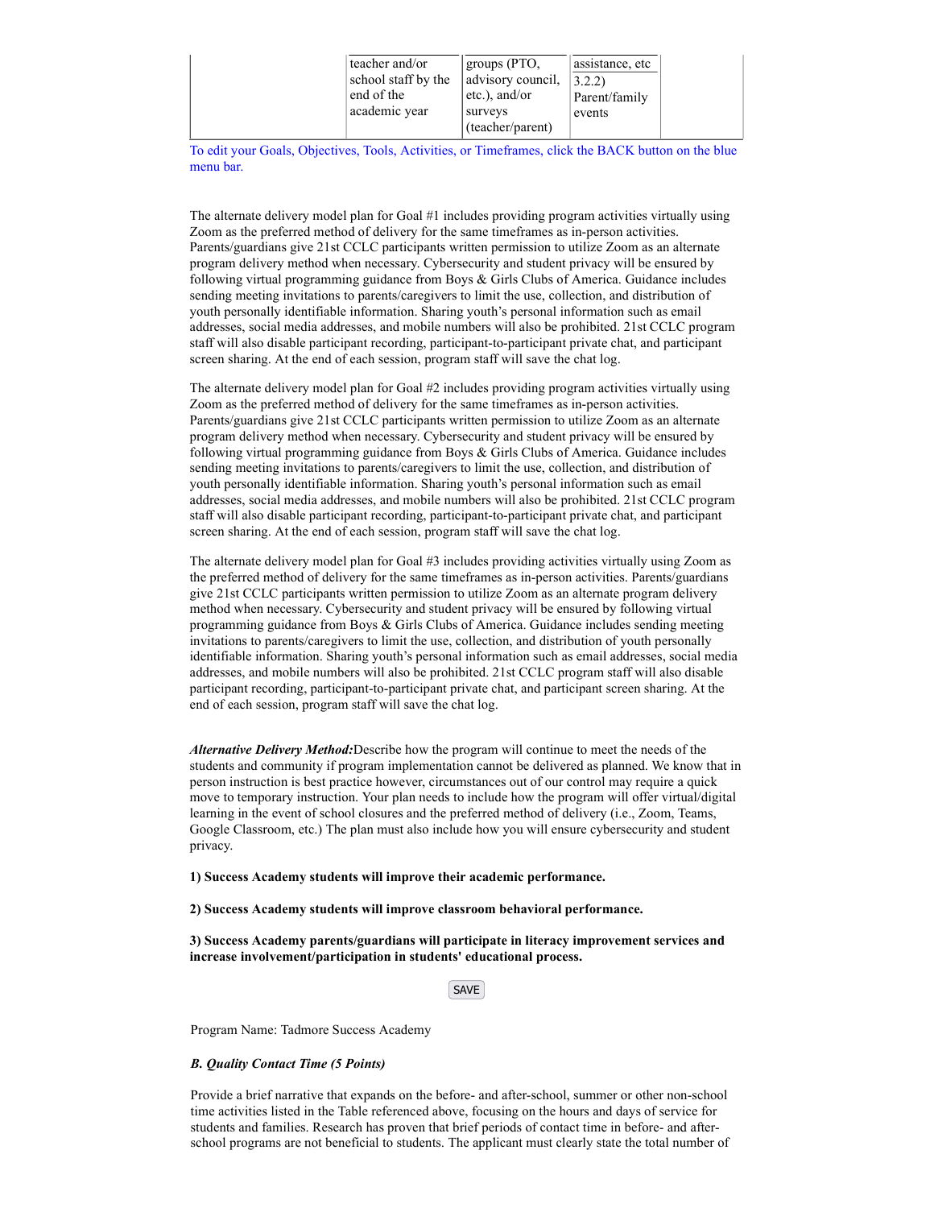| | teacher and/or school staff by the end of the academic year | groups (PTO, advisory council, etc.), and/or surveys (teacher/parent) | assistance, etc 3.2.2) Parent/family events | |
|---|---|---|---|---|

To edit your Goals, Objectives, Tools, Activities, or Timeframes, click the BACK button on the blue menu bar.

The alternate delivery model plan for Goal #1 includes providing program activities virtually using Zoom as the preferred method of delivery for the same timeframes as in-person activities. Parents/guardians give 21st CCLC participants written permission to utilize Zoom as an alternate program delivery method when necessary. Cybersecurity and student privacy will be ensured by following virtual programming guidance from Boys & Girls Clubs of America. Guidance includes sending meeting invitations to parents/caregivers to limit the use, collection, and distribution of youth personally identifiable information. Sharing youth's personal information such as email addresses, social media addresses, and mobile numbers will also be prohibited. 21st CCLC program staff will also disable participant recording, participant-to-participant private chat, and participant screen sharing. At the end of each session, program staff will save the chat log.

The alternate delivery model plan for Goal #2 includes providing program activities virtually using Zoom as the preferred method of delivery for the same timeframes as in-person activities. Parents/guardians give 21st CCLC participants written permission to utilize Zoom as an alternate program delivery method when necessary. Cybersecurity and student privacy will be ensured by following virtual programming guidance from Boys & Girls Clubs of America. Guidance includes sending meeting invitations to parents/caregivers to limit the use, collection, and distribution of youth personally identifiable information. Sharing youth's personal information such as email addresses, social media addresses, and mobile numbers will also be prohibited. 21st CCLC program staff will also disable participant recording, participant-to-participant private chat, and participant screen sharing. At the end of each session, program staff will save the chat log.

The alternate delivery model plan for Goal #3 includes providing activities virtually using Zoom as the preferred method of delivery for the same timeframes as in-person activities. Parents/guardians give 21st CCLC participants written permission to utilize Zoom as an alternate program delivery method when necessary. Cybersecurity and student privacy will be ensured by following virtual programming guidance from Boys & Girls Clubs of America. Guidance includes sending meeting invitations to parents/caregivers to limit the use, collection, and distribution of youth personally identifiable information. Sharing youth's personal information such as email addresses, social media addresses, and mobile numbers will also be prohibited. 21st CCLC program staff will also disable participant recording, participant-to-participant private chat, and participant screen sharing. At the end of each session, program staff will save the chat log.

***Alternative Delivery Method:*** Describe how the program will continue to meet the needs of the students and community if program implementation cannot be delivered as planned. We know that in person instruction is best practice however, circumstances out of our control may require a quick move to temporary instruction. Your plan needs to include how the program will offer virtual/digital learning in the event of school closures and the preferred method of delivery (i.e., Zoom, Teams, Google Classroom, etc.) The plan must also include how you will ensure cybersecurity and student privacy.

**1) Success Academy students will improve their academic performance.**

**2) Success Academy students will improve classroom behavioral performance.**

**3) Success Academy parents/guardians will participate in literacy improvement services and increase involvement/participation in students' educational process.**

SAVE

Program Name: Tadmore Success Academy

***B. Quality Contact Time (5 Points)***

Provide a brief narrative that expands on the before- and after-school, summer or other non-school time activities listed in the Table referenced above, focusing on the hours and days of service for students and families. Research has proven that brief periods of contact time in before- and after-school programs are not beneficial to students. The applicant must clearly state the total number of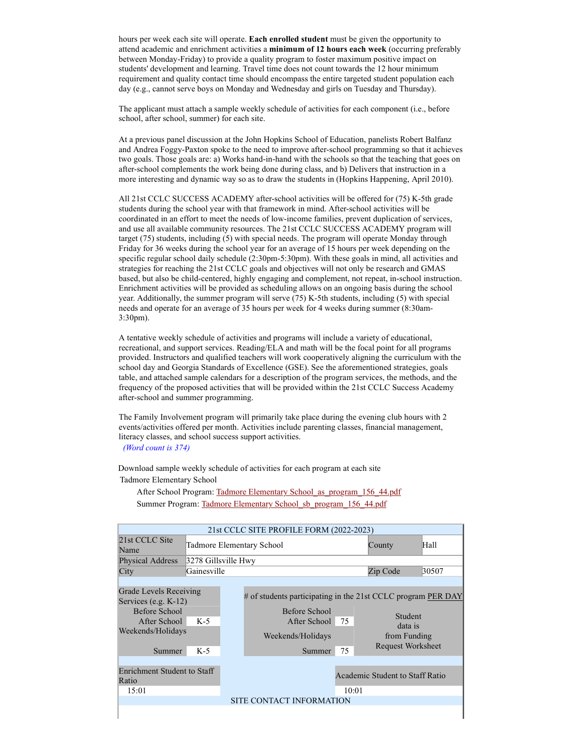hours per week each site will operate. **Each enrolled student** must be given the opportunity to attend academic and enrichment activities a **minimum of 12 hours each week** (occurring preferably between Monday-Friday) to provide a quality program to foster maximum positive impact on students' development and learning. Travel time does not count towards the 12 hour minimum requirement and quality contact time should encompass the entire targeted student population each day (e.g., cannot serve boys on Monday and Wednesday and girls on Tuesday and Thursday).

The applicant must attach a sample weekly schedule of activities for each component (i.e., before school, after school, summer) for each site.

At a previous panel discussion at the John Hopkins School of Education, panelists Robert Balfanz and Andrea Foggy-Paxton spoke to the need to improve after-school programming so that it achieves two goals. Those goals are: a) Works hand-in-hand with the schools so that the teaching that goes on after-school complements the work being done during class, and b) Delivers that instruction in a more interesting and dynamic way so as to draw the students in (Hopkins Happening, April 2010).

All 21st CCLC SUCCESS ACADEMY after-school activities will be offered for (75) K-5th grade students during the school year with that framework in mind. After-school activities will be coordinated in an effort to meet the needs of low-income families, prevent duplication of services, and use all available community resources. The 21st CCLC SUCCESS ACADEMY program will target (75) students, including (5) with special needs. The program will operate Monday through Friday for 36 weeks during the school year for an average of 15 hours per week depending on the specific regular school daily schedule (2:30pm-5:30pm). With these goals in mind, all activities and strategies for reaching the 21st CCLC goals and objectives will not only be research and GMAS based, but also be child-centered, highly engaging and complement, not repeat, in-school instruction. Enrichment activities will be provided as scheduling allows on an ongoing basis during the school year. Additionally, the summer program will serve (75) K-5th students, including (5) with special needs and operate for an average of 35 hours per week for 4 weeks during summer (8:30am-3:30pm).

A tentative weekly schedule of activities and programs will include a variety of educational, recreational, and support services. Reading/ELA and math will be the focal point for all programs provided. Instructors and qualified teachers will work cooperatively aligning the curriculum with the school day and Georgia Standards of Excellence (GSE). See the aforementioned strategies, goals table, and attached sample calendars for a description of the program services, the methods, and the frequency of the proposed activities that will be provided within the 21st CCLC Success Academy after-school and summer programming.

The Family Involvement program will primarily take place during the evening club hours with 2 events/activities offered per month. Activities include parenting classes, financial management, literacy classes, and school success support activities.

*(Word count is 374)*

Download sample weekly schedule of activities for each program at each site

Tadmore Elementary School

After School Program: Tadmore Elementary School_as_program_156_44.pdf

Summer Program: Tadmore Elementary School_sb_program_156_44.pdf

| 21st CCLC SITE PROFILE FORM (2022-2023) | | | | | |
|---|---|---|---|---|---|
| 21st CCLC Site Name | Tadmore Elementary School | | | County | Hall |
| Physical Address | 3278 Gillsville Hwy | | | | |
| City | Gainesville | | | Zip Code | 30507 |
| Grade Levels Receiving Services (e.g. K-12) | | # of students participating in the 21st CCLC program PER DAY | | | |
| Before School | | Before School | | Student data is from Funding Request Worksheet | |
| After School | K-5 | After School | 75 | | |
| Weekends/Holidays | | Weekends/Holidays | | | |
| Summer | K-5 | Summer | 75 | | |
| Enrichment Student to Staff Ratio | | | Academic Student to Staff Ratio | | |
| 15:01 | | | 10:01 | | |
| SITE CONTACT INFORMATION | | | | | |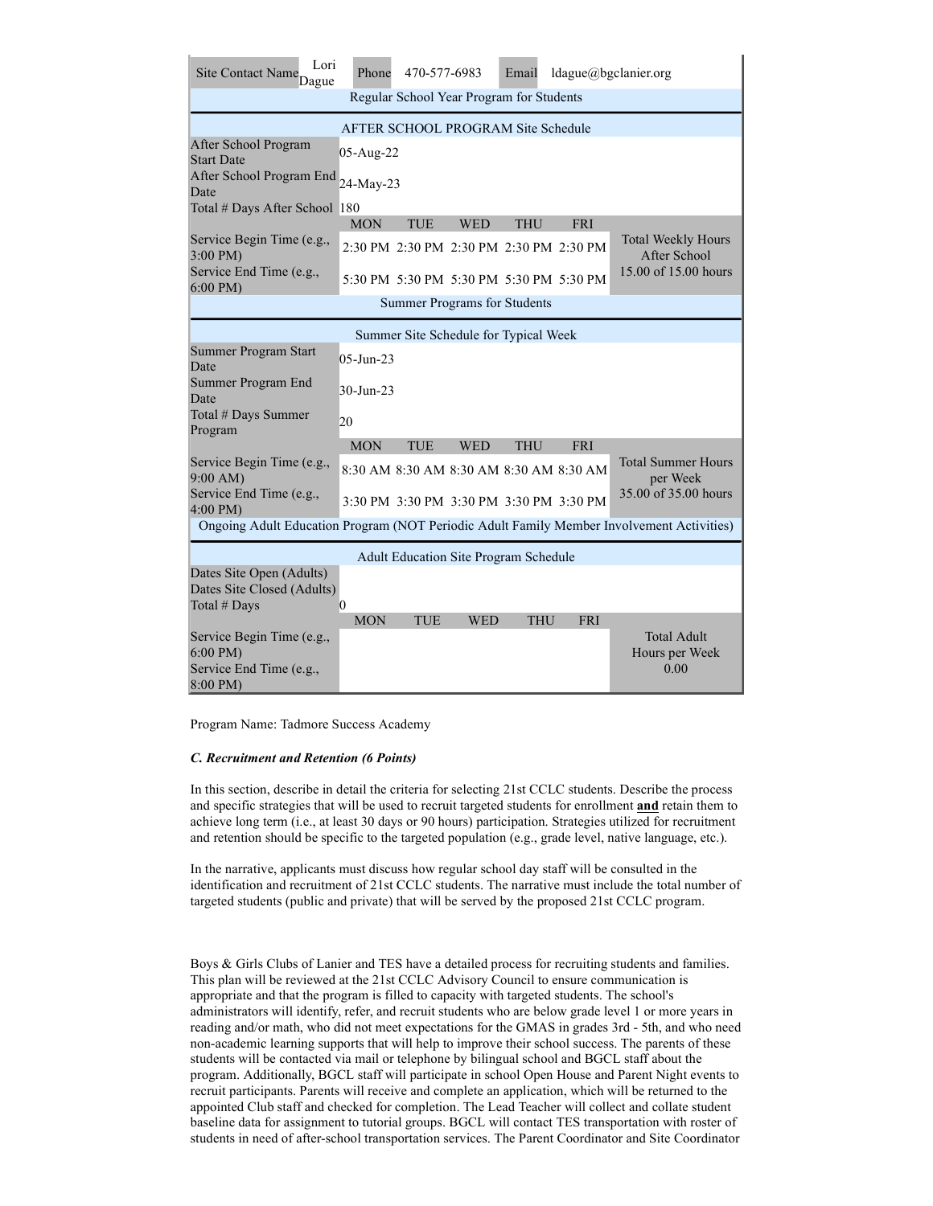| Site Contact Name | Lori Dague | Phone | 470-577-6983 | Email | ldague@bgclanier.org |
|---|---|---|---|---|---|

**Regular School Year Program for Students**

**AFTER SCHOOL PROGRAM Site Schedule**

| | | | | | | |
|---|---|---|---|---|---|---|
| After School Program Start Date | 05-Aug-22 | | | | | |
| After School Program End Date | 24-May-23 | | | | | |
| Total # Days After School | 180 | | | | | |
| | MON | TUE | WED | THU | FRI | |
| Service Begin Time (e.g., 3:00 PM) | 2:30 PM | 2:30 PM | 2:30 PM | 2:30 PM | 2:30 PM | Total Weekly Hours After School |
| Service End Time (e.g., 6:00 PM) | 5:30 PM | 5:30 PM | 5:30 PM | 5:30 PM | 5:30 PM | 15.00 of 15.00 hours |

**Summer Programs for Students**

**Summer Site Schedule for Typical Week**

| | | | | | | |
|---|---|---|---|---|---|---|
| Summer Program Start Date | 05-Jun-23 | | | | | |
| Summer Program End Date | 30-Jun-23 | | | | | |
| Total # Days Summer Program | 20 | | | | | |
| | MON | TUE | WED | THU | FRI | |
| Service Begin Time (e.g., 9:00 AM) | 8:30 AM | 8:30 AM | 8:30 AM | 8:30 AM | 8:30 AM | Total Summer Hours per Week |
| Service End Time (e.g., 4:00 PM) | 3:30 PM | 3:30 PM | 3:30 PM | 3:30 PM | 3:30 PM | 35.00 of 35.00 hours |

**Ongoing Adult Education Program (NOT Periodic Adult Family Member Involvement Activities)**

**Adult Education Site Program Schedule**

| | | | | | | |
|---|---|---|---|---|---|---|
| Dates Site Open (Adults) | | | | | | |
| Dates Site Closed (Adults) | | | | | | |
| Total # Days | 0 | | | | | |
| | MON | TUE | WED | THU | FRI | |
| Service Begin Time (e.g., 6:00 PM) | | | | | | Total Adult Hours per Week |
| Service End Time (e.g., 8:00 PM) | | | | | | 0.00 |

Program Name: Tadmore Success Academy

***C. Recruitment and Retention (6 Points)***

In this section, describe in detail the criteria for selecting 21st CCLC students. Describe the process and specific strategies that will be used to recruit targeted students for enrollment **and** retain them to achieve long term (i.e., at least 30 days or 90 hours) participation. Strategies utilized for recruitment and retention should be specific to the targeted population (e.g., grade level, native language, etc.).

In the narrative, applicants must discuss how regular school day staff will be consulted in the identification and recruitment of 21st CCLC students. The narrative must include the total number of targeted students (public and private) that will be served by the proposed 21st CCLC program.

Boys & Girls Clubs of Lanier and TES have a detailed process for recruiting students and families. This plan will be reviewed at the 21st CCLC Advisory Council to ensure communication is appropriate and that the program is filled to capacity with targeted students. The school's administrators will identify, refer, and recruit students who are below grade level 1 or more years in reading and/or math, who did not meet expectations for the GMAS in grades 3rd - 5th, and who need non-academic learning supports that will help to improve their school success. The parents of these students will be contacted via mail or telephone by bilingual school and BGCL staff about the program. Additionally, BGCL staff will participate in school Open House and Parent Night events to recruit participants. Parents will receive and complete an application, which will be returned to the appointed Club staff and checked for completion. The Lead Teacher will collect and collate student baseline data for assignment to tutorial groups. BGCL will contact TES transportation with roster of students in need of after-school transportation services. The Parent Coordinator and Site Coordinator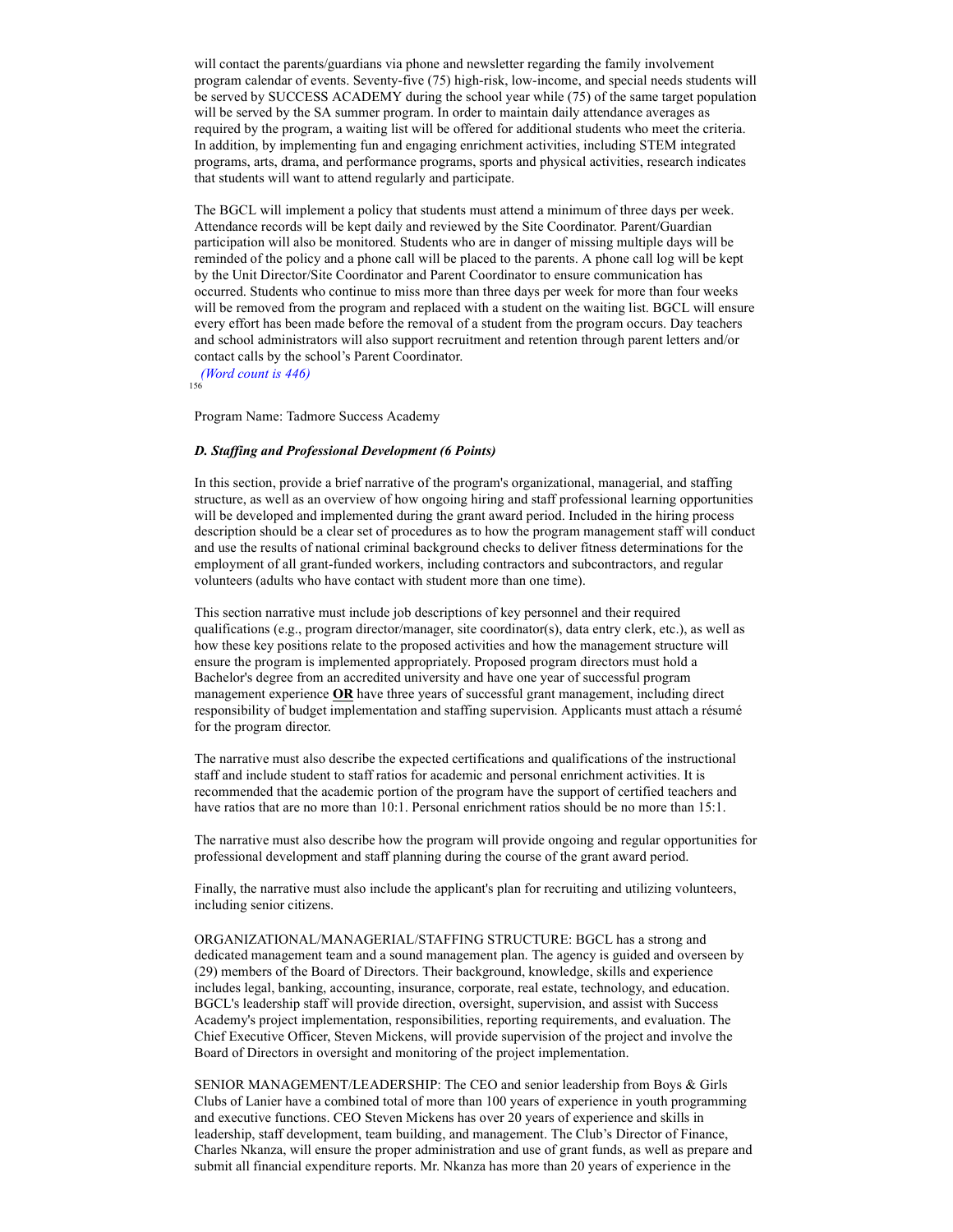will contact the parents/guardians via phone and newsletter regarding the family involvement program calendar of events. Seventy-five (75) high-risk, low-income, and special needs students will be served by SUCCESS ACADEMY during the school year while (75) of the same target population will be served by the SA summer program. In order to maintain daily attendance averages as required by the program, a waiting list will be offered for additional students who meet the criteria. In addition, by implementing fun and engaging enrichment activities, including STEM integrated programs, arts, drama, and performance programs, sports and physical activities, research indicates that students will want to attend regularly and participate.

The BGCL will implement a policy that students must attend a minimum of three days per week. Attendance records will be kept daily and reviewed by the Site Coordinator. Parent/Guardian participation will also be monitored. Students who are in danger of missing multiple days will be reminded of the policy and a phone call will be placed to the parents. A phone call log will be kept by the Unit Director/Site Coordinator and Parent Coordinator to ensure communication has occurred. Students who continue to miss more than three days per week for more than four weeks will be removed from the program and replaced with a student on the waiting list. BGCL will ensure every effort has been made before the removal of a student from the program occurs. Day teachers and school administrators will also support recruitment and retention through parent letters and/or contact calls by the school's Parent Coordinator.

*(Word count is 446)*

Program Name: Tadmore Success Academy

***D. Staffing and Professional Development (6 Points)***

In this section, provide a brief narrative of the program's organizational, managerial, and staffing structure, as well as an overview of how ongoing hiring and staff professional learning opportunities will be developed and implemented during the grant award period. Included in the hiring process description should be a clear set of procedures as to how the program management staff will conduct and use the results of national criminal background checks to deliver fitness determinations for the employment of all grant-funded workers, including contractors and subcontractors, and regular volunteers (adults who have contact with student more than one time).

This section narrative must include job descriptions of key personnel and their required qualifications (e.g., program director/manager, site coordinator(s), data entry clerk, etc.), as well as how these key positions relate to the proposed activities and how the management structure will ensure the program is implemented appropriately. Proposed program directors must hold a Bachelor's degree from an accredited university and have one year of successful program management experience **OR** have three years of successful grant management, including direct responsibility of budget implementation and staffing supervision. Applicants must attach a résumé for the program director.

The narrative must also describe the expected certifications and qualifications of the instructional staff and include student to staff ratios for academic and personal enrichment activities. It is recommended that the academic portion of the program have the support of certified teachers and have ratios that are no more than 10:1. Personal enrichment ratios should be no more than 15:1.

The narrative must also describe how the program will provide ongoing and regular opportunities for professional development and staff planning during the course of the grant award period.

Finally, the narrative must also include the applicant's plan for recruiting and utilizing volunteers, including senior citizens.

ORGANIZATIONAL/MANAGERIAL/STAFFING STRUCTURE: BGCL has a strong and dedicated management team and a sound management plan. The agency is guided and overseen by (29) members of the Board of Directors. Their background, knowledge, skills and experience includes legal, banking, accounting, insurance, corporate, real estate, technology, and education. BGCL's leadership staff will provide direction, oversight, supervision, and assist with Success Academy's project implementation, responsibilities, reporting requirements, and evaluation. The Chief Executive Officer, Steven Mickens, will provide supervision of the project and involve the Board of Directors in oversight and monitoring of the project implementation.

SENIOR MANAGEMENT/LEADERSHIP: The CEO and senior leadership from Boys & Girls Clubs of Lanier have a combined total of more than 100 years of experience in youth programming and executive functions. CEO Steven Mickens has over 20 years of experience and skills in leadership, staff development, team building, and management. The Club's Director of Finance, Charles Nkanza, will ensure the proper administration and use of grant funds, as well as prepare and submit all financial expenditure reports. Mr. Nkanza has more than 20 years of experience in the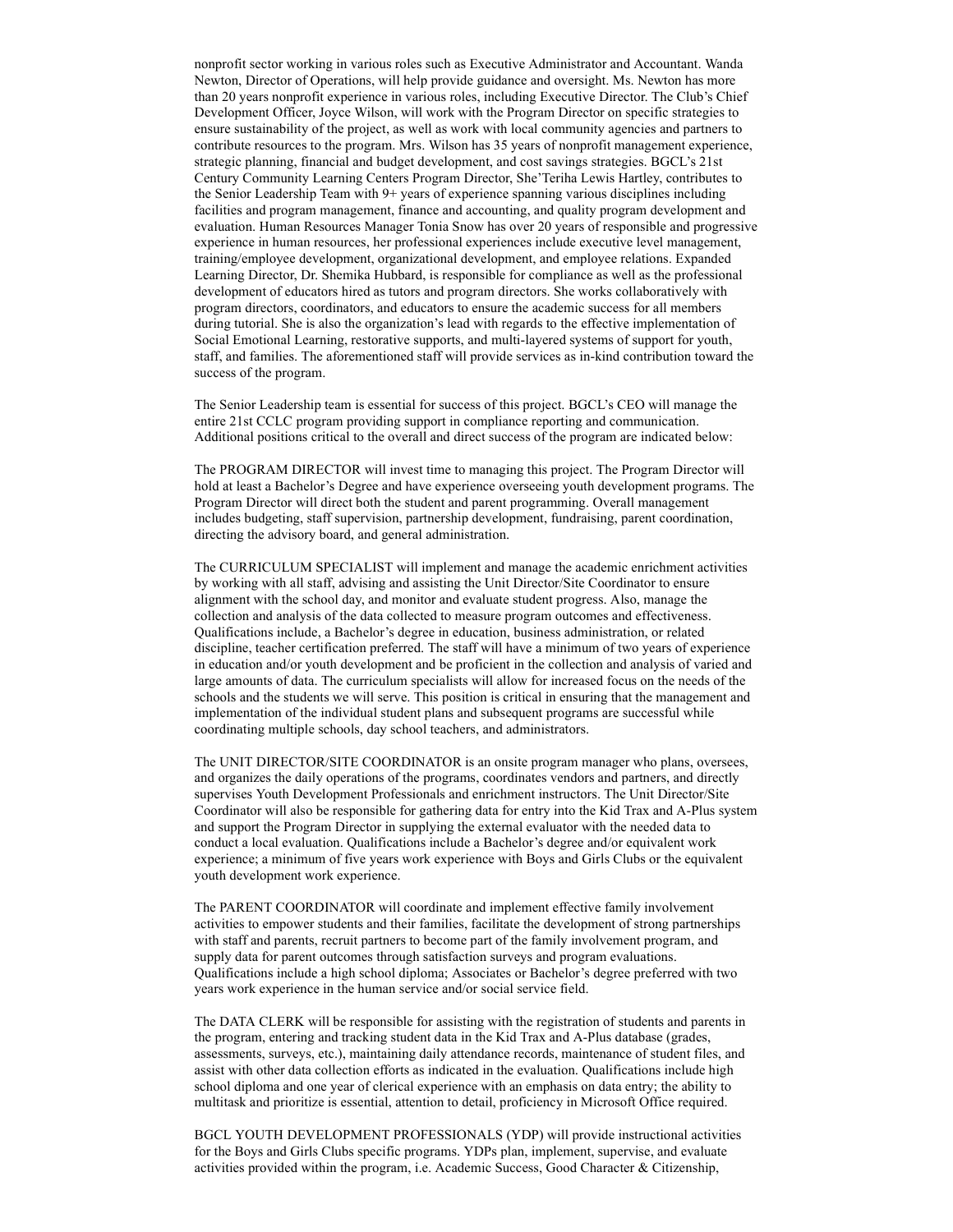nonprofit sector working in various roles such as Executive Administrator and Accountant. Wanda Newton, Director of Operations, will help provide guidance and oversight. Ms. Newton has more than 20 years nonprofit experience in various roles, including Executive Director. The Club's Chief Development Officer, Joyce Wilson, will work with the Program Director on specific strategies to ensure sustainability of the project, as well as work with local community agencies and partners to contribute resources to the program. Mrs. Wilson has 35 years of nonprofit management experience, strategic planning, financial and budget development, and cost savings strategies. BGCL's 21st Century Community Learning Centers Program Director, She'Teriha Lewis Hartley, contributes to the Senior Leadership Team with 9+ years of experience spanning various disciplines including facilities and program management, finance and accounting, and quality program development and evaluation. Human Resources Manager Tonia Snow has over 20 years of responsible and progressive experience in human resources, her professional experiences include executive level management, training/employee development, organizational development, and employee relations. Expanded Learning Director, Dr. Shemika Hubbard, is responsible for compliance as well as the professional development of educators hired as tutors and program directors. She works collaboratively with program directors, coordinators, and educators to ensure the academic success for all members during tutorial. She is also the organization's lead with regards to the effective implementation of Social Emotional Learning, restorative supports, and multi-layered systems of support for youth, staff, and families. The aforementioned staff will provide services as in-kind contribution toward the success of the program.

The Senior Leadership team is essential for success of this project. BGCL's CEO will manage the entire 21st CCLC program providing support in compliance reporting and communication. Additional positions critical to the overall and direct success of the program are indicated below:

The PROGRAM DIRECTOR will invest time to managing this project. The Program Director will hold at least a Bachelor's Degree and have experience overseeing youth development programs. The Program Director will direct both the student and parent programming. Overall management includes budgeting, staff supervision, partnership development, fundraising, parent coordination, directing the advisory board, and general administration.

The CURRICULUM SPECIALIST will implement and manage the academic enrichment activities by working with all staff, advising and assisting the Unit Director/Site Coordinator to ensure alignment with the school day, and monitor and evaluate student progress. Also, manage the collection and analysis of the data collected to measure program outcomes and effectiveness. Qualifications include, a Bachelor's degree in education, business administration, or related discipline, teacher certification preferred. The staff will have a minimum of two years of experience in education and/or youth development and be proficient in the collection and analysis of varied and large amounts of data. The curriculum specialists will allow for increased focus on the needs of the schools and the students we will serve. This position is critical in ensuring that the management and implementation of the individual student plans and subsequent programs are successful while coordinating multiple schools, day school teachers, and administrators.

The UNIT DIRECTOR/SITE COORDINATOR is an onsite program manager who plans, oversees, and organizes the daily operations of the programs, coordinates vendors and partners, and directly supervises Youth Development Professionals and enrichment instructors. The Unit Director/Site Coordinator will also be responsible for gathering data for entry into the Kid Trax and A-Plus system and support the Program Director in supplying the external evaluator with the needed data to conduct a local evaluation. Qualifications include a Bachelor's degree and/or equivalent work experience; a minimum of five years work experience with Boys and Girls Clubs or the equivalent youth development work experience.

The PARENT COORDINATOR will coordinate and implement effective family involvement activities to empower students and their families, facilitate the development of strong partnerships with staff and parents, recruit partners to become part of the family involvement program, and supply data for parent outcomes through satisfaction surveys and program evaluations. Qualifications include a high school diploma; Associates or Bachelor's degree preferred with two years work experience in the human service and/or social service field.

The DATA CLERK will be responsible for assisting with the registration of students and parents in the program, entering and tracking student data in the Kid Trax and A-Plus database (grades, assessments, surveys, etc.), maintaining daily attendance records, maintenance of student files, and assist with other data collection efforts as indicated in the evaluation. Qualifications include high school diploma and one year of clerical experience with an emphasis on data entry; the ability to multitask and prioritize is essential, attention to detail, proficiency in Microsoft Office required.

BGCL YOUTH DEVELOPMENT PROFESSIONALS (YDP) will provide instructional activities for the Boys and Girls Clubs specific programs. YDPs plan, implement, supervise, and evaluate activities provided within the program, i.e. Academic Success, Good Character & Citizenship,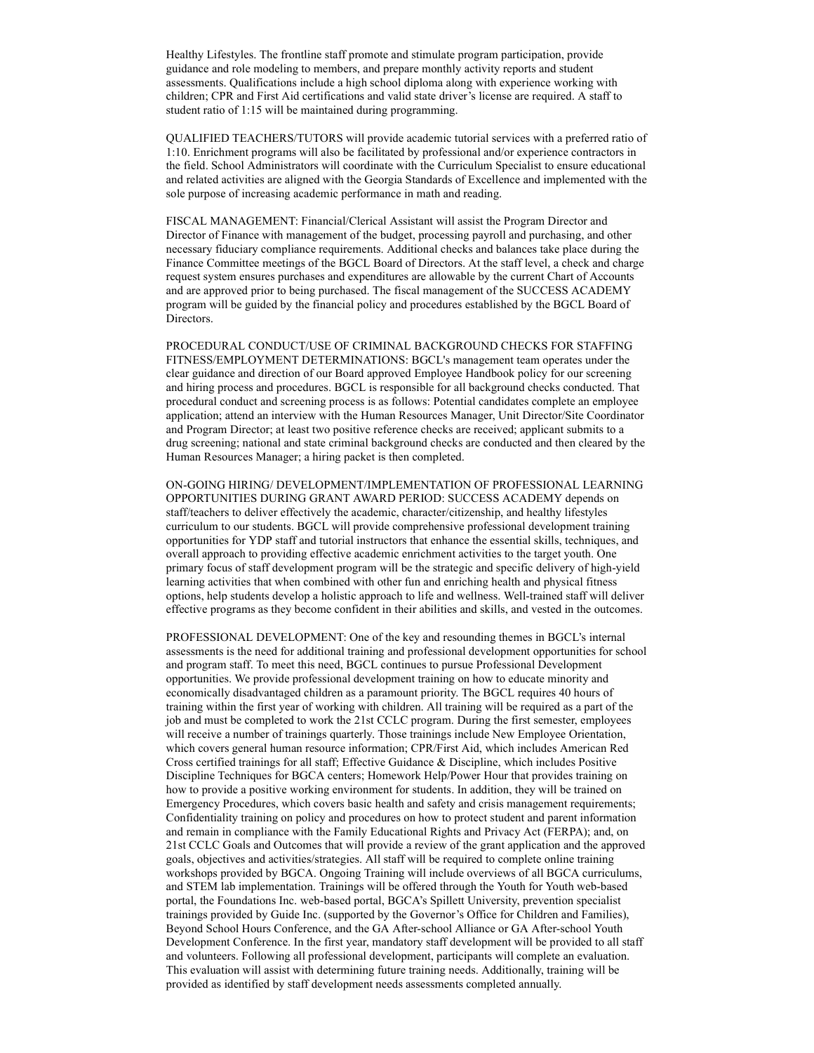Healthy Lifestyles. The frontline staff promote and stimulate program participation, provide guidance and role modeling to members, and prepare monthly activity reports and student assessments. Qualifications include a high school diploma along with experience working with children; CPR and First Aid certifications and valid state driver's license are required. A staff to student ratio of 1:15 will be maintained during programming.

QUALIFIED TEACHERS/TUTORS will provide academic tutorial services with a preferred ratio of 1:10. Enrichment programs will also be facilitated by professional and/or experience contractors in the field. School Administrators will coordinate with the Curriculum Specialist to ensure educational and related activities are aligned with the Georgia Standards of Excellence and implemented with the sole purpose of increasing academic performance in math and reading.

FISCAL MANAGEMENT: Financial/Clerical Assistant will assist the Program Director and Director of Finance with management of the budget, processing payroll and purchasing, and other necessary fiduciary compliance requirements. Additional checks and balances take place during the Finance Committee meetings of the BGCL Board of Directors. At the staff level, a check and charge request system ensures purchases and expenditures are allowable by the current Chart of Accounts and are approved prior to being purchased. The fiscal management of the SUCCESS ACADEMY program will be guided by the financial policy and procedures established by the BGCL Board of Directors.

PROCEDURAL CONDUCT/USE OF CRIMINAL BACKGROUND CHECKS FOR STAFFING FITNESS/EMPLOYMENT DETERMINATIONS: BGCL's management team operates under the clear guidance and direction of our Board approved Employee Handbook policy for our screening and hiring process and procedures. BGCL is responsible for all background checks conducted. That procedural conduct and screening process is as follows: Potential candidates complete an employee application; attend an interview with the Human Resources Manager, Unit Director/Site Coordinator and Program Director; at least two positive reference checks are received; applicant submits to a drug screening; national and state criminal background checks are conducted and then cleared by the Human Resources Manager; a hiring packet is then completed.

ON-GOING HIRING/ DEVELOPMENT/IMPLEMENTATION OF PROFESSIONAL LEARNING OPPORTUNITIES DURING GRANT AWARD PERIOD: SUCCESS ACADEMY depends on staff/teachers to deliver effectively the academic, character/citizenship, and healthy lifestyles curriculum to our students. BGCL will provide comprehensive professional development training opportunities for YDP staff and tutorial instructors that enhance the essential skills, techniques, and overall approach to providing effective academic enrichment activities to the target youth. One primary focus of staff development program will be the strategic and specific delivery of high-yield learning activities that when combined with other fun and enriching health and physical fitness options, help students develop a holistic approach to life and wellness. Well-trained staff will deliver effective programs as they become confident in their abilities and skills, and vested in the outcomes.

PROFESSIONAL DEVELOPMENT: One of the key and resounding themes in BGCL's internal assessments is the need for additional training and professional development opportunities for school and program staff. To meet this need, BGCL continues to pursue Professional Development opportunities. We provide professional development training on how to educate minority and economically disadvantaged children as a paramount priority. The BGCL requires 40 hours of training within the first year of working with children. All training will be required as a part of the job and must be completed to work the 21st CCLC program. During the first semester, employees will receive a number of trainings quarterly. Those trainings include New Employee Orientation, which covers general human resource information; CPR/First Aid, which includes American Red Cross certified trainings for all staff; Effective Guidance & Discipline, which includes Positive Discipline Techniques for BGCA centers; Homework Help/Power Hour that provides training on how to provide a positive working environment for students. In addition, they will be trained on Emergency Procedures, which covers basic health and safety and crisis management requirements; Confidentiality training on policy and procedures on how to protect student and parent information and remain in compliance with the Family Educational Rights and Privacy Act (FERPA); and, on 21st CCLC Goals and Outcomes that will provide a review of the grant application and the approved goals, objectives and activities/strategies. All staff will be required to complete online training workshops provided by BGCA. Ongoing Training will include overviews of all BGCA curriculums, and STEM lab implementation. Trainings will be offered through the Youth for Youth web-based portal, the Foundations Inc. web-based portal, BGCA's Spillett University, prevention specialist trainings provided by Guide Inc. (supported by the Governor's Office for Children and Families), Beyond School Hours Conference, and the GA After-school Alliance or GA After-school Youth Development Conference. In the first year, mandatory staff development will be provided to all staff and volunteers. Following all professional development, participants will complete an evaluation. This evaluation will assist with determining future training needs. Additionally, training will be provided as identified by staff development needs assessments completed annually.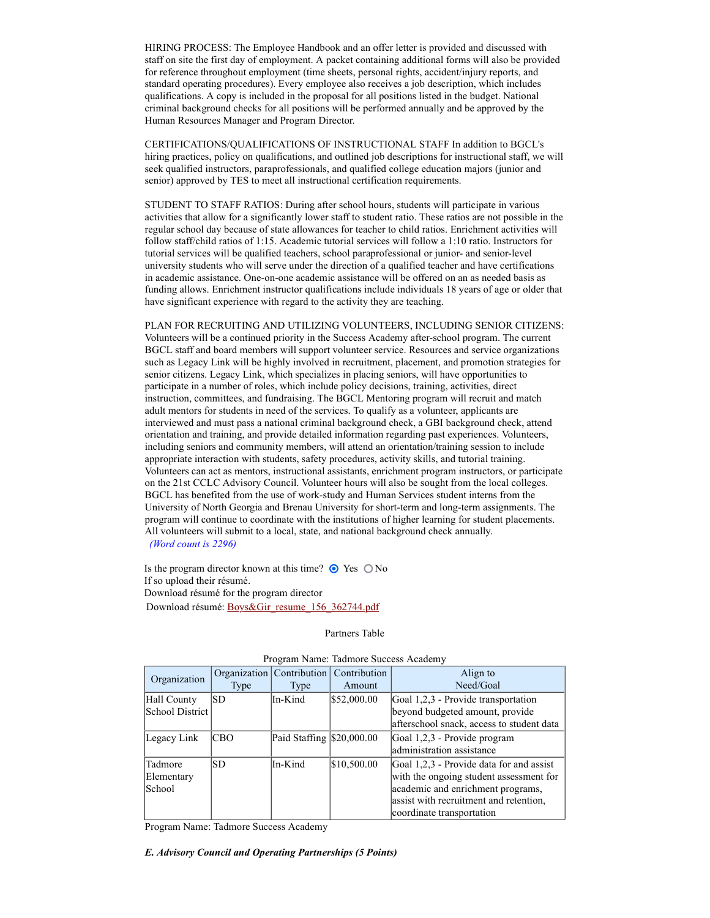HIRING PROCESS: The Employee Handbook and an offer letter is provided and discussed with staff on site the first day of employment. A packet containing additional forms will also be provided for reference throughout employment (time sheets, personal rights, accident/injury reports, and standard operating procedures). Every employee also receives a job description, which includes qualifications. A copy is included in the proposal for all positions listed in the budget. National criminal background checks for all positions will be performed annually and be approved by the Human Resources Manager and Program Director.

CERTIFICATIONS/QUALIFICATIONS OF INSTRUCTIONAL STAFF In addition to BGCL's hiring practices, policy on qualifications, and outlined job descriptions for instructional staff, we will seek qualified instructors, paraprofessionals, and qualified college education majors (junior and senior) approved by TES to meet all instructional certification requirements.

STUDENT TO STAFF RATIOS: During after school hours, students will participate in various activities that allow for a significantly lower staff to student ratio. These ratios are not possible in the regular school day because of state allowances for teacher to child ratios. Enrichment activities will follow staff/child ratios of 1:15. Academic tutorial services will follow a 1:10 ratio. Instructors for tutorial services will be qualified teachers, school paraprofessional or junior- and senior-level university students who will serve under the direction of a qualified teacher and have certifications in academic assistance. One-on-one academic assistance will be offered on an as needed basis as funding allows. Enrichment instructor qualifications include individuals 18 years of age or older that have significant experience with regard to the activity they are teaching.

PLAN FOR RECRUITING AND UTILIZING VOLUNTEERS, INCLUDING SENIOR CITIZENS: Volunteers will be a continued priority in the Success Academy after-school program. The current BGCL staff and board members will support volunteer service. Resources and service organizations such as Legacy Link will be highly involved in recruitment, placement, and promotion strategies for senior citizens. Legacy Link, which specializes in placing seniors, will have opportunities to participate in a number of roles, which include policy decisions, training, activities, direct instruction, committees, and fundraising. The BGCL Mentoring program will recruit and match adult mentors for students in need of the services. To qualify as a volunteer, applicants are interviewed and must pass a national criminal background check, a GBI background check, attend orientation and training, and provide detailed information regarding past experiences. Volunteers, including seniors and community members, will attend an orientation/training session to include appropriate interaction with students, safety procedures, activity skills, and tutorial training. Volunteers can act as mentors, instructional assistants, enrichment program instructors, or participate on the 21st CCLC Advisory Council. Volunteer hours will also be sought from the local colleges. BGCL has benefited from the use of work-study and Human Services student interns from the University of North Georgia and Brenau University for short-term and long-term assignments. The program will continue to coordinate with the institutions of higher learning for student placements. All volunteers will submit to a local, state, and national background check annually.

*(Word count is 2296)*

Is the program director known at this time? (●) Yes ( ) No
If so upload their résumé.
Download résumé for the program director
Download résumé: Boys&Gir_resume_156_362744.pdf

Partners Table

Program Name: Tadmore Success Academy

| Organization | Organization Type | Contribution Type | Contribution Amount | Align to Need/Goal |
|---|---|---|---|---|
| Hall County School District | SD | In-Kind | $52,000.00 | Goal 1,2,3 - Provide transportation beyond budgeted amount, provide afterschool snack, access to student data |
| Legacy Link | CBO | Paid Staffing | $20,000.00 | Goal 1,2,3 - Provide program administration assistance |
| Tadmore Elementary School | SD | In-Kind | $10,500.00 | Goal 1,2,3 - Provide data for and assist with the ongoing student assessment for academic and enrichment programs, assist with recruitment and retention, coordinate transportation |

Program Name: Tadmore Success Academy

***E. Advisory Council and Operating Partnerships (5 Points)***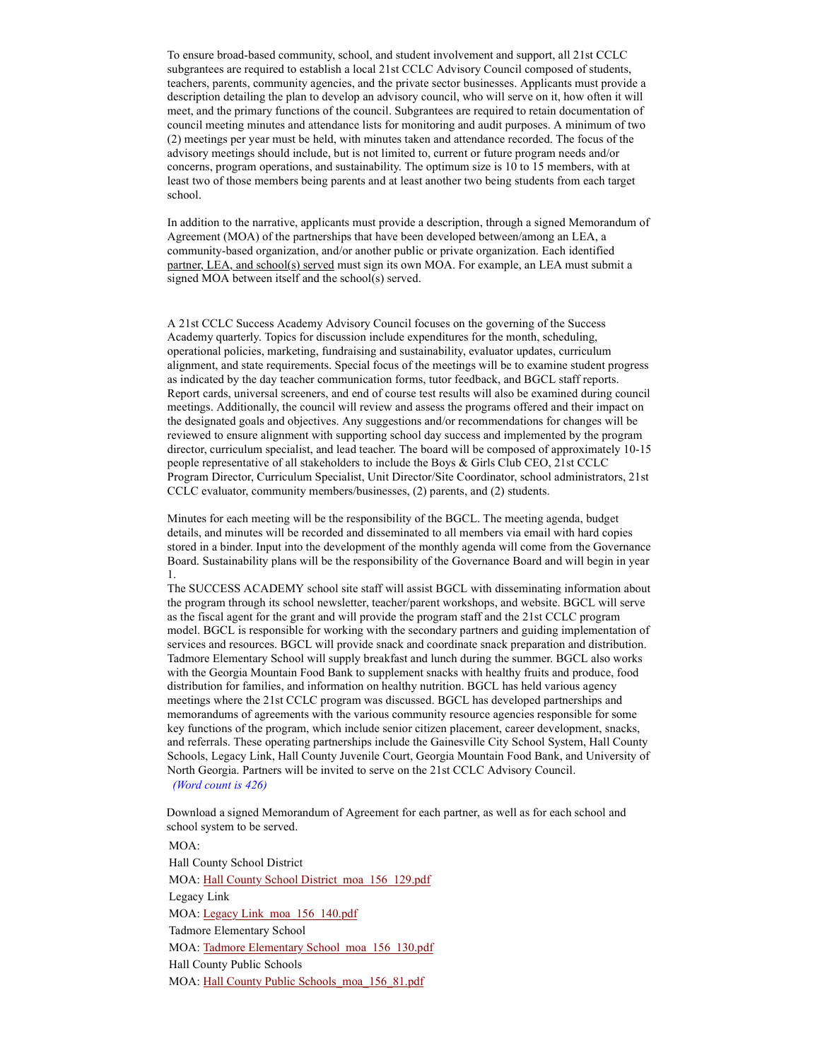To ensure broad-based community, school, and student involvement and support, all 21st CCLC subgrantees are required to establish a local 21st CCLC Advisory Council composed of students, teachers, parents, community agencies, and the private sector businesses. Applicants must provide a description detailing the plan to develop an advisory council, who will serve on it, how often it will meet, and the primary functions of the council. Subgrantees are required to retain documentation of council meeting minutes and attendance lists for monitoring and audit purposes. A minimum of two (2) meetings per year must be held, with minutes taken and attendance recorded. The focus of the advisory meetings should include, but is not limited to, current or future program needs and/or concerns, program operations, and sustainability. The optimum size is 10 to 15 members, with at least two of those members being parents and at least another two being students from each target school.

In addition to the narrative, applicants must provide a description, through a signed Memorandum of Agreement (MOA) of the partnerships that have been developed between/among an LEA, a community-based organization, and/or another public or private organization. Each identified partner, LEA, and school(s) served must sign its own MOA. For example, an LEA must submit a signed MOA between itself and the school(s) served.

A 21st CCLC Success Academy Advisory Council focuses on the governing of the Success Academy quarterly. Topics for discussion include expenditures for the month, scheduling, operational policies, marketing, fundraising and sustainability, evaluator updates, curriculum alignment, and state requirements. Special focus of the meetings will be to examine student progress as indicated by the day teacher communication forms, tutor feedback, and BGCL staff reports. Report cards, universal screeners, and end of course test results will also be examined during council meetings. Additionally, the council will review and assess the programs offered and their impact on the designated goals and objectives. Any suggestions and/or recommendations for changes will be reviewed to ensure alignment with supporting school day success and implemented by the program director, curriculum specialist, and lead teacher. The board will be composed of approximately 10-15 people representative of all stakeholders to include the Boys & Girls Club CEO, 21st CCLC Program Director, Curriculum Specialist, Unit Director/Site Coordinator, school administrators, 21st CCLC evaluator, community members/businesses, (2) parents, and (2) students.

Minutes for each meeting will be the responsibility of the BGCL. The meeting agenda, budget details, and minutes will be recorded and disseminated to all members via email with hard copies stored in a binder. Input into the development of the monthly agenda will come from the Governance Board. Sustainability plans will be the responsibility of the Governance Board and will begin in year 1.
The SUCCESS ACADEMY school site staff will assist BGCL with disseminating information about the program through its school newsletter, teacher/parent workshops, and website. BGCL will serve as the fiscal agent for the grant and will provide the program staff and the 21st CCLC program model. BGCL is responsible for working with the secondary partners and guiding implementation of services and resources. BGCL will provide snack and coordinate snack preparation and distribution. Tadmore Elementary School will supply breakfast and lunch during the summer. BGCL also works with the Georgia Mountain Food Bank to supplement snacks with healthy fruits and produce, food distribution for families, and information on healthy nutrition. BGCL has held various agency meetings where the 21st CCLC program was discussed. BGCL has developed partnerships and memorandums of agreements with the various community resource agencies responsible for some key functions of the program, which include senior citizen placement, career development, snacks, and referrals. These operating partnerships include the Gainesville City School System, Hall County Schools, Legacy Link, Hall County Juvenile Court, Georgia Mountain Food Bank, and University of North Georgia. Partners will be invited to serve on the 21st CCLC Advisory Council.
*(Word count is 426)*

Download a signed Memorandum of Agreement for each partner, as well as for each school and school system to be served.

MOA:

Hall County School District

MOA: Hall County School District_moa_156_129.pdf

Legacy Link

MOA: Legacy Link_moa_156_140.pdf

Tadmore Elementary School

MOA: Tadmore Elementary School_moa_156_130.pdf

Hall County Public Schools

MOA: Hall County Public Schools_moa_156_81.pdf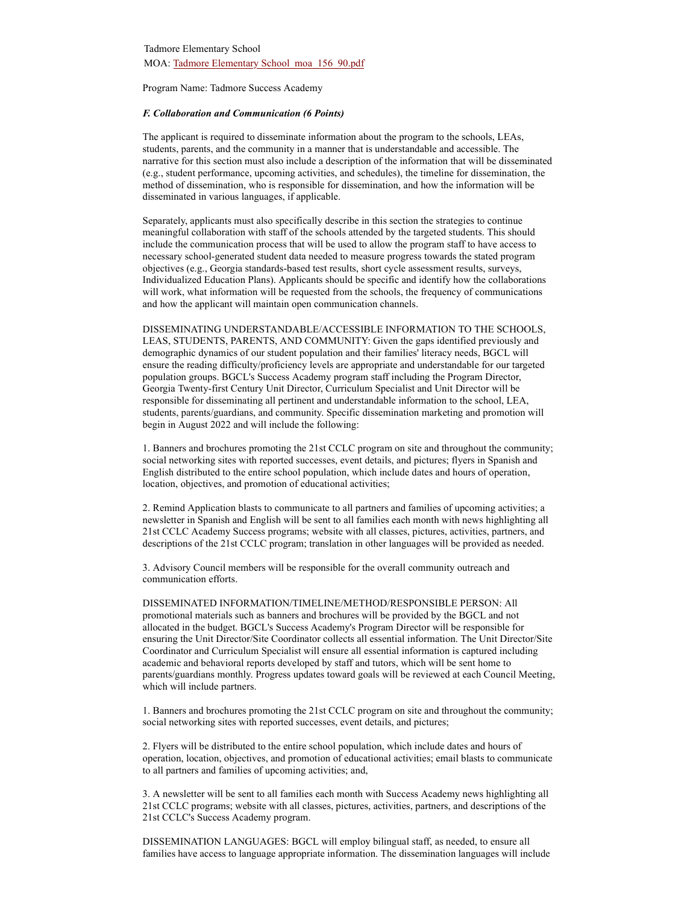Tadmore Elementary School
MOA: Tadmore Elementary School_moa_156_90.pdf

Program Name: Tadmore Success Academy

***F. Collaboration and Communication (6 Points)***

The applicant is required to disseminate information about the program to the schools, LEAs, students, parents, and the community in a manner that is understandable and accessible. The narrative for this section must also include a description of the information that will be disseminated (e.g., student performance, upcoming activities, and schedules), the timeline for dissemination, the method of dissemination, who is responsible for dissemination, and how the information will be disseminated in various languages, if applicable.

Separately, applicants must also specifically describe in this section the strategies to continue meaningful collaboration with staff of the schools attended by the targeted students. This should include the communication process that will be used to allow the program staff to have access to necessary school-generated student data needed to measure progress towards the stated program objectives (e.g., Georgia standards-based test results, short cycle assessment results, surveys, Individualized Education Plans). Applicants should be specific and identify how the collaborations will work, what information will be requested from the schools, the frequency of communications and how the applicant will maintain open communication channels.

DISSEMINATING UNDERSTANDABLE/ACCESSIBLE INFORMATION TO THE SCHOOLS, LEAS, STUDENTS, PARENTS, AND COMMUNITY: Given the gaps identified previously and demographic dynamics of our student population and their families' literacy needs, BGCL will ensure the reading difficulty/proficiency levels are appropriate and understandable for our targeted population groups. BGCL's Success Academy program staff including the Program Director, Georgia Twenty-first Century Unit Director, Curriculum Specialist and Unit Director will be responsible for disseminating all pertinent and understandable information to the school, LEA, students, parents/guardians, and community. Specific dissemination marketing and promotion will begin in August 2022 and will include the following:

1. Banners and brochures promoting the 21st CCLC program on site and throughout the community; social networking sites with reported successes, event details, and pictures; flyers in Spanish and English distributed to the entire school population, which include dates and hours of operation, location, objectives, and promotion of educational activities;

2. Remind Application blasts to communicate to all partners and families of upcoming activities; a newsletter in Spanish and English will be sent to all families each month with news highlighting all 21st CCLC Academy Success programs; website with all classes, pictures, activities, partners, and descriptions of the 21st CCLC program; translation in other languages will be provided as needed.

3. Advisory Council members will be responsible for the overall community outreach and communication efforts.

DISSEMINATED INFORMATION/TIMELINE/METHOD/RESPONSIBLE PERSON: All promotional materials such as banners and brochures will be provided by the BGCL and not allocated in the budget. BGCL's Success Academy's Program Director will be responsible for ensuring the Unit Director/Site Coordinator collects all essential information. The Unit Director/Site Coordinator and Curriculum Specialist will ensure all essential information is captured including academic and behavioral reports developed by staff and tutors, which will be sent home to parents/guardians monthly. Progress updates toward goals will be reviewed at each Council Meeting, which will include partners.

1. Banners and brochures promoting the 21st CCLC program on site and throughout the community; social networking sites with reported successes, event details, and pictures;

2. Flyers will be distributed to the entire school population, which include dates and hours of operation, location, objectives, and promotion of educational activities; email blasts to communicate to all partners and families of upcoming activities; and,

3. A newsletter will be sent to all families each month with Success Academy news highlighting all 21st CCLC programs; website with all classes, pictures, activities, partners, and descriptions of the 21st CCLC's Success Academy program.

DISSEMINATION LANGUAGES: BGCL will employ bilingual staff, as needed, to ensure all families have access to language appropriate information. The dissemination languages will include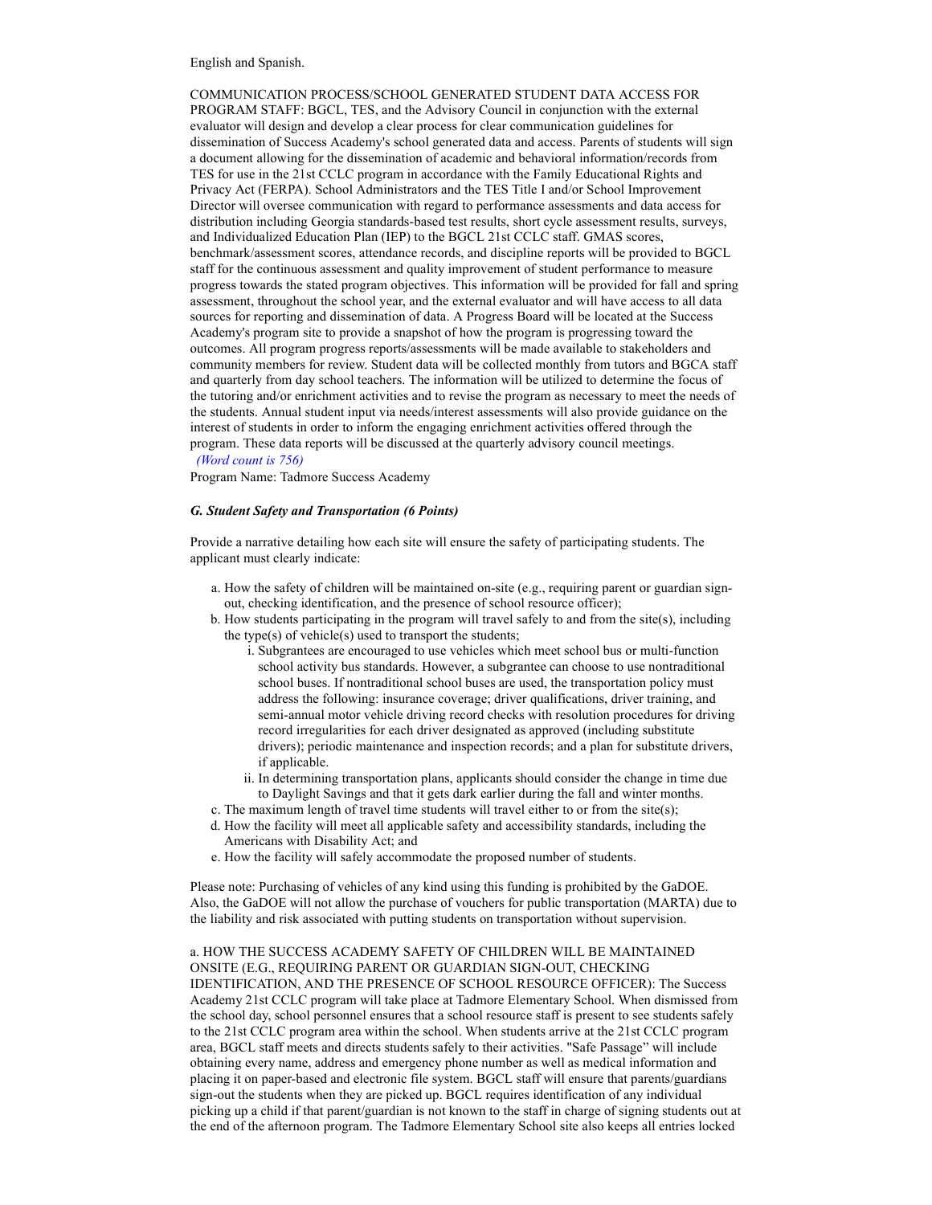English and Spanish.

COMMUNICATION PROCESS/SCHOOL GENERATED STUDENT DATA ACCESS FOR PROGRAM STAFF: BGCL, TES, and the Advisory Council in conjunction with the external evaluator will design and develop a clear process for clear communication guidelines for dissemination of Success Academy's school generated data and access. Parents of students will sign a document allowing for the dissemination of academic and behavioral information/records from TES for use in the 21st CCLC program in accordance with the Family Educational Rights and Privacy Act (FERPA). School Administrators and the TES Title I and/or School Improvement Director will oversee communication with regard to performance assessments and data access for distribution including Georgia standards-based test results, short cycle assessment results, surveys, and Individualized Education Plan (IEP) to the BGCL 21st CCLC staff. GMAS scores, benchmark/assessment scores, attendance records, and discipline reports will be provided to BGCL staff for the continuous assessment and quality improvement of student performance to measure progress towards the stated program objectives. This information will be provided for fall and spring assessment, throughout the school year, and the external evaluator and will have access to all data sources for reporting and dissemination of data. A Progress Board will be located at the Success Academy's program site to provide a snapshot of how the program is progressing toward the outcomes. All program progress reports/assessments will be made available to stakeholders and community members for review. Student data will be collected monthly from tutors and BGCA staff and quarterly from day school teachers. The information will be utilized to determine the focus of the tutoring and/or enrichment activities and to revise the program as necessary to meet the needs of the students. Annual student input via needs/interest assessments will also provide guidance on the interest of students in order to inform the engaging enrichment activities offered through the program. These data reports will be discussed at the quarterly advisory council meetings.

*(Word count is 756)*

Program Name: Tadmore Success Academy

### *G. Student Safety and Transportation (6 Points)*

Provide a narrative detailing how each site will ensure the safety of participating students. The applicant must clearly indicate:

a. How the safety of children will be maintained on-site (e.g., requiring parent or guardian sign-out, checking identification, and the presence of school resource officer);
b. How students participating in the program will travel safely to and from the site(s), including the type(s) of vehicle(s) used to transport the students;
   i. Subgrantees are encouraged to use vehicles which meet school bus or multi-function school activity bus standards. However, a subgrantee can choose to use nontraditional school buses. If nontraditional school buses are used, the transportation policy must address the following: insurance coverage; driver qualifications, driver training, and semi-annual motor vehicle driving record checks with resolution procedures for driving record irregularities for each driver designated as approved (including substitute drivers); periodic maintenance and inspection records; and a plan for substitute drivers, if applicable.
   ii. In determining transportation plans, applicants should consider the change in time due to Daylight Savings and that it gets dark earlier during the fall and winter months.
c. The maximum length of travel time students will travel either to or from the site(s);
d. How the facility will meet all applicable safety and accessibility standards, including the Americans with Disability Act; and
e. How the facility will safely accommodate the proposed number of students.

Please note: Purchasing of vehicles of any kind using this funding is prohibited by the GaDOE. Also, the GaDOE will not allow the purchase of vouchers for public transportation (MARTA) due to the liability and risk associated with putting students on transportation without supervision.

a. HOW THE SUCCESS ACADEMY SAFETY OF CHILDREN WILL BE MAINTAINED ONSITE (E.G., REQUIRING PARENT OR GUARDIAN SIGN-OUT, CHECKING IDENTIFICATION, AND THE PRESENCE OF SCHOOL RESOURCE OFFICER): The Success Academy 21st CCLC program will take place at Tadmore Elementary School. When dismissed from the school day, school personnel ensures that a school resource staff is present to see students safely to the 21st CCLC program area within the school. When students arrive at the 21st CCLC program area, BGCL staff meets and directs students safely to their activities. "Safe Passage" will include obtaining every name, address and emergency phone number as well as medical information and placing it on paper-based and electronic file system. BGCL staff will ensure that parents/guardians sign-out the students when they are picked up. BGCL requires identification of any individual picking up a child if that parent/guardian is not known to the staff in charge of signing students out at the end of the afternoon program. The Tadmore Elementary School site also keeps all entries locked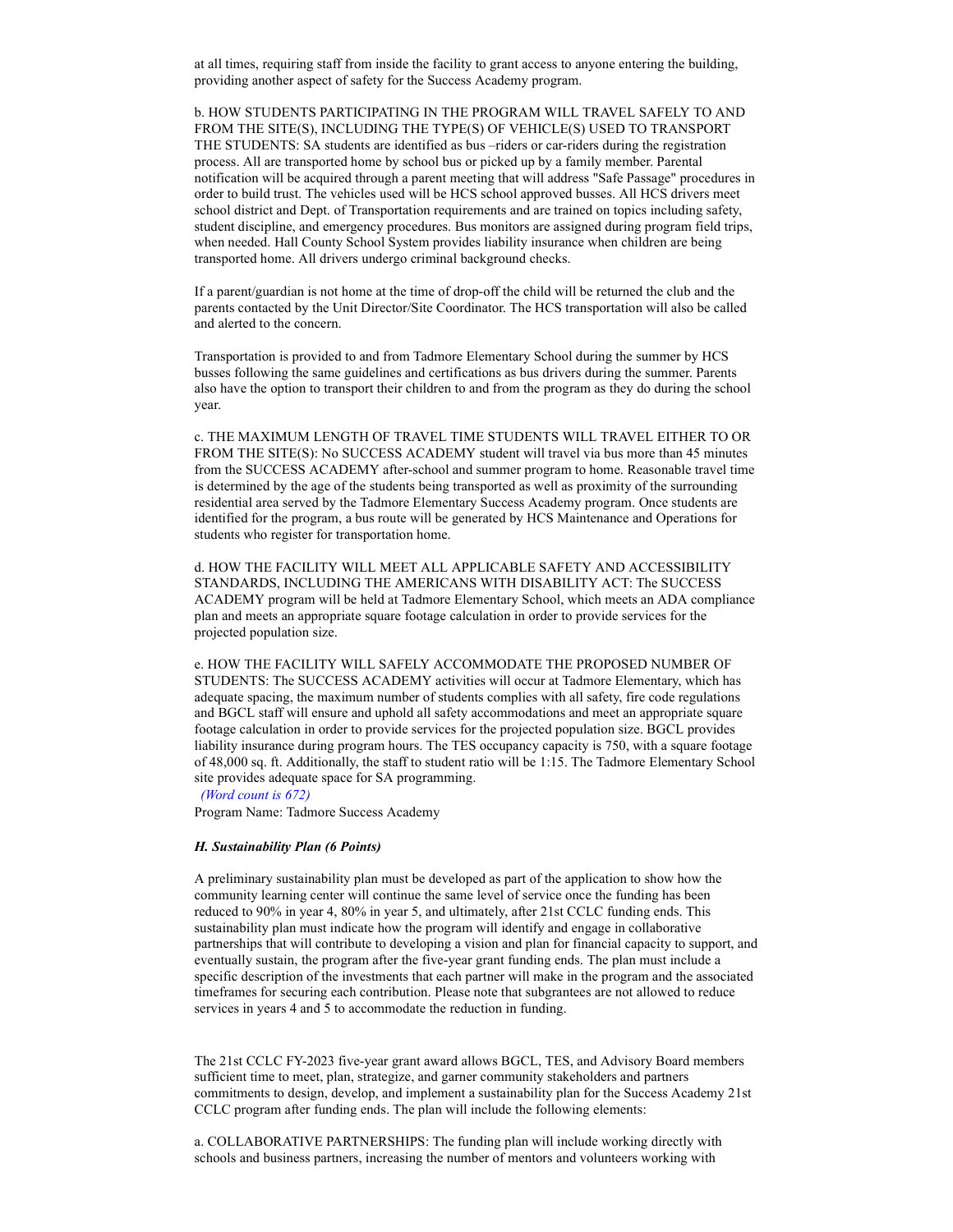at all times, requiring staff from inside the facility to grant access to anyone entering the building, providing another aspect of safety for the Success Academy program.

b. HOW STUDENTS PARTICIPATING IN THE PROGRAM WILL TRAVEL SAFELY TO AND FROM THE SITE(S), INCLUDING THE TYPE(S) OF VEHICLE(S) USED TO TRANSPORT THE STUDENTS: SA students are identified as bus –riders or car-riders during the registration process. All are transported home by school bus or picked up by a family member. Parental notification will be acquired through a parent meeting that will address "Safe Passage" procedures in order to build trust. The vehicles used will be HCS school approved busses. All HCS drivers meet school district and Dept. of Transportation requirements and are trained on topics including safety, student discipline, and emergency procedures. Bus monitors are assigned during program field trips, when needed. Hall County School System provides liability insurance when children are being transported home. All drivers undergo criminal background checks.

If a parent/guardian is not home at the time of drop-off the child will be returned the club and the parents contacted by the Unit Director/Site Coordinator. The HCS transportation will also be called and alerted to the concern.

Transportation is provided to and from Tadmore Elementary School during the summer by HCS busses following the same guidelines and certifications as bus drivers during the summer. Parents also have the option to transport their children to and from the program as they do during the school year.

c. THE MAXIMUM LENGTH OF TRAVEL TIME STUDENTS WILL TRAVEL EITHER TO OR FROM THE SITE(S): No SUCCESS ACADEMY student will travel via bus more than 45 minutes from the SUCCESS ACADEMY after-school and summer program to home. Reasonable travel time is determined by the age of the students being transported as well as proximity of the surrounding residential area served by the Tadmore Elementary Success Academy program. Once students are identified for the program, a bus route will be generated by HCS Maintenance and Operations for students who register for transportation home.

d. HOW THE FACILITY WILL MEET ALL APPLICABLE SAFETY AND ACCESSIBILITY STANDARDS, INCLUDING THE AMERICANS WITH DISABILITY ACT: The SUCCESS ACADEMY program will be held at Tadmore Elementary School, which meets an ADA compliance plan and meets an appropriate square footage calculation in order to provide services for the projected population size.

e. HOW THE FACILITY WILL SAFELY ACCOMMODATE THE PROPOSED NUMBER OF STUDENTS: The SUCCESS ACADEMY activities will occur at Tadmore Elementary, which has adequate spacing, the maximum number of students complies with all safety, fire code regulations and BGCL staff will ensure and uphold all safety accommodations and meet an appropriate square footage calculation in order to provide services for the projected population size. BGCL provides liability insurance during program hours. The TES occupancy capacity is 750, with a square footage of 48,000 sq. ft. Additionally, the staff to student ratio will be 1:15. The Tadmore Elementary School site provides adequate space for SA programming.

*(Word count is 672)*

Program Name: Tadmore Success Academy

### *H. Sustainability Plan (6 Points)*

A preliminary sustainability plan must be developed as part of the application to show how the community learning center will continue the same level of service once the funding has been reduced to 90% in year 4, 80% in year 5, and ultimately, after 21st CCLC funding ends. This sustainability plan must indicate how the program will identify and engage in collaborative partnerships that will contribute to developing a vision and plan for financial capacity to support, and eventually sustain, the program after the five-year grant funding ends. The plan must include a specific description of the investments that each partner will make in the program and the associated timeframes for securing each contribution. Please note that subgrantees are not allowed to reduce services in years 4 and 5 to accommodate the reduction in funding.

The 21st CCLC FY-2023 five-year grant award allows BGCL, TES, and Advisory Board members sufficient time to meet, plan, strategize, and garner community stakeholders and partners commitments to design, develop, and implement a sustainability plan for the Success Academy 21st CCLC program after funding ends. The plan will include the following elements:

a. COLLABORATIVE PARTNERSHIPS: The funding plan will include working directly with schools and business partners, increasing the number of mentors and volunteers working with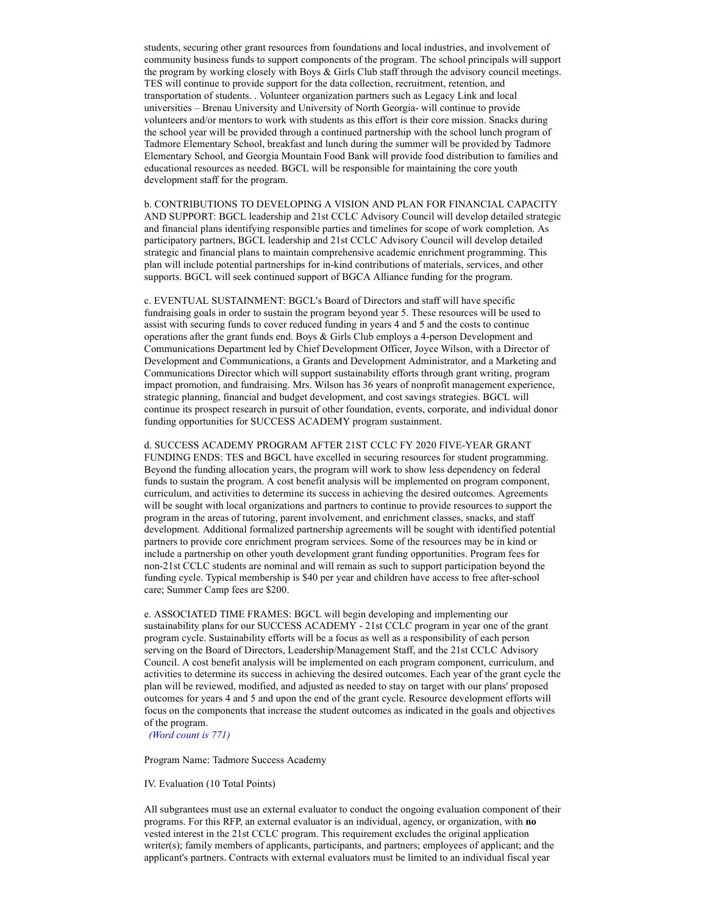students, securing other grant resources from foundations and local industries, and involvement of community business funds to support components of the program. The school principals will support the program by working closely with Boys & Girls Club staff through the advisory council meetings. TES will continue to provide support for the data collection, recruitment, retention, and transportation of students. . Volunteer organization partners such as Legacy Link and local universities – Brenau University and University of North Georgia- will continue to provide volunteers and/or mentors to work with students as this effort is their core mission. Snacks during the school year will be provided through a continued partnership with the school lunch program of Tadmore Elementary School, breakfast and lunch during the summer will be provided by Tadmore Elementary School, and Georgia Mountain Food Bank will provide food distribution to families and educational resources as needed. BGCL will be responsible for maintaining the core youth development staff for the program.

b. CONTRIBUTIONS TO DEVELOPING A VISION AND PLAN FOR FINANCIAL CAPACITY AND SUPPORT: BGCL leadership and 21st CCLC Advisory Council will develop detailed strategic and financial plans identifying responsible parties and timelines for scope of work completion. As participatory partners, BGCL leadership and 21st CCLC Advisory Council will develop detailed strategic and financial plans to maintain comprehensive academic enrichment programming. This plan will include potential partnerships for in-kind contributions of materials, services, and other supports. BGCL will seek continued support of BGCA Alliance funding for the program.

c. EVENTUAL SUSTAINMENT: BGCL's Board of Directors and staff will have specific fundraising goals in order to sustain the program beyond year 5. These resources will be used to assist with securing funds to cover reduced funding in years 4 and 5 and the costs to continue operations after the grant funds end. Boys & Girls Club employs a 4-person Development and Communications Department led by Chief Development Officer, Joyce Wilson, with a Director of Development and Communications, a Grants and Development Administrator, and a Marketing and Communications Director which will support sustainability efforts through grant writing, program impact promotion, and fundraising. Mrs. Wilson has 36 years of nonprofit management experience, strategic planning, financial and budget development, and cost savings strategies. BGCL will continue its prospect research in pursuit of other foundation, events, corporate, and individual donor funding opportunities for SUCCESS ACADEMY program sustainment.

d. SUCCESS ACADEMY PROGRAM AFTER 21ST CCLC FY 2020 FIVE-YEAR GRANT FUNDING ENDS: TES and BGCL have excelled in securing resources for student programming. Beyond the funding allocation years, the program will work to show less dependency on federal funds to sustain the program. A cost benefit analysis will be implemented on program component, curriculum, and activities to determine its success in achieving the desired outcomes. Agreements will be sought with local organizations and partners to continue to provide resources to support the program in the areas of tutoring, parent involvement, and enrichment classes, snacks, and staff development. Additional formalized partnership agreements will be sought with identified potential partners to provide core enrichment program services. Some of the resources may be in kind or include a partnership on other youth development grant funding opportunities. Program fees for non-21st CCLC students are nominal and will remain as such to support participation beyond the funding cycle. Typical membership is $40 per year and children have access to free after-school care; Summer Camp fees are $200.

e. ASSOCIATED TIME FRAMES: BGCL will begin developing and implementing our sustainability plans for our SUCCESS ACADEMY - 21st CCLC program in year one of the grant program cycle. Sustainability efforts will be a focus as well as a responsibility of each person serving on the Board of Directors, Leadership/Management Staff, and the 21st CCLC Advisory Council. A cost benefit analysis will be implemented on each program component, curriculum, and activities to determine its success in achieving the desired outcomes. Each year of the grant cycle the plan will be reviewed, modified, and adjusted as needed to stay on target with our plans' proposed outcomes for years 4 and 5 and upon the end of the grant cycle. Resource development efforts will focus on the components that increase the student outcomes as indicated in the goals and objectives of the program.

*(Word count is 771)*

Program Name: Tadmore Success Academy

IV. Evaluation (10 Total Points)

All subgrantees must use an external evaluator to conduct the ongoing evaluation component of their programs. For this RFP, an external evaluator is an individual, agency, or organization, with **no** vested interest in the 21st CCLC program. This requirement excludes the original application writer(s); family members of applicants, participants, and partners; employees of applicant; and the applicant's partners. Contracts with external evaluators must be limited to an individual fiscal year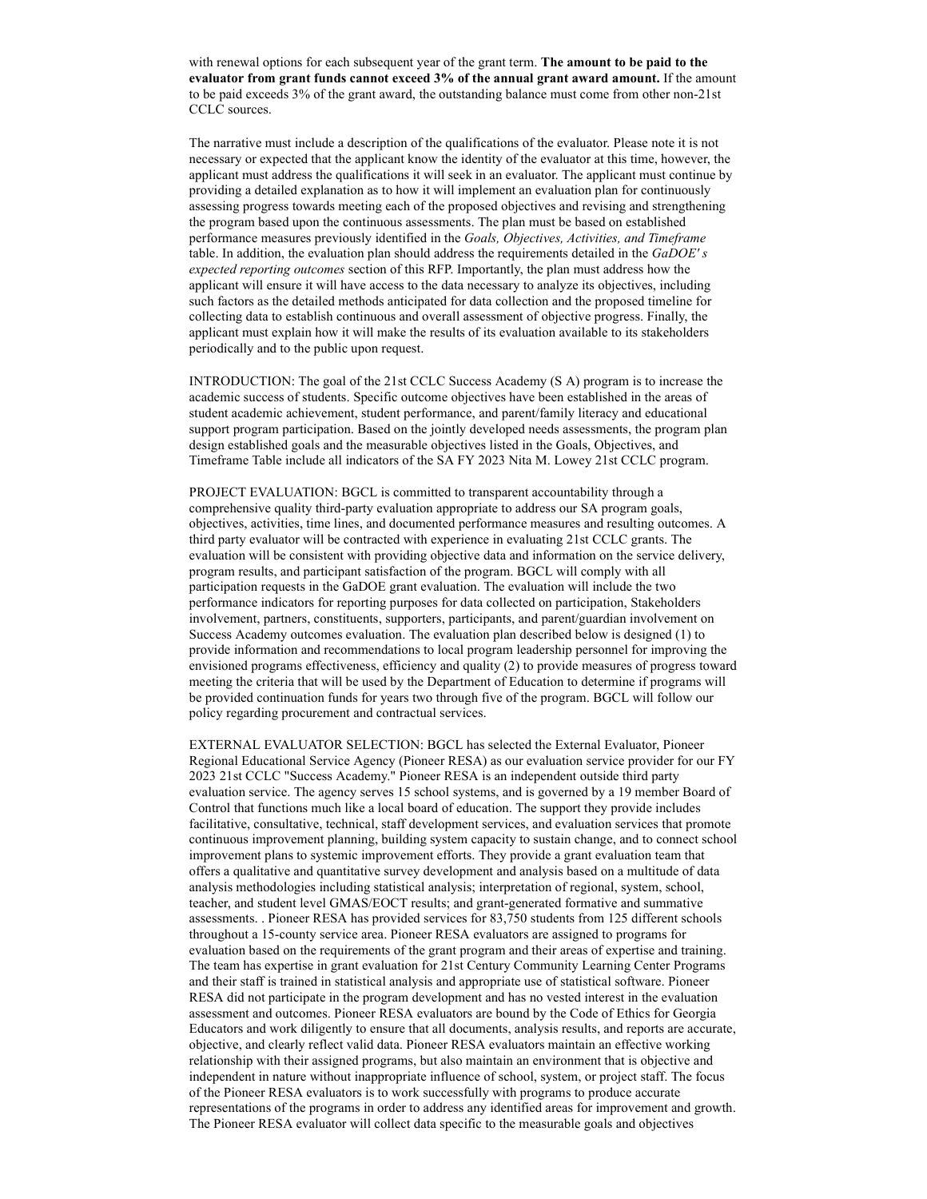with renewal options for each subsequent year of the grant term. **The amount to be paid to the evaluator from grant funds cannot exceed 3% of the annual grant award amount.** If the amount to be paid exceeds 3% of the grant award, the outstanding balance must come from other non-21st CCLC sources.

The narrative must include a description of the qualifications of the evaluator. Please note it is not necessary or expected that the applicant know the identity of the evaluator at this time, however, the applicant must address the qualifications it will seek in an evaluator. The applicant must continue by providing a detailed explanation as to how it will implement an evaluation plan for continuously assessing progress towards meeting each of the proposed objectives and revising and strengthening the program based upon the continuous assessments. The plan must be based on established performance measures previously identified in the *Goals, Objectives, Activities, and Timeframe* table. In addition, the evaluation plan should address the requirements detailed in the *GaDOE's expected reporting outcomes* section of this RFP. Importantly, the plan must address how the applicant will ensure it will have access to the data necessary to analyze its objectives, including such factors as the detailed methods anticipated for data collection and the proposed timeline for collecting data to establish continuous and overall assessment of objective progress. Finally, the applicant must explain how it will make the results of its evaluation available to its stakeholders periodically and to the public upon request.

INTRODUCTION: The goal of the 21st CCLC Success Academy (S A) program is to increase the academic success of students. Specific outcome objectives have been established in the areas of student academic achievement, student performance, and parent/family literacy and educational support program participation. Based on the jointly developed needs assessments, the program plan design established goals and the measurable objectives listed in the Goals, Objectives, and Timeframe Table include all indicators of the SA FY 2023 Nita M. Lowey 21st CCLC program.

PROJECT EVALUATION: BGCL is committed to transparent accountability through a comprehensive quality third-party evaluation appropriate to address our SA program goals, objectives, activities, time lines, and documented performance measures and resulting outcomes. A third party evaluator will be contracted with experience in evaluating 21st CCLC grants. The evaluation will be consistent with providing objective data and information on the service delivery, program results, and participant satisfaction of the program. BGCL will comply with all participation requests in the GaDOE grant evaluation. The evaluation will include the two performance indicators for reporting purposes for data collected on participation, Stakeholders involvement, partners, constituents, supporters, participants, and parent/guardian involvement on Success Academy outcomes evaluation. The evaluation plan described below is designed (1) to provide information and recommendations to local program leadership personnel for improving the envisioned programs effectiveness, efficiency and quality (2) to provide measures of progress toward meeting the criteria that will be used by the Department of Education to determine if programs will be provided continuation funds for years two through five of the program. BGCL will follow our policy regarding procurement and contractual services.

EXTERNAL EVALUATOR SELECTION: BGCL has selected the External Evaluator, Pioneer Regional Educational Service Agency (Pioneer RESA) as our evaluation service provider for our FY 2023 21st CCLC "Success Academy." Pioneer RESA is an independent outside third party evaluation service. The agency serves 15 school systems, and is governed by a 19 member Board of Control that functions much like a local board of education. The support they provide includes facilitative, consultative, technical, staff development services, and evaluation services that promote continuous improvement planning, building system capacity to sustain change, and to connect school improvement plans to systemic improvement efforts. They provide a grant evaluation team that offers a qualitative and quantitative survey development and analysis based on a multitude of data analysis methodologies including statistical analysis; interpretation of regional, system, school, teacher, and student level GMAS/EOCT results; and grant-generated formative and summative assessments. . Pioneer RESA has provided services for 83,750 students from 125 different schools throughout a 15-county service area. Pioneer RESA evaluators are assigned to programs for evaluation based on the requirements of the grant program and their areas of expertise and training. The team has expertise in grant evaluation for 21st Century Community Learning Center Programs and their staff is trained in statistical analysis and appropriate use of statistical software. Pioneer RESA did not participate in the program development and has no vested interest in the evaluation assessment and outcomes. Pioneer RESA evaluators are bound by the Code of Ethics for Georgia Educators and work diligently to ensure that all documents, analysis results, and reports are accurate, objective, and clearly reflect valid data. Pioneer RESA evaluators maintain an effective working relationship with their assigned programs, but also maintain an environment that is objective and independent in nature without inappropriate influence of school, system, or project staff. The focus of the Pioneer RESA evaluators is to work successfully with programs to produce accurate representations of the programs in order to address any identified areas for improvement and growth. The Pioneer RESA evaluator will collect data specific to the measurable goals and objectives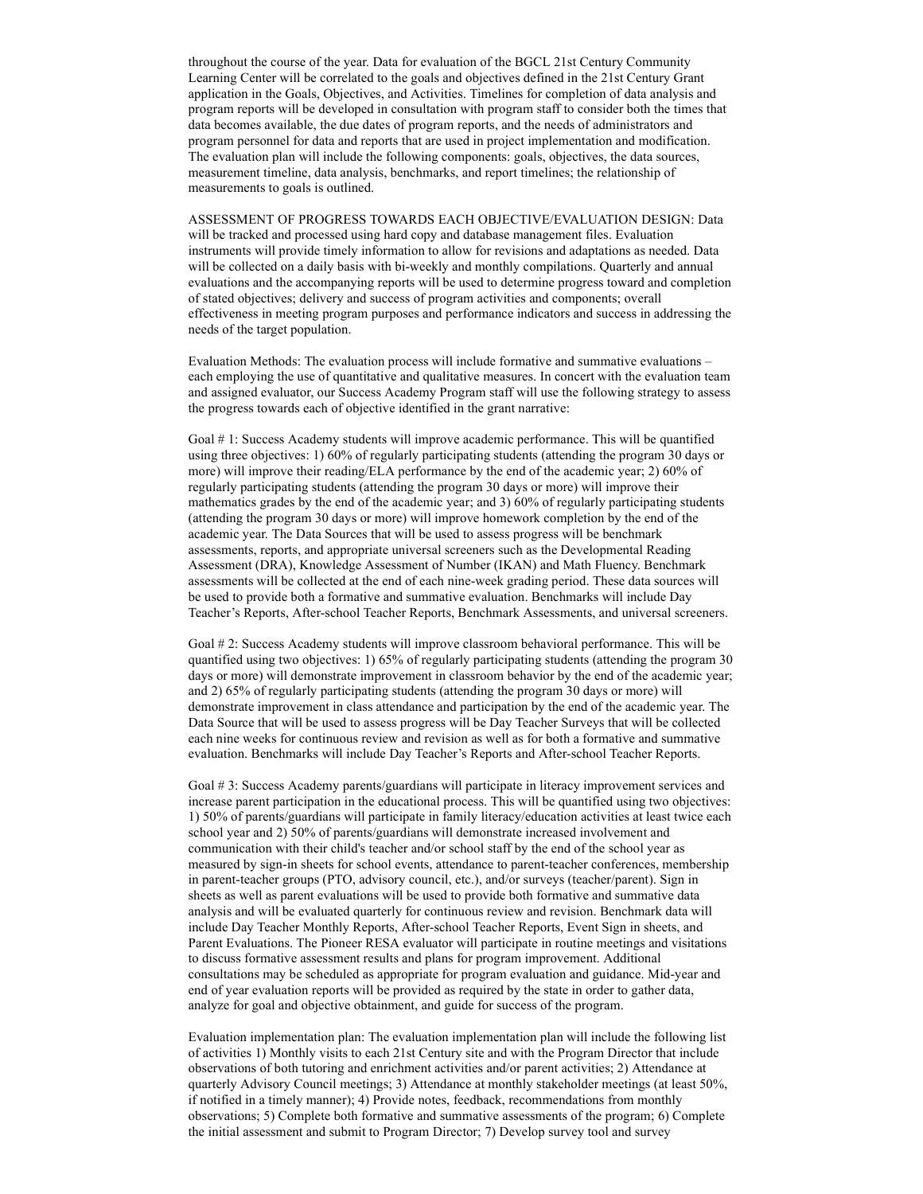throughout the course of the year. Data for evaluation of the BGCL 21st Century Community Learning Center will be correlated to the goals and objectives defined in the 21st Century Grant application in the Goals, Objectives, and Activities. Timelines for completion of data analysis and program reports will be developed in consultation with program staff to consider both the times that data becomes available, the due dates of program reports, and the needs of administrators and program personnel for data and reports that are used in project implementation and modification. The evaluation plan will include the following components: goals, objectives, the data sources, measurement timeline, data analysis, benchmarks, and report timelines; the relationship of measurements to goals is outlined.

ASSESSMENT OF PROGRESS TOWARDS EACH OBJECTIVE/EVALUATION DESIGN: Data will be tracked and processed using hard copy and database management files. Evaluation instruments will provide timely information to allow for revisions and adaptations as needed. Data will be collected on a daily basis with bi-weekly and monthly compilations. Quarterly and annual evaluations and the accompanying reports will be used to determine progress toward and completion of stated objectives; delivery and success of program activities and components; overall effectiveness in meeting program purposes and performance indicators and success in addressing the needs of the target population.

Evaluation Methods: The evaluation process will include formative and summative evaluations – each employing the use of quantitative and qualitative measures. In concert with the evaluation team and assigned evaluator, our Success Academy Program staff will use the following strategy to assess the progress towards each of objective identified in the grant narrative:

Goal # 1: Success Academy students will improve academic performance. This will be quantified using three objectives: 1) 60% of regularly participating students (attending the program 30 days or more) will improve their reading/ELA performance by the end of the academic year; 2) 60% of regularly participating students (attending the program 30 days or more) will improve their mathematics grades by the end of the academic year; and 3) 60% of regularly participating students (attending the program 30 days or more) will improve homework completion by the end of the academic year. The Data Sources that will be used to assess progress will be benchmark assessments, reports, and appropriate universal screeners such as the Developmental Reading Assessment (DRA), Knowledge Assessment of Number (IKAN) and Math Fluency. Benchmark assessments will be collected at the end of each nine-week grading period. These data sources will be used to provide both a formative and summative evaluation. Benchmarks will include Day Teacher's Reports, After-school Teacher Reports, Benchmark Assessments, and universal screeners.

Goal # 2: Success Academy students will improve classroom behavioral performance. This will be quantified using two objectives: 1) 65% of regularly participating students (attending the program 30 days or more) will demonstrate improvement in classroom behavior by the end of the academic year; and 2) 65% of regularly participating students (attending the program 30 days or more) will demonstrate improvement in class attendance and participation by the end of the academic year. The Data Source that will be used to assess progress will be Day Teacher Surveys that will be collected each nine weeks for continuous review and revision as well as for both a formative and summative evaluation. Benchmarks will include Day Teacher's Reports and After-school Teacher Reports.

Goal # 3: Success Academy parents/guardians will participate in literacy improvement services and increase parent participation in the educational process. This will be quantified using two objectives: 1) 50% of parents/guardians will participate in family literacy/education activities at least twice each school year and 2) 50% of parents/guardians will demonstrate increased involvement and communication with their child's teacher and/or school staff by the end of the school year as measured by sign-in sheets for school events, attendance to parent-teacher conferences, membership in parent-teacher groups (PTO, advisory council, etc.), and/or surveys (teacher/parent). Sign in sheets as well as parent evaluations will be used to provide both formative and summative data analysis and will be evaluated quarterly for continuous review and revision. Benchmark data will include Day Teacher Monthly Reports, After-school Teacher Reports, Event Sign in sheets, and Parent Evaluations. The Pioneer RESA evaluator will participate in routine meetings and visitations to discuss formative assessment results and plans for program improvement. Additional consultations may be scheduled as appropriate for program evaluation and guidance. Mid-year and end of year evaluation reports will be provided as required by the state in order to gather data, analyze for goal and objective obtainment, and guide for success of the program.

Evaluation implementation plan: The evaluation implementation plan will include the following list of activities 1) Monthly visits to each 21st Century site and with the Program Director that include observations of both tutoring and enrichment activities and/or parent activities; 2) Attendance at quarterly Advisory Council meetings; 3) Attendance at monthly stakeholder meetings (at least 50%, if notified in a timely manner); 4) Provide notes, feedback, recommendations from monthly observations; 5) Complete both formative and summative assessments of the program; 6) Complete the initial assessment and submit to Program Director; 7) Develop survey tool and survey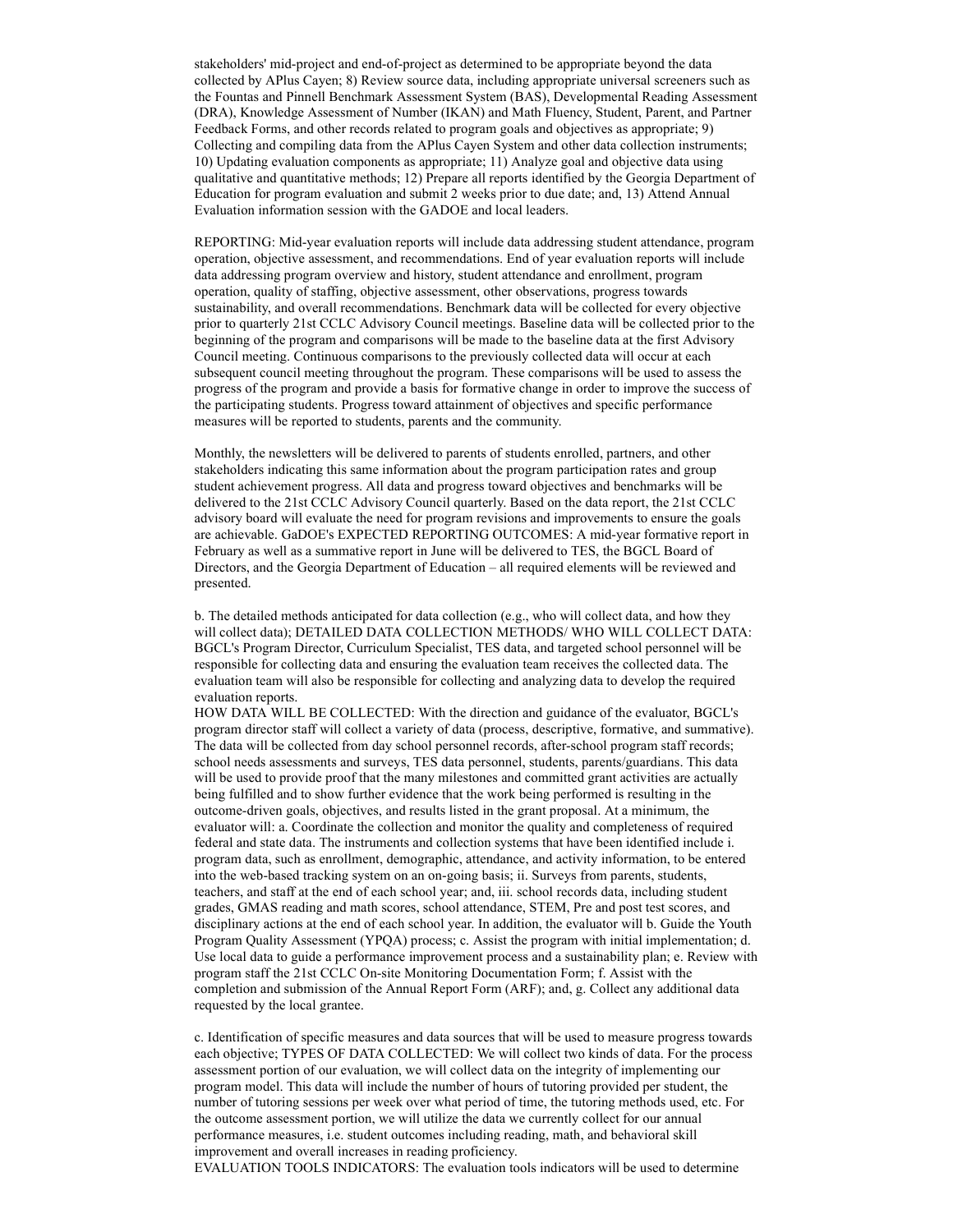stakeholders' mid-project and end-of-project as determined to be appropriate beyond the data collected by APlus Cayen; 8) Review source data, including appropriate universal screeners such as the Fountas and Pinnell Benchmark Assessment System (BAS), Developmental Reading Assessment (DRA), Knowledge Assessment of Number (IKAN) and Math Fluency, Student, Parent, and Partner Feedback Forms, and other records related to program goals and objectives as appropriate; 9) Collecting and compiling data from the APlus Cayen System and other data collection instruments; 10) Updating evaluation components as appropriate; 11) Analyze goal and objective data using qualitative and quantitative methods; 12) Prepare all reports identified by the Georgia Department of Education for program evaluation and submit 2 weeks prior to due date; and, 13) Attend Annual Evaluation information session with the GADOE and local leaders.

REPORTING: Mid-year evaluation reports will include data addressing student attendance, program operation, objective assessment, and recommendations. End of year evaluation reports will include data addressing program overview and history, student attendance and enrollment, program operation, quality of staffing, objective assessment, other observations, progress towards sustainability, and overall recommendations. Benchmark data will be collected for every objective prior to quarterly 21st CCLC Advisory Council meetings. Baseline data will be collected prior to the beginning of the program and comparisons will be made to the baseline data at the first Advisory Council meeting. Continuous comparisons to the previously collected data will occur at each subsequent council meeting throughout the program. These comparisons will be used to assess the progress of the program and provide a basis for formative change in order to improve the success of the participating students. Progress toward attainment of objectives and specific performance measures will be reported to students, parents and the community.

Monthly, the newsletters will be delivered to parents of students enrolled, partners, and other stakeholders indicating this same information about the program participation rates and group student achievement progress. All data and progress toward objectives and benchmarks will be delivered to the 21st CCLC Advisory Council quarterly. Based on the data report, the 21st CCLC advisory board will evaluate the need for program revisions and improvements to ensure the goals are achievable. GaDOE's EXPECTED REPORTING OUTCOMES: A mid-year formative report in February as well as a summative report in June will be delivered to TES, the BGCL Board of Directors, and the Georgia Department of Education – all required elements will be reviewed and presented.

b. The detailed methods anticipated for data collection (e.g., who will collect data, and how they will collect data); DETAILED DATA COLLECTION METHODS/ WHO WILL COLLECT DATA: BGCL's Program Director, Curriculum Specialist, TES data, and targeted school personnel will be responsible for collecting data and ensuring the evaluation team receives the collected data. The evaluation team will also be responsible for collecting and analyzing data to develop the required evaluation reports.
HOW DATA WILL BE COLLECTED: With the direction and guidance of the evaluator, BGCL's program director staff will collect a variety of data (process, descriptive, formative, and summative). The data will be collected from day school personnel records, after-school program staff records; school needs assessments and surveys, TES data personnel, students, parents/guardians. This data will be used to provide proof that the many milestones and committed grant activities are actually being fulfilled and to show further evidence that the work being performed is resulting in the outcome-driven goals, objectives, and results listed in the grant proposal. At a minimum, the evaluator will: a. Coordinate the collection and monitor the quality and completeness of required federal and state data. The instruments and collection systems that have been identified include i. program data, such as enrollment, demographic, attendance, and activity information, to be entered into the web-based tracking system on an on-going basis; ii. Surveys from parents, students, teachers, and staff at the end of each school year; and, iii. school records data, including student grades, GMAS reading and math scores, school attendance, STEM, Pre and post test scores, and disciplinary actions at the end of each school year. In addition, the evaluator will b. Guide the Youth Program Quality Assessment (YPQA) process; c. Assist the program with initial implementation; d. Use local data to guide a performance improvement process and a sustainability plan; e. Review with program staff the 21st CCLC On-site Monitoring Documentation Form; f. Assist with the completion and submission of the Annual Report Form (ARF); and, g. Collect any additional data requested by the local grantee.

c. Identification of specific measures and data sources that will be used to measure progress towards each objective; TYPES OF DATA COLLECTED: We will collect two kinds of data. For the process assessment portion of our evaluation, we will collect data on the integrity of implementing our program model. This data will include the number of hours of tutoring provided per student, the number of tutoring sessions per week over what period of time, the tutoring methods used, etc. For the outcome assessment portion, we will utilize the data we currently collect for our annual performance measures, i.e. student outcomes including reading, math, and behavioral skill improvement and overall increases in reading proficiency.
EVALUATION TOOLS INDICATORS: The evaluation tools indicators will be used to determine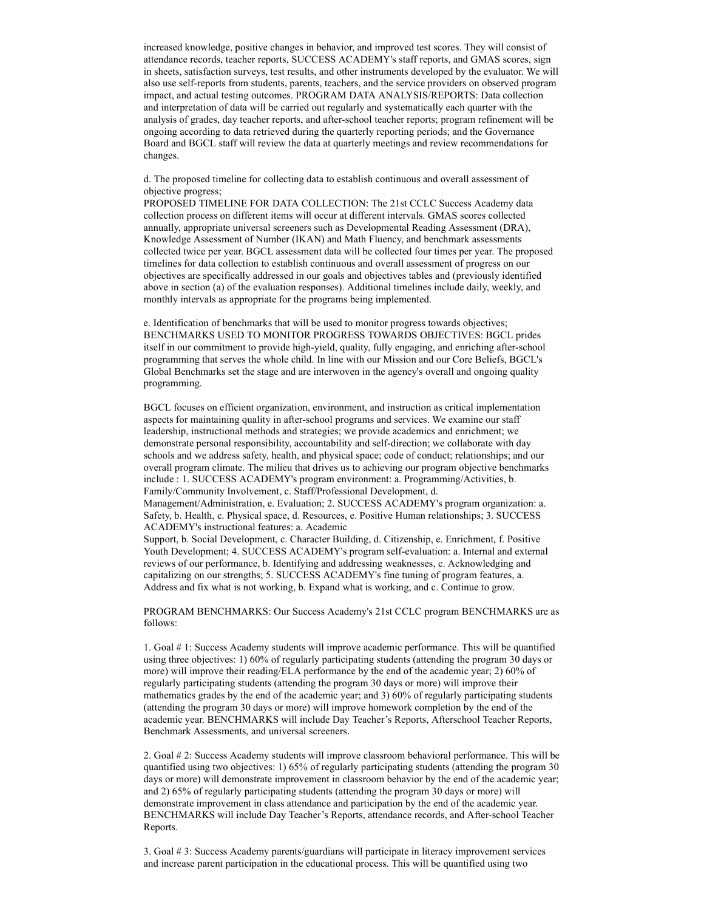increased knowledge, positive changes in behavior, and improved test scores. They will consist of attendance records, teacher reports, SUCCESS ACADEMY's staff reports, and GMAS scores, sign in sheets, satisfaction surveys, test results, and other instruments developed by the evaluator. We will also use self-reports from students, parents, teachers, and the service providers on observed program impact, and actual testing outcomes. PROGRAM DATA ANALYSIS/REPORTS: Data collection and interpretation of data will be carried out regularly and systematically each quarter with the analysis of grades, day teacher reports, and after-school teacher reports; program refinement will be ongoing according to data retrieved during the quarterly reporting periods; and the Governance Board and BGCL staff will review the data at quarterly meetings and review recommendations for changes.

d. The proposed timeline for collecting data to establish continuous and overall assessment of objective progress;
PROPOSED TIMELINE FOR DATA COLLECTION: The 21st CCLC Success Academy data collection process on different items will occur at different intervals. GMAS scores collected annually, appropriate universal screeners such as Developmental Reading Assessment (DRA), Knowledge Assessment of Number (IKAN) and Math Fluency, and benchmark assessments collected twice per year. BGCL assessment data will be collected four times per year. The proposed timelines for data collection to establish continuous and overall assessment of progress on our objectives are specifically addressed in our goals and objectives tables and (previously identified above in section (a) of the evaluation responses). Additional timelines include daily, weekly, and monthly intervals as appropriate for the programs being implemented.

e. Identification of benchmarks that will be used to monitor progress towards objectives;
BENCHMARKS USED TO MONITOR PROGRESS TOWARDS OBJECTIVES: BGCL prides itself in our commitment to provide high-yield, quality, fully engaging, and enriching after-school programming that serves the whole child. In line with our Mission and our Core Beliefs, BGCL's Global Benchmarks set the stage and are interwoven in the agency's overall and ongoing quality programming.

BGCL focuses on efficient organization, environment, and instruction as critical implementation aspects for maintaining quality in after-school programs and services. We examine our staff leadership, instructional methods and strategies; we provide academics and enrichment; we demonstrate personal responsibility, accountability and self-direction; we collaborate with day schools and we address safety, health, and physical space; code of conduct; relationships; and our overall program climate. The milieu that drives us to achieving our program objective benchmarks include : 1. SUCCESS ACADEMY's program environment: a. Programming/Activities, b. Family/Community Involvement, c. Staff/Professional Development, d. Management/Administration, e. Evaluation; 2. SUCCESS ACADEMY's program organization: a. Safety, b. Health, c. Physical space, d. Resources, e. Positive Human relationships; 3. SUCCESS ACADEMY's instructional features: a. Academic Support, b. Social Development, c. Character Building, d. Citizenship, e. Enrichment, f. Positive Youth Development; 4. SUCCESS ACADEMY's program self-evaluation: a. Internal and external reviews of our performance, b. Identifying and addressing weaknesses, c. Acknowledging and capitalizing on our strengths; 5. SUCCESS ACADEMY's fine tuning of program features, a. Address and fix what is not working, b. Expand what is working, and c. Continue to grow.

PROGRAM BENCHMARKS: Our Success Academy's 21st CCLC program BENCHMARKS are as follows:

1. Goal # 1: Success Academy students will improve academic performance. This will be quantified using three objectives: 1) 60% of regularly participating students (attending the program 30 days or more) will improve their reading/ELA performance by the end of the academic year; 2) 60% of regularly participating students (attending the program 30 days or more) will improve their mathematics grades by the end of the academic year; and 3) 60% of regularly participating students (attending the program 30 days or more) will improve homework completion by the end of the academic year. BENCHMARKS will include Day Teacher's Reports, Afterschool Teacher Reports, Benchmark Assessments, and universal screeners.

2. Goal # 2: Success Academy students will improve classroom behavioral performance. This will be quantified using two objectives: 1) 65% of regularly participating students (attending the program 30 days or more) will demonstrate improvement in classroom behavior by the end of the academic year; and 2) 65% of regularly participating students (attending the program 30 days or more) will demonstrate improvement in class attendance and participation by the end of the academic year. BENCHMARKS will include Day Teacher's Reports, attendance records, and After-school Teacher Reports.

3. Goal # 3: Success Academy parents/guardians will participate in literacy improvement services and increase parent participation in the educational process. This will be quantified using two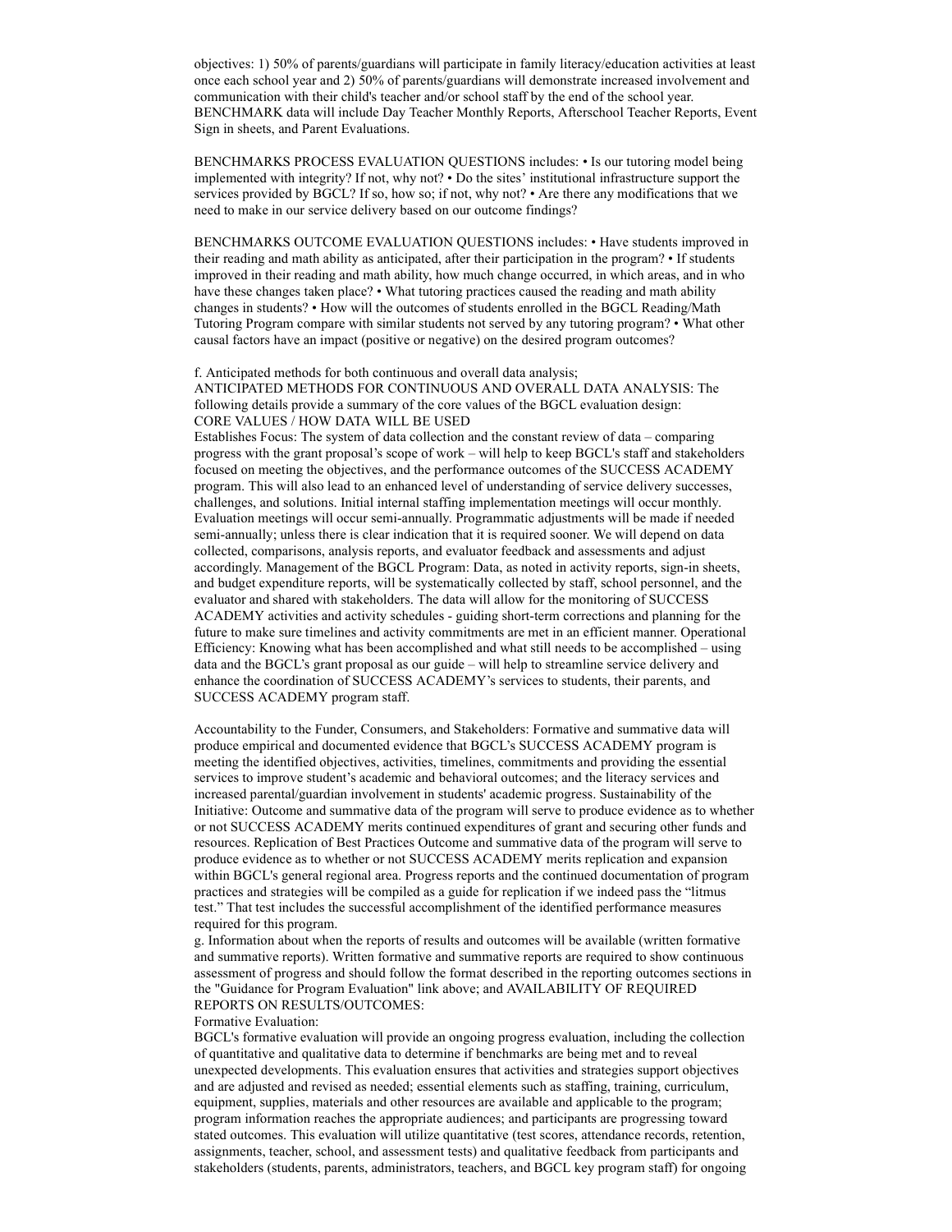objectives: 1) 50% of parents/guardians will participate in family literacy/education activities at least once each school year and 2) 50% of parents/guardians will demonstrate increased involvement and communication with their child's teacher and/or school staff by the end of the school year. BENCHMARK data will include Day Teacher Monthly Reports, Afterschool Teacher Reports, Event Sign in sheets, and Parent Evaluations.

BENCHMARKS PROCESS EVALUATION QUESTIONS includes: • Is our tutoring model being implemented with integrity? If not, why not? • Do the sites' institutional infrastructure support the services provided by BGCL? If so, how so; if not, why not? • Are there any modifications that we need to make in our service delivery based on our outcome findings?

BENCHMARKS OUTCOME EVALUATION QUESTIONS includes: • Have students improved in their reading and math ability as anticipated, after their participation in the program? • If students improved in their reading and math ability, how much change occurred, in which areas, and in who have these changes taken place? • What tutoring practices caused the reading and math ability changes in students? • How will the outcomes of students enrolled in the BGCL Reading/Math Tutoring Program compare with similar students not served by any tutoring program? • What other causal factors have an impact (positive or negative) on the desired program outcomes?

f. Anticipated methods for both continuous and overall data analysis;
ANTICIPATED METHODS FOR CONTINUOUS AND OVERALL DATA ANALYSIS: The following details provide a summary of the core values of the BGCL evaluation design:
CORE VALUES / HOW DATA WILL BE USED
Establishes Focus: The system of data collection and the constant review of data – comparing progress with the grant proposal's scope of work – will help to keep BGCL's staff and stakeholders focused on meeting the objectives, and the performance outcomes of the SUCCESS ACADEMY program. This will also lead to an enhanced level of understanding of service delivery successes, challenges, and solutions. Initial internal staffing implementation meetings will occur monthly. Evaluation meetings will occur semi-annually. Programmatic adjustments will be made if needed semi-annually; unless there is clear indication that it is required sooner. We will depend on data collected, comparisons, analysis reports, and evaluator feedback and assessments and adjust accordingly. Management of the BGCL Program: Data, as noted in activity reports, sign-in sheets, and budget expenditure reports, will be systematically collected by staff, school personnel, and the evaluator and shared with stakeholders. The data will allow for the monitoring of SUCCESS ACADEMY activities and activity schedules - guiding short-term corrections and planning for the future to make sure timelines and activity commitments are met in an efficient manner. Operational Efficiency: Knowing what has been accomplished and what still needs to be accomplished – using data and the BGCL's grant proposal as our guide – will help to streamline service delivery and enhance the coordination of SUCCESS ACADEMY's services to students, their parents, and SUCCESS ACADEMY program staff.

Accountability to the Funder, Consumers, and Stakeholders: Formative and summative data will produce empirical and documented evidence that BGCL's SUCCESS ACADEMY program is meeting the identified objectives, activities, timelines, commitments and providing the essential services to improve student's academic and behavioral outcomes; and the literacy services and increased parental/guardian involvement in students' academic progress. Sustainability of the Initiative: Outcome and summative data of the program will serve to produce evidence as to whether or not SUCCESS ACADEMY merits continued expenditures of grant and securing other funds and resources. Replication of Best Practices Outcome and summative data of the program will serve to produce evidence as to whether or not SUCCESS ACADEMY merits replication and expansion within BGCL's general regional area. Progress reports and the continued documentation of program practices and strategies will be compiled as a guide for replication if we indeed pass the "litmus test." That test includes the successful accomplishment of the identified performance measures required for this program.
g. Information about when the reports of results and outcomes will be available (written formative and summative reports). Written formative and summative reports are required to show continuous assessment of progress and should follow the format described in the reporting outcomes sections in the "Guidance for Program Evaluation" link above; and AVAILABILITY OF REQUIRED REPORTS ON RESULTS/OUTCOMES:
Formative Evaluation:
BGCL's formative evaluation will provide an ongoing progress evaluation, including the collection of quantitative and qualitative data to determine if benchmarks are being met and to reveal unexpected developments. This evaluation ensures that activities and strategies support objectives and are adjusted and revised as needed; essential elements such as staffing, training, curriculum, equipment, supplies, materials and other resources are available and applicable to the program; program information reaches the appropriate audiences; and participants are progressing toward stated outcomes. This evaluation will utilize quantitative (test scores, attendance records, retention, assignments, teacher, school, and assessment tests) and qualitative feedback from participants and stakeholders (students, parents, administrators, teachers, and BGCL key program staff) for ongoing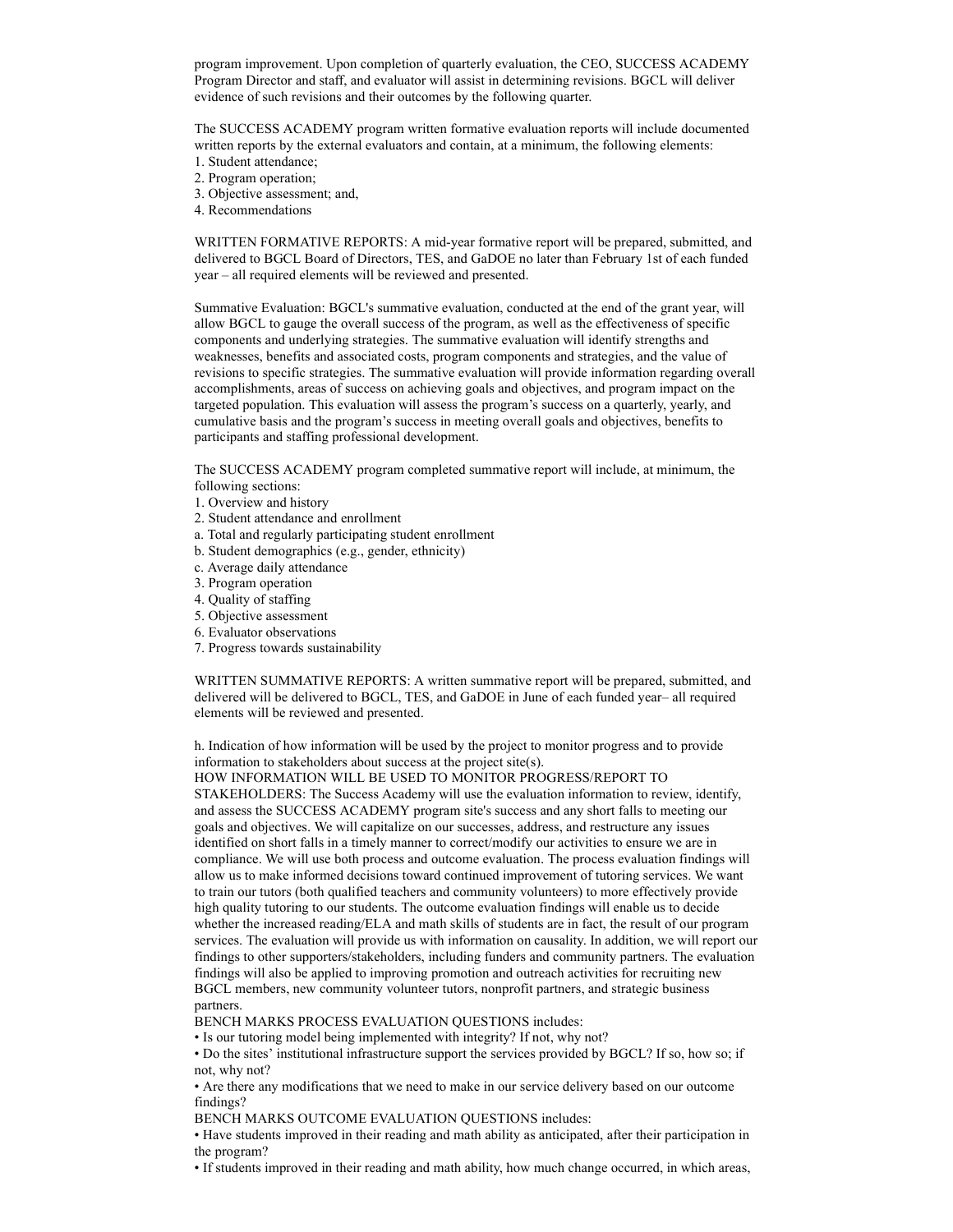program improvement. Upon completion of quarterly evaluation, the CEO, SUCCESS ACADEMY Program Director and staff, and evaluator will assist in determining revisions. BGCL will deliver evidence of such revisions and their outcomes by the following quarter.

The SUCCESS ACADEMY program written formative evaluation reports will include documented written reports by the external evaluators and contain, at a minimum, the following elements:
1. Student attendance;
2. Program operation;
3. Objective assessment; and,
4. Recommendations

WRITTEN FORMATIVE REPORTS: A mid-year formative report will be prepared, submitted, and delivered to BGCL Board of Directors, TES, and GaDOE no later than February 1st of each funded year – all required elements will be reviewed and presented.

Summative Evaluation: BGCL's summative evaluation, conducted at the end of the grant year, will allow BGCL to gauge the overall success of the program, as well as the effectiveness of specific components and underlying strategies. The summative evaluation will identify strengths and weaknesses, benefits and associated costs, program components and strategies, and the value of revisions to specific strategies. The summative evaluation will provide information regarding overall accomplishments, areas of success on achieving goals and objectives, and program impact on the targeted population. This evaluation will assess the program's success on a quarterly, yearly, and cumulative basis and the program's success in meeting overall goals and objectives, benefits to participants and staffing professional development.

The SUCCESS ACADEMY program completed summative report will include, at minimum, the following sections:
1. Overview and history
2. Student attendance and enrollment
a. Total and regularly participating student enrollment
b. Student demographics (e.g., gender, ethnicity)
c. Average daily attendance
3. Program operation
4. Quality of staffing
5. Objective assessment
6. Evaluator observations
7. Progress towards sustainability

WRITTEN SUMMATIVE REPORTS: A written summative report will be prepared, submitted, and delivered will be delivered to BGCL, TES, and GaDOE in June of each funded year– all required elements will be reviewed and presented.

h. Indication of how information will be used by the project to monitor progress and to provide information to stakeholders about success at the project site(s).
HOW INFORMATION WILL BE USED TO MONITOR PROGRESS/REPORT TO STAKEHOLDERS: The Success Academy will use the evaluation information to review, identify, and assess the SUCCESS ACADEMY program site's success and any short falls to meeting our goals and objectives. We will capitalize on our successes, address, and restructure any issues identified on short falls in a timely manner to correct/modify our activities to ensure we are in compliance. We will use both process and outcome evaluation. The process evaluation findings will allow us to make informed decisions toward continued improvement of tutoring services. We want to train our tutors (both qualified teachers and community volunteers) to more effectively provide high quality tutoring to our students. The outcome evaluation findings will enable us to decide whether the increased reading/ELA and math skills of students are in fact, the result of our program services. The evaluation will provide us with information on causality. In addition, we will report our findings to other supporters/stakeholders, including funders and community partners. The evaluation findings will also be applied to improving promotion and outreach activities for recruiting new BGCL members, new community volunteer tutors, nonprofit partners, and strategic business partners.
BENCH MARKS PROCESS EVALUATION QUESTIONS includes:
• Is our tutoring model being implemented with integrity? If not, why not?
• Do the sites' institutional infrastructure support the services provided by BGCL? If so, how so; if not, why not?
• Are there any modifications that we need to make in our service delivery based on our outcome findings?
BENCH MARKS OUTCOME EVALUATION QUESTIONS includes:
• Have students improved in their reading and math ability as anticipated, after their participation in the program?
• If students improved in their reading and math ability, how much change occurred, in which areas,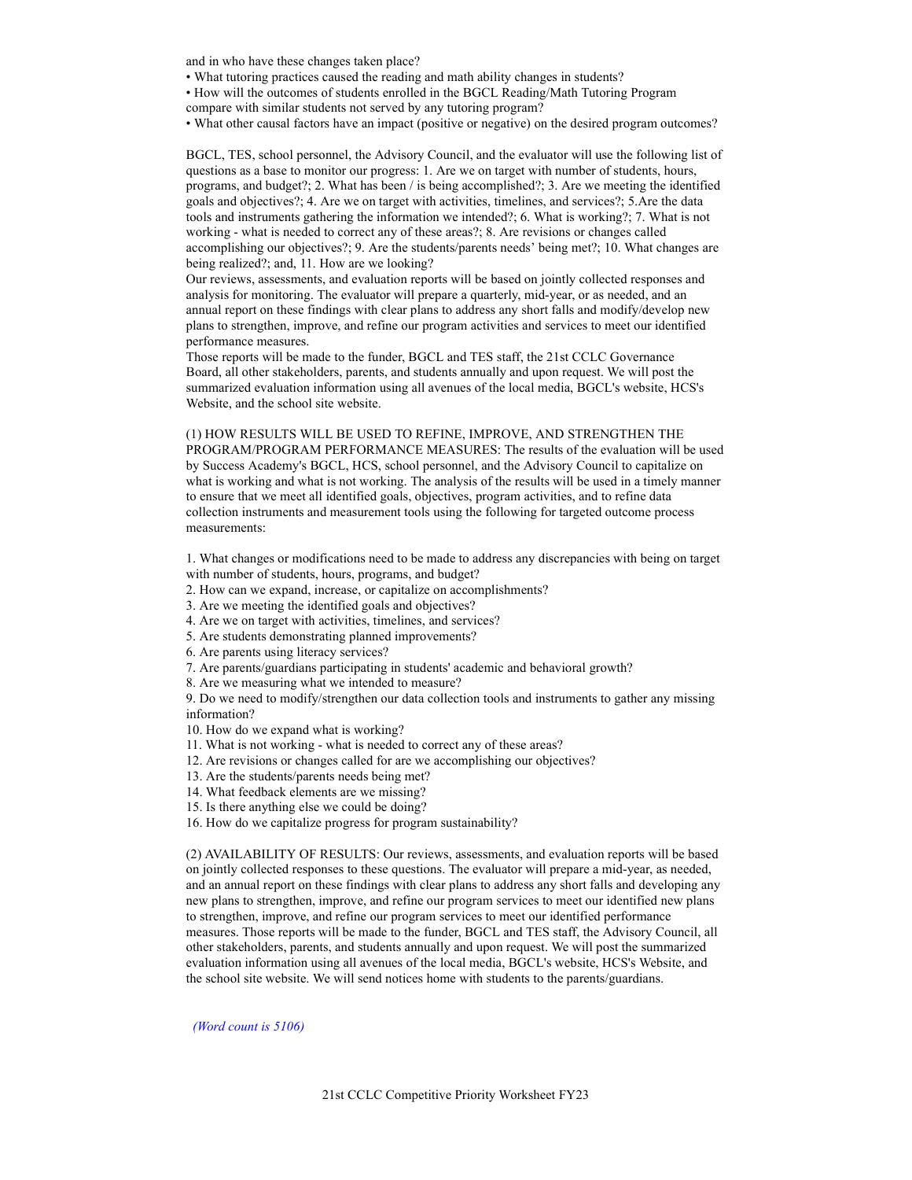and in who have these changes taken place?

- What tutoring practices caused the reading and math ability changes in students?
- How will the outcomes of students enrolled in the BGCL Reading/Math Tutoring Program compare with similar students not served by any tutoring program?
- What other causal factors have an impact (positive or negative) on the desired program outcomes?

BGCL, TES, school personnel, the Advisory Council, and the evaluator will use the following list of questions as a base to monitor our progress: 1. Are we on target with number of students, hours, programs, and budget?; 2. What has been / is being accomplished?; 3. Are we meeting the identified goals and objectives?; 4. Are we on target with activities, timelines, and services?; 5.Are the data tools and instruments gathering the information we intended?; 6. What is working?; 7. What is not working - what is needed to correct any of these areas?; 8. Are revisions or changes called accomplishing our objectives?; 9. Are the students/parents needs' being met?; 10. What changes are being realized?; and, 11. How are we looking?

Our reviews, assessments, and evaluation reports will be based on jointly collected responses and analysis for monitoring. The evaluator will prepare a quarterly, mid-year, or as needed, and an annual report on these findings with clear plans to address any short falls and modify/develop new plans to strengthen, improve, and refine our program activities and services to meet our identified performance measures.

Those reports will be made to the funder, BGCL and TES staff, the 21st CCLC Governance Board, all other stakeholders, parents, and students annually and upon request. We will post the summarized evaluation information using all avenues of the local media, BGCL's website, HCS's Website, and the school site website.

(1) HOW RESULTS WILL BE USED TO REFINE, IMPROVE, AND STRENGTHEN THE PROGRAM/PROGRAM PERFORMANCE MEASURES: The results of the evaluation will be used by Success Academy's BGCL, HCS, school personnel, and the Advisory Council to capitalize on what is working and what is not working. The analysis of the results will be used in a timely manner to ensure that we meet all identified goals, objectives, program activities, and to refine data collection instruments and measurement tools using the following for targeted outcome process measurements:

1. What changes or modifications need to be made to address any discrepancies with being on target with number of students, hours, programs, and budget?
2. How can we expand, increase, or capitalize on accomplishments?
3. Are we meeting the identified goals and objectives?
4. Are we on target with activities, timelines, and services?
5. Are students demonstrating planned improvements?
6. Are parents using literacy services?
7. Are parents/guardians participating in students' academic and behavioral growth?
8. Are we measuring what we intended to measure?
9. Do we need to modify/strengthen our data collection tools and instruments to gather any missing information?
10. How do we expand what is working?
11. What is not working - what is needed to correct any of these areas?
12. Are revisions or changes called for are we accomplishing our objectives?
13. Are the students/parents needs being met?
14. What feedback elements are we missing?
15. Is there anything else we could be doing?
16. How do we capitalize progress for program sustainability?

(2) AVAILABILITY OF RESULTS: Our reviews, assessments, and evaluation reports will be based on jointly collected responses to these questions. The evaluator will prepare a mid-year, as needed, and an annual report on these findings with clear plans to address any short falls and developing any new plans to strengthen, improve, and refine our program services to meet our identified new plans to strengthen, improve, and refine our program services to meet our identified performance measures. Those reports will be made to the funder, BGCL and TES staff, the Advisory Council, all other stakeholders, parents, and students annually and upon request. We will post the summarized evaluation information using all avenues of the local media, BGCL's website, HCS's Website, and the school site website. We will send notices home with students to the parents/guardians.

*(Word count is 5106)*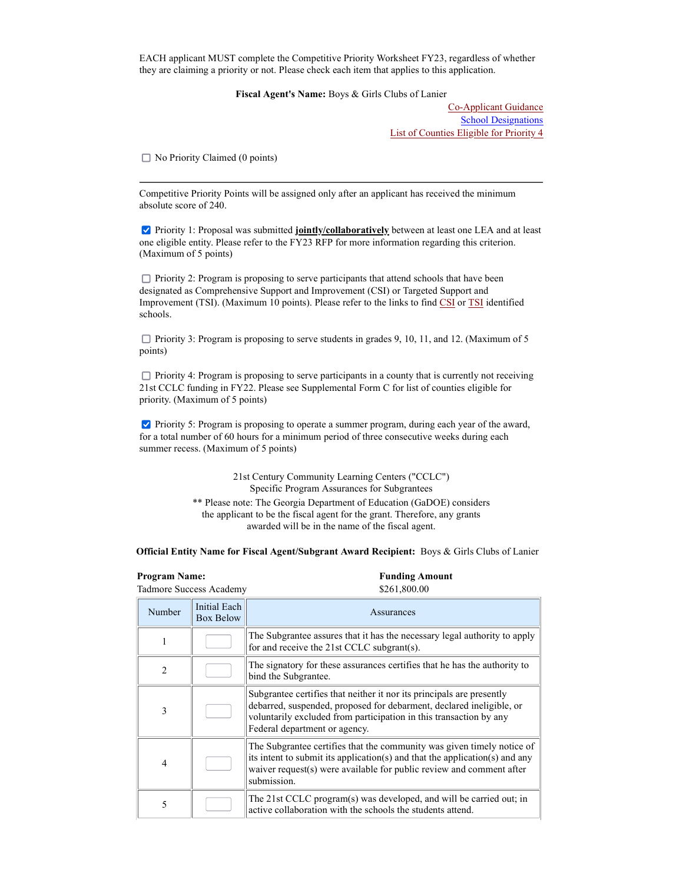EACH applicant MUST complete the Competitive Priority Worksheet FY23, regardless of whether they are claiming a priority or not. Please check each item that applies to this application.

**Fiscal Agent's Name:** Boys & Girls Clubs of Lanier

Co-Applicant Guidance
School Designations
List of Counties Eligible for Priority 4

☐ No Priority Claimed (0 points)

---

Competitive Priority Points will be assigned only after an applicant has received the minimum absolute score of 240.

☑ Priority 1: Proposal was submitted **jointly/collaboratively** between at least one LEA and at least one eligible entity. Please refer to the FY23 RFP for more information regarding this criterion. (Maximum of 5 points)

☐ Priority 2: Program is proposing to serve participants that attend schools that have been designated as Comprehensive Support and Improvement (CSI) or Targeted Support and Improvement (TSI). (Maximum 10 points). Please refer to the links to find CSI or TSI identified schools.

☐ Priority 3: Program is proposing to serve students in grades 9, 10, 11, and 12. (Maximum of 5 points)

☐ Priority 4: Program is proposing to serve participants in a county that is currently not receiving 21st CCLC funding in FY22. Please see Supplemental Form C for list of counties eligible for priority. (Maximum of 5 points)

☑ Priority 5: Program is proposing to operate a summer program, during each year of the award, for a total number of 60 hours for a minimum period of three consecutive weeks during each summer recess. (Maximum of 5 points)

21st Century Community Learning Centers ("CCLC")
Specific Program Assurances for Subgrantees

** Please note: The Georgia Department of Education (GaDOE) considers the applicant to be the fiscal agent for the grant. Therefore, any grants awarded will be in the name of the fiscal agent.

**Official Entity Name for Fiscal Agent/Subgrant Award Recipient:** Boys & Girls Clubs of Lanier

**Program Name:** Tadmore Success Academy

**Funding Amount** $261,800.00

| Number | Initial Each Box Below | Assurances |
|---|---|---|
| 1 | | The Subgrantee assures that it has the necessary legal authority to apply for and receive the 21st CCLC subgrant(s). |
| 2 | | The signatory for these assurances certifies that he has the authority to bind the Subgrantee. |
| 3 | | Subgrantee certifies that neither it nor its principals are presently debarred, suspended, proposed for debarment, declared ineligible, or voluntarily excluded from participation in this transaction by any Federal department or agency. |
| 4 | | The Subgrantee certifies that the community was given timely notice of its intent to submit its application(s) and that the application(s) and any waiver request(s) were available for public review and comment after submission. |
| 5 | | The 21st CCLC program(s) was developed, and will be carried out; in active collaboration with the schools the students attend. |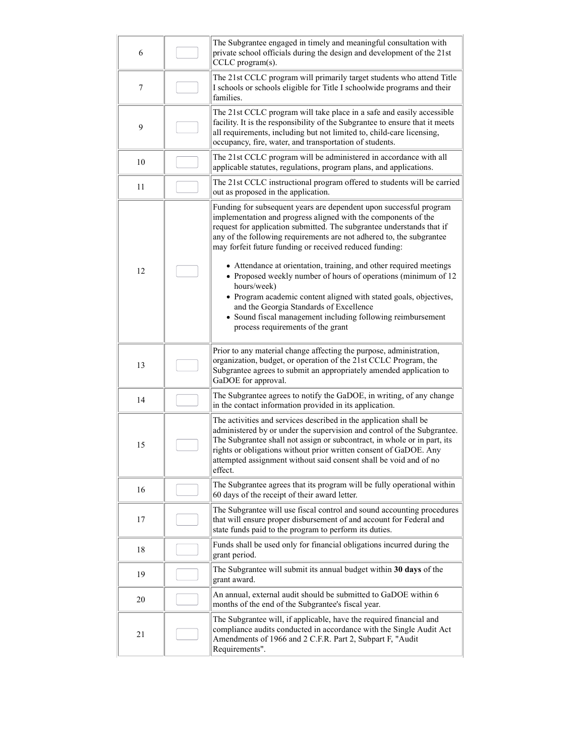| | | |
|---|---|---|
| 6 | | The Subgrantee engaged in timely and meaningful consultation with private school officials during the design and development of the 21st CCLC program(s). |
| 7 | | The 21st CCLC program will primarily target students who attend Title I schools or schools eligible for Title I schoolwide programs and their families. |
| 9 | | The 21st CCLC program will take place in a safe and easily accessible facility. It is the responsibility of the Subgrantee to ensure that it meets all requirements, including but not limited to, child-care licensing, occupancy, fire, water, and transportation of students. |
| 10 | | The 21st CCLC program will be administered in accordance with all applicable statutes, regulations, program plans, and applications. |
| 11 | | The 21st CCLC instructional program offered to students will be carried out as proposed in the application. |
| 12 | | Funding for subsequent years are dependent upon successful program implementation and progress aligned with the components of the request for application submitted. The subgrantee understands that if any of the following requirements are not adhered to, the subgrantee may forfeit future funding or received reduced funding:<br><br>• Attendance at orientation, training, and other required meetings<br>• Proposed weekly number of hours of operations (minimum of 12 hours/week)<br>• Program academic content aligned with stated goals, objectives, and the Georgia Standards of Excellence<br>• Sound fiscal management including following reimbursement process requirements of the grant |
| 13 | | Prior to any material change affecting the purpose, administration, organization, budget, or operation of the 21st CCLC Program, the Subgrantee agrees to submit an appropriately amended application to GaDOE for approval. |
| 14 | | The Subgrantee agrees to notify the GaDOE, in writing, of any change in the contact information provided in its application. |
| 15 | | The activities and services described in the application shall be administered by or under the supervision and control of the Subgrantee. The Subgrantee shall not assign or subcontract, in whole or in part, its rights or obligations without prior written consent of GaDOE. Any attempted assignment without said consent shall be void and of no effect. |
| 16 | | The Subgrantee agrees that its program will be fully operational within 60 days of the receipt of their award letter. |
| 17 | | The Subgrantee will use fiscal control and sound accounting procedures that will ensure proper disbursement of and account for Federal and state funds paid to the program to perform its duties. |
| 18 | | Funds shall be used only for financial obligations incurred during the grant period. |
| 19 | | The Subgrantee will submit its annual budget within **30 days** of the grant award. |
| 20 | | An annual, external audit should be submitted to GaDOE within 6 months of the end of the Subgrantee's fiscal year. |
| 21 | | The Subgrantee will, if applicable, have the required financial and compliance audits conducted in accordance with the Single Audit Act Amendments of 1966 and 2 C.F.R. Part 2, Subpart F, "Audit Requirements". |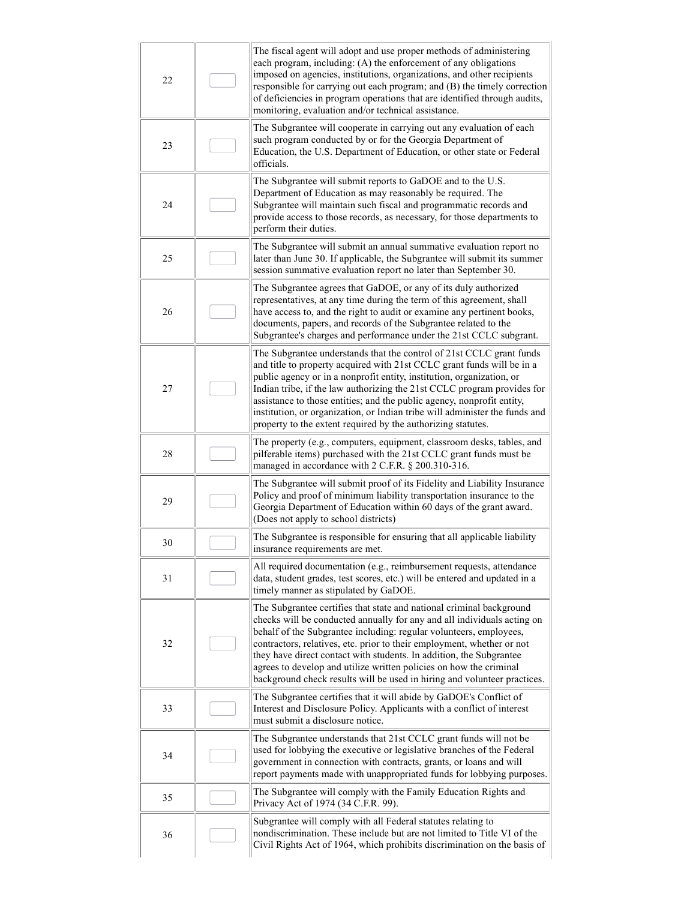| | | |
|---|---|---|
| 22 | | The fiscal agent will adopt and use proper methods of administering each program, including: (A) the enforcement of any obligations imposed on agencies, institutions, organizations, and other recipients responsible for carrying out each program; and (B) the timely correction of deficiencies in program operations that are identified through audits, monitoring, evaluation and/or technical assistance. |
| 23 | | The Subgrantee will cooperate in carrying out any evaluation of each such program conducted by or for the Georgia Department of Education, the U.S. Department of Education, or other state or Federal officials. |
| 24 | | The Subgrantee will submit reports to GaDOE and to the U.S. Department of Education as may reasonably be required. The Subgrantee will maintain such fiscal and programmatic records and provide access to those records, as necessary, for those departments to perform their duties. |
| 25 | | The Subgrantee will submit an annual summative evaluation report no later than June 30. If applicable, the Subgrantee will submit its summer session summative evaluation report no later than September 30. |
| 26 | | The Subgrantee agrees that GaDOE, or any of its duly authorized representatives, at any time during the term of this agreement, shall have access to, and the right to audit or examine any pertinent books, documents, papers, and records of the Subgrantee related to the Subgrantee's charges and performance under the 21st CCLC subgrant. |
| 27 | | The Subgrantee understands that the control of 21st CCLC grant funds and title to property acquired with 21st CCLC grant funds will be in a public agency or in a nonprofit entity, institution, organization, or Indian tribe, if the law authorizing the 21st CCLC program provides for assistance to those entities; and the public agency, nonprofit entity, institution, or organization, or Indian tribe will administer the funds and property to the extent required by the authorizing statutes. |
| 28 | | The property (e.g., computers, equipment, classroom desks, tables, and pilferable items) purchased with the 21st CCLC grant funds must be managed in accordance with 2 C.F.R. § 200.310-316. |
| 29 | | The Subgrantee will submit proof of its Fidelity and Liability Insurance Policy and proof of minimum liability transportation insurance to the Georgia Department of Education within 60 days of the grant award. (Does not apply to school districts) |
| 30 | | The Subgrantee is responsible for ensuring that all applicable liability insurance requirements are met. |
| 31 | | All required documentation (e.g., reimbursement requests, attendance data, student grades, test scores, etc.) will be entered and updated in a timely manner as stipulated by GaDOE. |
| 32 | | The Subgrantee certifies that state and national criminal background checks will be conducted annually for any and all individuals acting on behalf of the Subgrantee including: regular volunteers, employees, contractors, relatives, etc. prior to their employment, whether or not they have direct contact with students. In addition, the Subgrantee agrees to develop and utilize written policies on how the criminal background check results will be used in hiring and volunteer practices. |
| 33 | | The Subgrantee certifies that it will abide by GaDOE's Conflict of Interest and Disclosure Policy. Applicants with a conflict of interest must submit a disclosure notice. |
| 34 | | The Subgrantee understands that 21st CCLC grant funds will not be used for lobbying the executive or legislative branches of the Federal government in connection with contracts, grants, or loans and will report payments made with unappropriated funds for lobbying purposes. |
| 35 | | The Subgrantee will comply with the Family Education Rights and Privacy Act of 1974 (34 C.F.R. 99). |
| 36 | | Subgrantee will comply with all Federal statutes relating to nondiscrimination. These include but are not limited to Title VI of the Civil Rights Act of 1964, which prohibits discrimination on the basis of |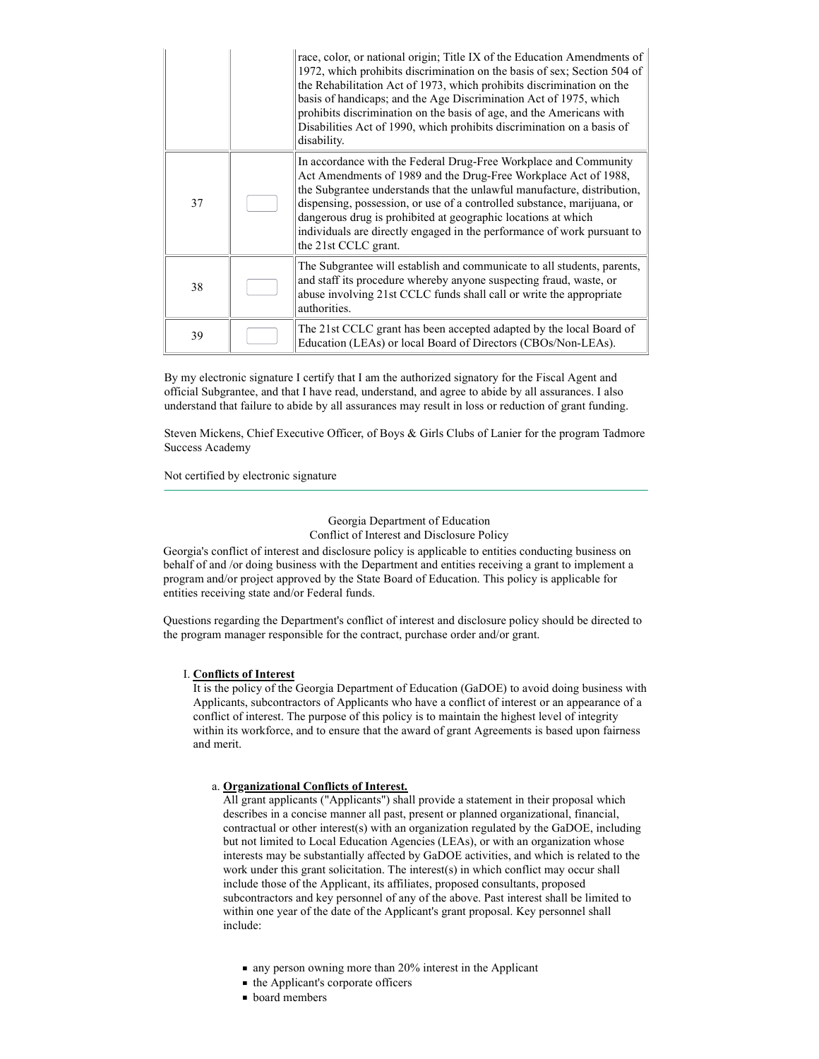| | | |
|---|---|---|
| | | race, color, or national origin; Title IX of the Education Amendments of 1972, which prohibits discrimination on the basis of sex; Section 504 of the Rehabilitation Act of 1973, which prohibits discrimination on the basis of handicaps; and the Age Discrimination Act of 1975, which prohibits discrimination on the basis of age, and the Americans with Disabilities Act of 1990, which prohibits discrimination on a basis of disability. |
| 37 | | In accordance with the Federal Drug-Free Workplace and Community Act Amendments of 1989 and the Drug-Free Workplace Act of 1988, the Subgrantee understands that the unlawful manufacture, distribution, dispensing, possession, or use of a controlled substance, marijuana, or dangerous drug is prohibited at geographic locations at which individuals are directly engaged in the performance of work pursuant to the 21st CCLC grant. |
| 38 | | The Subgrantee will establish and communicate to all students, parents, and staff its procedure whereby anyone suspecting fraud, waste, or abuse involving 21st CCLC funds shall call or write the appropriate authorities. |
| 39 | | The 21st CCLC grant has been accepted adapted by the local Board of Education (LEAs) or local Board of Directors (CBOs/Non-LEAs). |

By my electronic signature I certify that I am the authorized signatory for the Fiscal Agent and official Subgrantee, and that I have read, understand, and agree to abide by all assurances. I also understand that failure to abide by all assurances may result in loss or reduction of grant funding.

Steven Mickens, Chief Executive Officer, of Boys & Girls Clubs of Lanier for the program Tadmore Success Academy

Not certified by electronic signature

---

Georgia Department of Education
Conflict of Interest and Disclosure Policy

Georgia's conflict of interest and disclosure policy is applicable to entities conducting business on behalf of and /or doing business with the Department and entities receiving a grant to implement a program and/or project approved by the State Board of Education. This policy is applicable for entities receiving state and/or Federal funds.

Questions regarding the Department's conflict of interest and disclosure policy should be directed to the program manager responsible for the contract, purchase order and/or grant.

I. **Conflicts of Interest**
It is the policy of the Georgia Department of Education (GaDOE) to avoid doing business with Applicants, subcontractors of Applicants who have a conflict of interest or an appearance of a conflict of interest. The purpose of this policy is to maintain the highest level of integrity within its workforce, and to ensure that the award of grant Agreements is based upon fairness and merit.

a. **Organizational Conflicts of Interest.**
All grant applicants ("Applicants") shall provide a statement in their proposal which describes in a concise manner all past, present or planned organizational, financial, contractual or other interest(s) with an organization regulated by the GaDOE, including but not limited to Local Education Agencies (LEAs), or with an organization whose interests may be substantially affected by GaDOE activities, and which is related to the work under this grant solicitation. The interest(s) in which conflict may occur shall include those of the Applicant, its affiliates, proposed consultants, proposed subcontractors and key personnel of any of the above. Past interest shall be limited to within one year of the date of the Applicant's grant proposal. Key personnel shall include:

- any person owning more than 20% interest in the Applicant
- the Applicant's corporate officers
- board members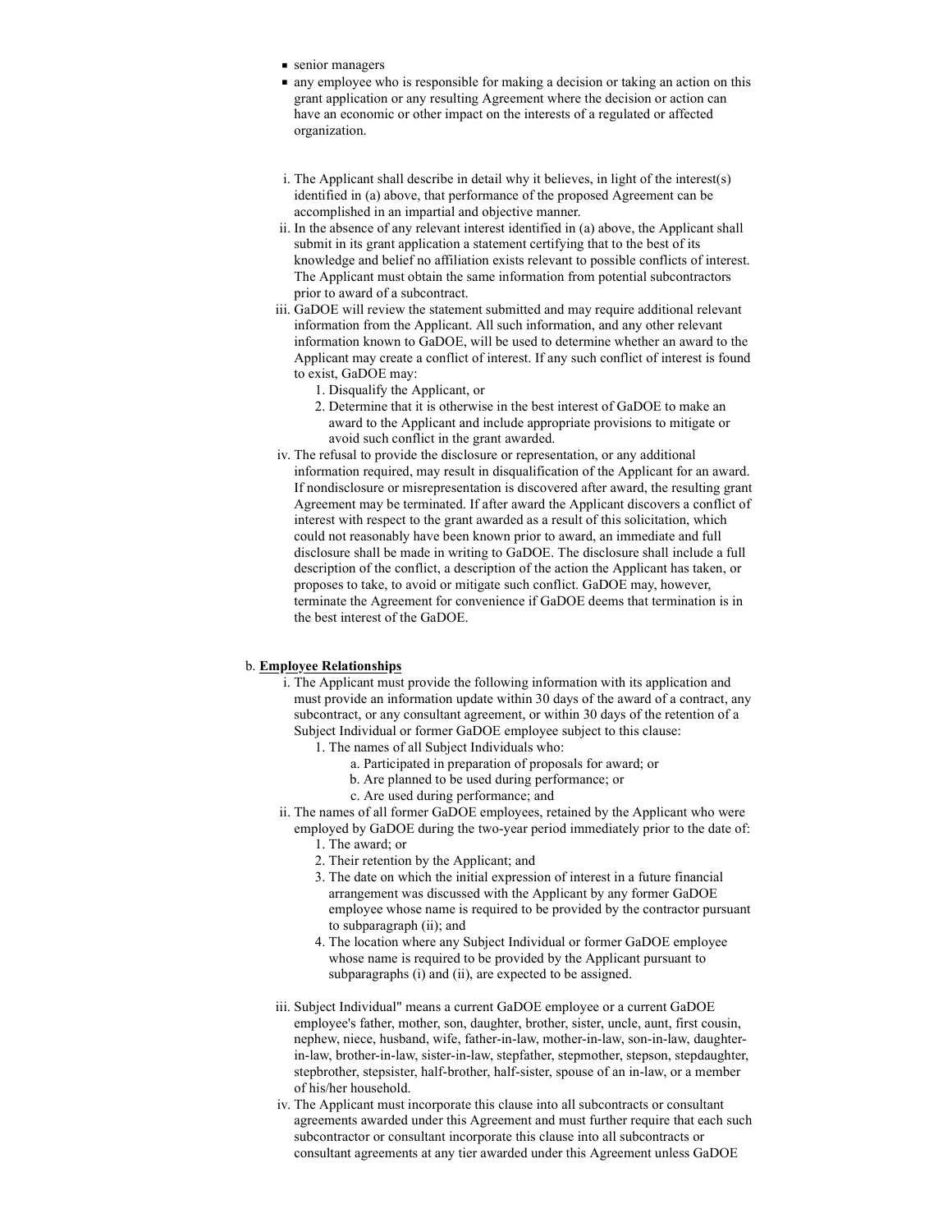- senior managers
- any employee who is responsible for making a decision or taking an action on this grant application or any resulting Agreement where the decision or action can have an economic or other impact on the interests of a regulated or affected organization.

i. The Applicant shall describe in detail why it believes, in light of the interest(s) identified in (a) above, that performance of the proposed Agreement can be accomplished in an impartial and objective manner.

ii. In the absence of any relevant interest identified in (a) above, the Applicant shall submit in its grant application a statement certifying that to the best of its knowledge and belief no affiliation exists relevant to possible conflicts of interest. The Applicant must obtain the same information from potential subcontractors prior to award of a subcontract.

iii. GaDOE will review the statement submitted and may require additional relevant information from the Applicant. All such information, and any other relevant information known to GaDOE, will be used to determine whether an award to the Applicant may create a conflict of interest. If any such conflict of interest is found to exist, GaDOE may:
   1. Disqualify the Applicant, or
   2. Determine that it is otherwise in the best interest of GaDOE to make an award to the Applicant and include appropriate provisions to mitigate or avoid such conflict in the grant awarded.

iv. The refusal to provide the disclosure or representation, or any additional information required, may result in disqualification of the Applicant for an award. If nondisclosure or misrepresentation is discovered after award, the resulting grant Agreement may be terminated. If after award the Applicant discovers a conflict of interest with respect to the grant awarded as a result of this solicitation, which could not reasonably have been known prior to award, an immediate and full disclosure shall be made in writing to GaDOE. The disclosure shall include a full description of the conflict, a description of the action the Applicant has taken, or proposes to take, to avoid or mitigate such conflict. GaDOE may, however, terminate the Agreement for convenience if GaDOE deems that termination is in the best interest of the GaDOE.

b. **Employee Relationships**

i. The Applicant must provide the following information with its application and must provide an information update within 30 days of the award of a contract, any subcontract, or any consultant agreement, or within 30 days of the retention of a Subject Individual or former GaDOE employee subject to this clause:
   1. The names of all Subject Individuals who:
      a. Participated in preparation of proposals for award; or
      b. Are planned to be used during performance; or
      c. Are used during performance; and

ii. The names of all former GaDOE employees, retained by the Applicant who were employed by GaDOE during the two-year period immediately prior to the date of:
   1. The award; or
   2. Their retention by the Applicant; and
   3. The date on which the initial expression of interest in a future financial arrangement was discussed with the Applicant by any former GaDOE employee whose name is required to be provided by the contractor pursuant to subparagraph (ii); and
   4. The location where any Subject Individual or former GaDOE employee whose name is required to be provided by the Applicant pursuant to subparagraphs (i) and (ii), are expected to be assigned.

iii. Subject Individual" means a current GaDOE employee or a current GaDOE employee's father, mother, son, daughter, brother, sister, uncle, aunt, first cousin, nephew, niece, husband, wife, father-in-law, mother-in-law, son-in-law, daughter-in-law, brother-in-law, sister-in-law, stepfather, stepmother, stepson, stepdaughter, stepbrother, stepsister, half-brother, half-sister, spouse of an in-law, or a member of his/her household.

iv. The Applicant must incorporate this clause into all subcontracts or consultant agreements awarded under this Agreement and must further require that each such subcontractor or consultant incorporate this clause into all subcontracts or consultant agreements at any tier awarded under this Agreement unless GaDOE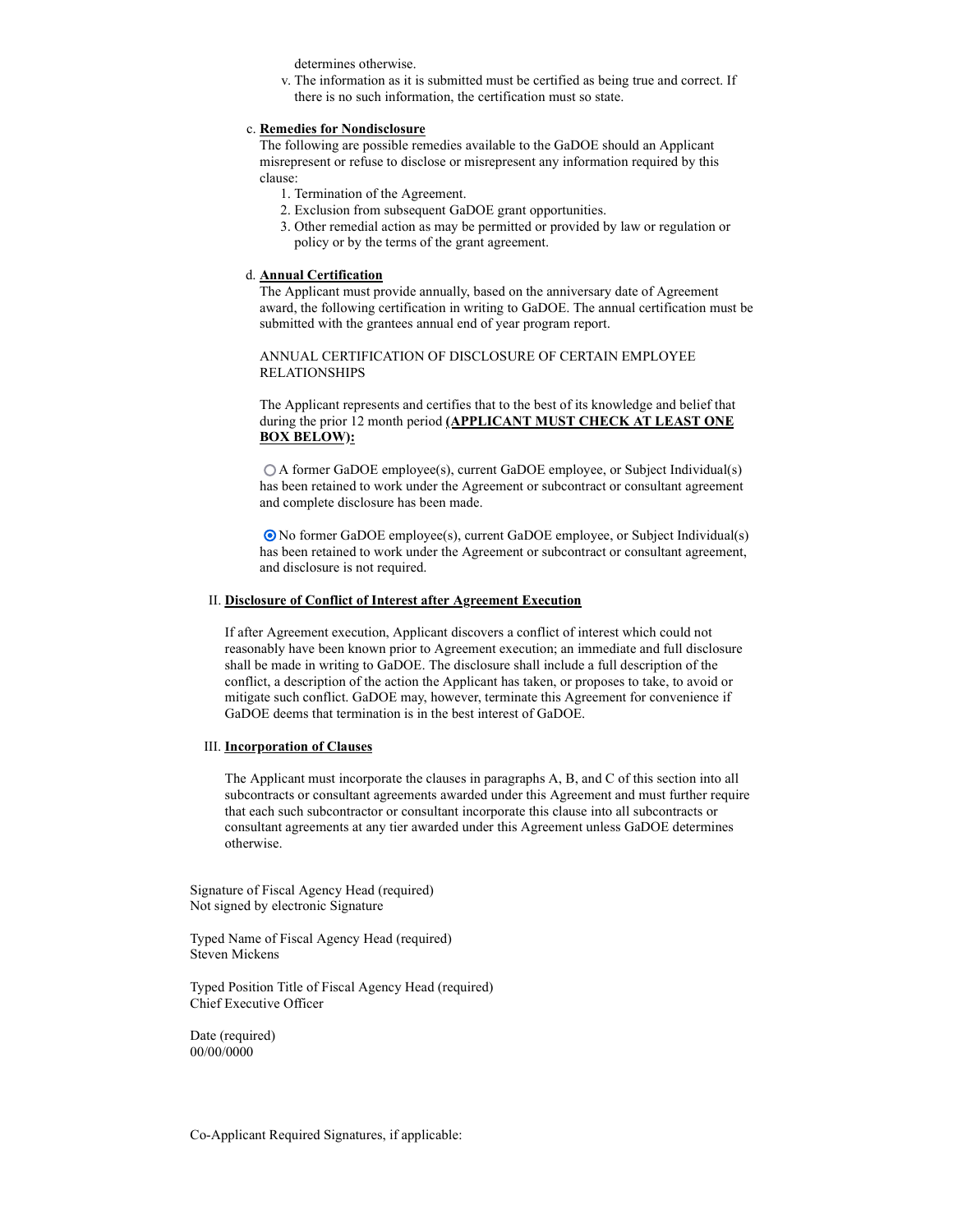determines otherwise.

v. The information as it is submitted must be certified as being true and correct. If there is no such information, the certification must so state.

c. **Remedies for Nondisclosure**

The following are possible remedies available to the GaDOE should an Applicant misrepresent or refuse to disclose or misrepresent any information required by this clause:

1. Termination of the Agreement.
2. Exclusion from subsequent GaDOE grant opportunities.
3. Other remedial action as may be permitted or provided by law or regulation or policy or by the terms of the grant agreement.

d. **Annual Certification**

The Applicant must provide annually, based on the anniversary date of Agreement award, the following certification in writing to GaDOE. The annual certification must be submitted with the grantees annual end of year program report.

ANNUAL CERTIFICATION OF DISCLOSURE OF CERTAIN EMPLOYEE RELATIONSHIPS

The Applicant represents and certifies that to the best of its knowledge and belief that during the prior 12 month period **(APPLICANT MUST CHECK AT LEAST ONE BOX BELOW):**

○ A former GaDOE employee(s), current GaDOE employee, or Subject Individual(s) has been retained to work under the Agreement or subcontract or consultant agreement and complete disclosure has been made.

◉ No former GaDOE employee(s), current GaDOE employee, or Subject Individual(s) has been retained to work under the Agreement or subcontract or consultant agreement, and disclosure is not required.

II. **Disclosure of Conflict of Interest after Agreement Execution**

If after Agreement execution, Applicant discovers a conflict of interest which could not reasonably have been known prior to Agreement execution; an immediate and full disclosure shall be made in writing to GaDOE. The disclosure shall include a full description of the conflict, a description of the action the Applicant has taken, or proposes to take, to avoid or mitigate such conflict. GaDOE may, however, terminate this Agreement for convenience if GaDOE deems that termination is in the best interest of GaDOE.

III. **Incorporation of Clauses**

The Applicant must incorporate the clauses in paragraphs A, B, and C of this section into all subcontracts or consultant agreements awarded under this Agreement and must further require that each such subcontractor or consultant incorporate this clause into all subcontracts or consultant agreements at any tier awarded under this Agreement unless GaDOE determines otherwise.

Signature of Fiscal Agency Head (required)
Not signed by electronic Signature

Typed Name of Fiscal Agency Head (required)
Steven Mickens

Typed Position Title of Fiscal Agency Head (required)
Chief Executive Officer

Date (required)
00/00/0000

Co-Applicant Required Signatures, if applicable: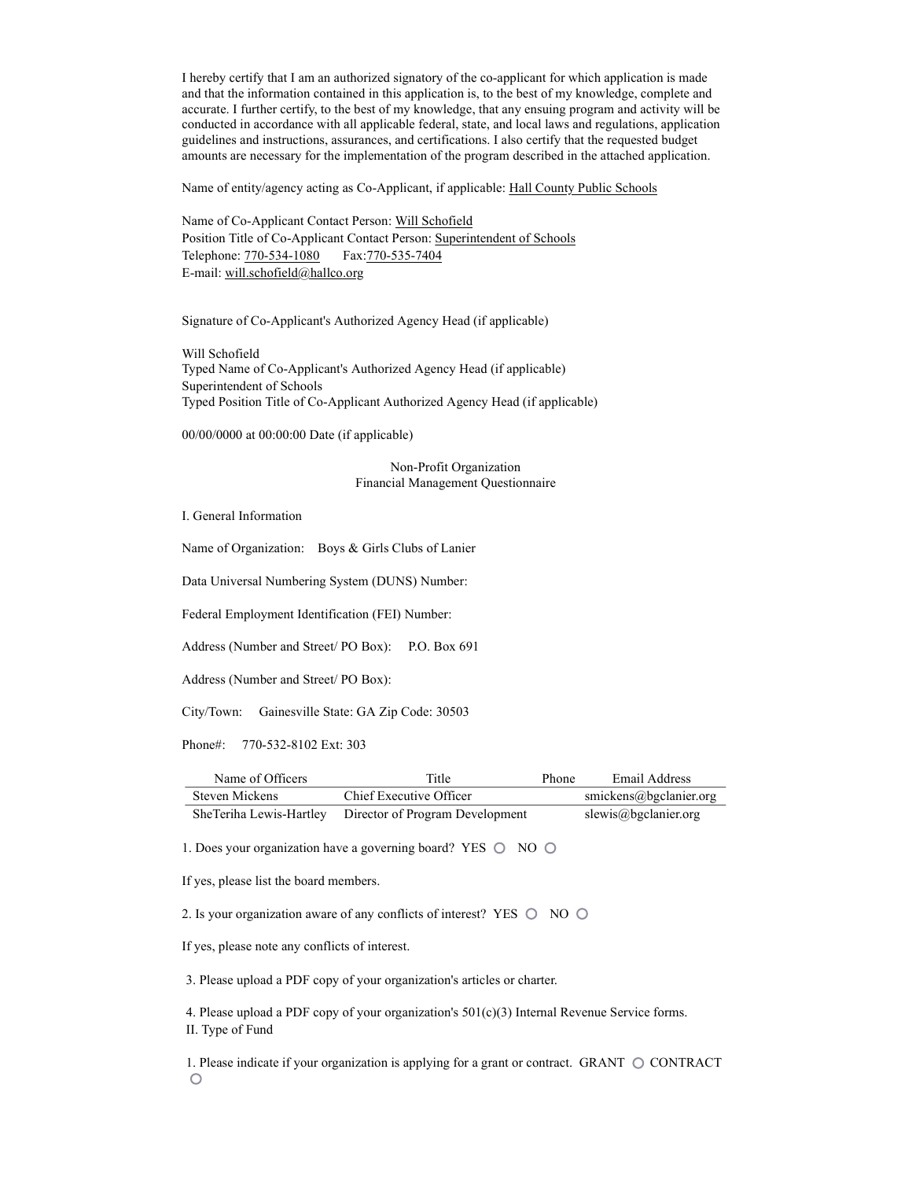I hereby certify that I am an authorized signatory of the co-applicant for which application is made and that the information contained in this application is, to the best of my knowledge, complete and accurate. I further certify, to the best of my knowledge, that any ensuing program and activity will be conducted in accordance with all applicable federal, state, and local laws and regulations, application guidelines and instructions, assurances, and certifications. I also certify that the requested budget amounts are necessary for the implementation of the program described in the attached application.

Name of entity/agency acting as Co-Applicant, if applicable: Hall County Public Schools

Name of Co-Applicant Contact Person: Will Schofield
Position Title of Co-Applicant Contact Person: Superintendent of Schools
Telephone: 770-534-1080 Fax:770-535-7404
E-mail: will.schofield@hallco.org

Signature of Co-Applicant's Authorized Agency Head (if applicable)

Will Schofield
Typed Name of Co-Applicant's Authorized Agency Head (if applicable)
Superintendent of Schools
Typed Position Title of Co-Applicant Authorized Agency Head (if applicable)

00/00/0000 at 00:00:00 Date (if applicable)

## Non-Profit Organization
## Financial Management Questionnaire

I. General Information

Name of Organization: Boys & Girls Clubs of Lanier

Data Universal Numbering System (DUNS) Number:

Federal Employment Identification (FEI) Number:

Address (Number and Street/ PO Box): P.O. Box 691

Address (Number and Street/ PO Box):

City/Town: Gainesville State: GA Zip Code: 30503

Phone#: 770-532-8102 Ext: 303

| Name of Officers | Title | Phone | Email Address |
|---|---|---|---|
| Steven Mickens | Chief Executive Officer | | smickens@bgclanier.org |
| SheTeriha Lewis-Hartley | Director of Program Development | | slewis@bgclanier.org |

1. Does your organization have a governing board? YES ○ NO ○

If yes, please list the board members.

2. Is your organization aware of any conflicts of interest? YES ○ NO ○

If yes, please note any conflicts of interest.

3. Please upload a PDF copy of your organization's articles or charter.

4. Please upload a PDF copy of your organization's 501(c)(3) Internal Revenue Service forms.

II. Type of Fund

1. Please indicate if your organization is applying for a grant or contract. GRANT ○ CONTRACT ○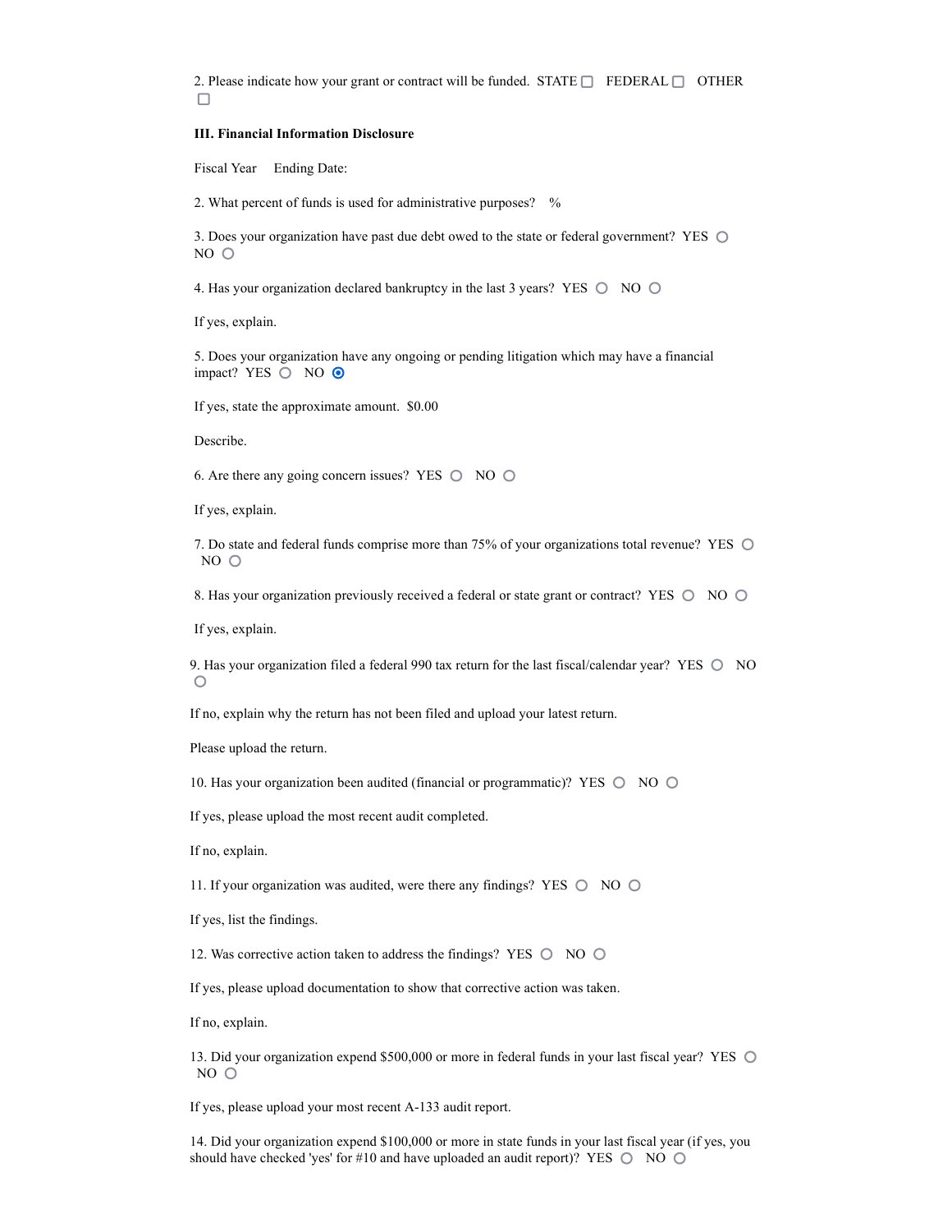2. Please indicate how your grant or contract will be funded. STATE ☐ FEDERAL ☐ OTHER ☐

**III. Financial Information Disclosure**

Fiscal Year Ending Date:

2. What percent of funds is used for administrative purposes? %

3. Does your organization have past due debt owed to the state or federal government? YES ○ NO ○

4. Has your organization declared bankruptcy in the last 3 years? YES ○ NO ○

If yes, explain.

5. Does your organization have any ongoing or pending litigation which may have a financial impact? YES ○ NO ◉

If yes, state the approximate amount. $0.00

Describe.

6. Are there any going concern issues? YES ○ NO ○

If yes, explain.

7. Do state and federal funds comprise more than 75% of your organizations total revenue? YES ○ NO ○

8. Has your organization previously received a federal or state grant or contract? YES ○ NO ○

If yes, explain.

9. Has your organization filed a federal 990 tax return for the last fiscal/calendar year? YES ○ NO ○

If no, explain why the return has not been filed and upload your latest return.

Please upload the return.

10. Has your organization been audited (financial or programmatic)? YES ○ NO ○

If yes, please upload the most recent audit completed.

If no, explain.

11. If your organization was audited, were there any findings? YES ○ NO ○

If yes, list the findings.

12. Was corrective action taken to address the findings? YES ○ NO ○

If yes, please upload documentation to show that corrective action was taken.

If no, explain.

13. Did your organization expend $500,000 or more in federal funds in your last fiscal year? YES ○ NO ○

If yes, please upload your most recent A-133 audit report.

14. Did your organization expend $100,000 or more in state funds in your last fiscal year (if yes, you should have checked 'yes' for #10 and have uploaded an audit report)? YES ○ NO ○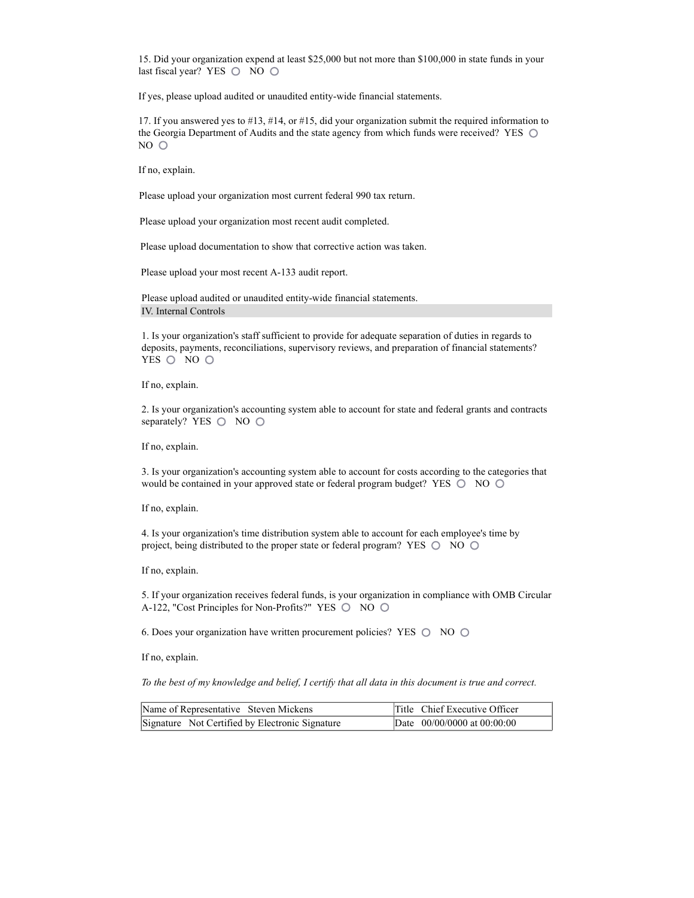15. Did your organization expend at least $25,000 but not more than $100,000 in state funds in your last fiscal year? YES ○ NO ○

If yes, please upload audited or unaudited entity-wide financial statements.

17. If you answered yes to #13, #14, or #15, did your organization submit the required information to the Georgia Department of Audits and the state agency from which funds were received? YES ○ NO ○

If no, explain.

Please upload your organization most current federal 990 tax return.

Please upload your organization most recent audit completed.

Please upload documentation to show that corrective action was taken.

Please upload your most recent A-133 audit report.

Please upload audited or unaudited entity-wide financial statements.

## IV. Internal Controls

1. Is your organization's staff sufficient to provide for adequate separation of duties in regards to deposits, payments, reconciliations, supervisory reviews, and preparation of financial statements? YES ○ NO ○

If no, explain.

2. Is your organization's accounting system able to account for state and federal grants and contracts separately? YES ○ NO ○

If no, explain.

3. Is your organization's accounting system able to account for costs according to the categories that would be contained in your approved state or federal program budget? YES ○ NO ○

If no, explain.

4. Is your organization's time distribution system able to account for each employee's time by project, being distributed to the proper state or federal program? YES ○ NO ○

If no, explain.

5. If your organization receives federal funds, is your organization in compliance with OMB Circular A-122, "Cost Principles for Non-Profits?" YES ○ NO ○

6. Does your organization have written procurement policies? YES ○ NO ○

If no, explain.

*To the best of my knowledge and belief, I certify that all data in this document is true and correct.*

| | |
|---|---|
| Name of Representative Steven Mickens | Title Chief Executive Officer |
| Signature Not Certified by Electronic Signature | Date 00/00/0000 at 00:00:00 |